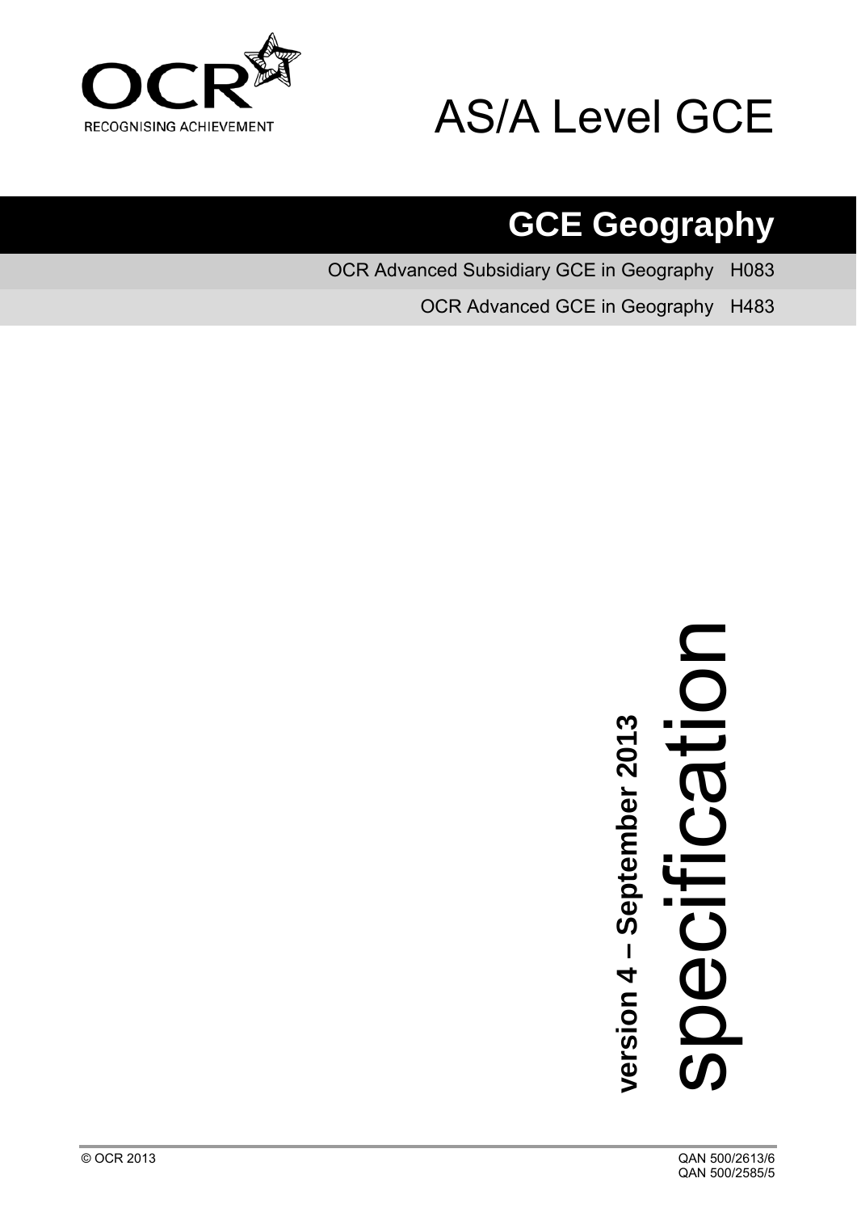OCR
RECOGNISING ACHIEVEMENT

# AS/A Level GCE

## GCE Geography

OCR Advanced Subsidiary GCE in Geography H083

OCR Advanced GCE in Geography H483

**version 4 – September 2013**

specification

© OCR 2013

QAN 500/2613/6
QAN 500/2585/5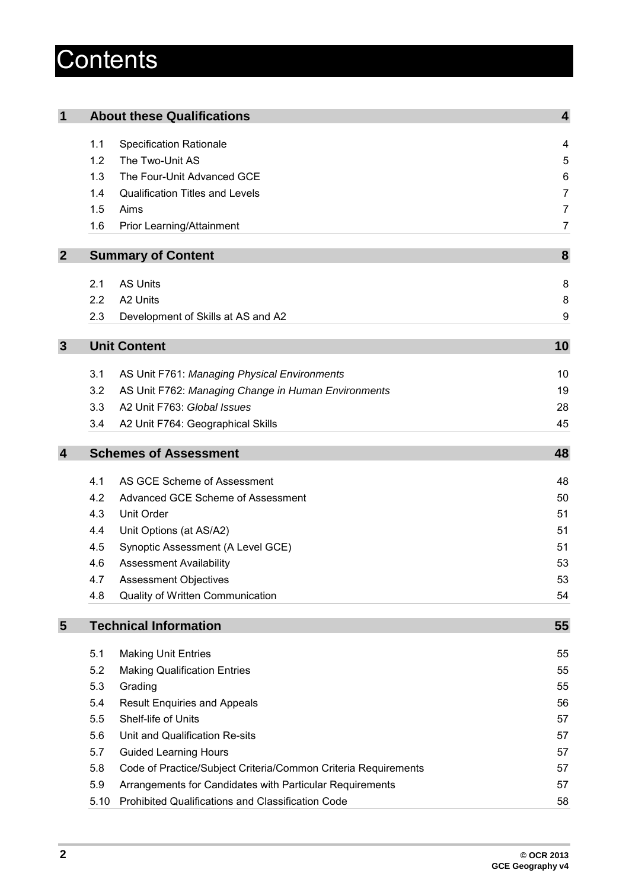# Contents

| | | | |
|---|---|---|---|
| **1** | **About these Qualifications** | | **4** |
| | 1.1 | Specification Rationale | 4 |
| | 1.2 | The Two-Unit AS | 5 |
| | 1.3 | The Four-Unit Advanced GCE | 6 |
| | 1.4 | Qualification Titles and Levels | 7 |
| | 1.5 | Aims | 7 |
| | 1.6 | Prior Learning/Attainment | 7 |
| **2** | **Summary of Content** | | **8** |
| | 2.1 | AS Units | 8 |
| | 2.2 | A2 Units | 8 |
| | 2.3 | Development of Skills at AS and A2 | 9 |
| **3** | **Unit Content** | | **10** |
| | 3.1 | AS Unit F761: *Managing Physical Environments* | 10 |
| | 3.2 | AS Unit F762: *Managing Change in Human Environments* | 19 |
| | 3.3 | A2 Unit F763: *Global Issues* | 28 |
| | 3.4 | A2 Unit F764: Geographical Skills | 45 |
| **4** | **Schemes of Assessment** | | **48** |
| | 4.1 | AS GCE Scheme of Assessment | 48 |
| | 4.2 | Advanced GCE Scheme of Assessment | 50 |
| | 4.3 | Unit Order | 51 |
| | 4.4 | Unit Options (at AS/A2) | 51 |
| | 4.5 | Synoptic Assessment (A Level GCE) | 51 |
| | 4.6 | Assessment Availability | 53 |
| | 4.7 | Assessment Objectives | 53 |
| | 4.8 | Quality of Written Communication | 54 |
| **5** | **Technical Information** | | **55** |
| | 5.1 | Making Unit Entries | 55 |
| | 5.2 | Making Qualification Entries | 55 |
| | 5.3 | Grading | 55 |
| | 5.4 | Result Enquiries and Appeals | 56 |
| | 5.5 | Shelf-life of Units | 57 |
| | 5.6 | Unit and Qualification Re-sits | 57 |
| | 5.7 | Guided Learning Hours | 57 |
| | 5.8 | Code of Practice/Subject Criteria/Common Criteria Requirements | 57 |
| | 5.9 | Arrangements for Candidates with Particular Requirements | 57 |
| | 5.10 | Prohibited Qualifications and Classification Code | 58 |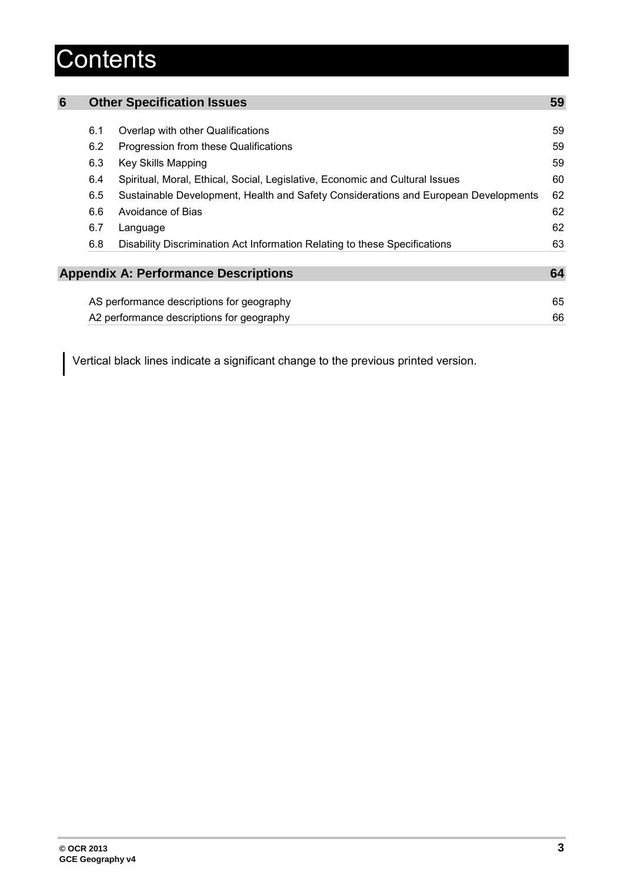# Contents

| | | |
|---|---|---|
| **6** | **Other Specification Issues** | **59** |
| 6.1 | Overlap with other Qualifications | 59 |
| 6.2 | Progression from these Qualifications | 59 |
| 6.3 | Key Skills Mapping | 59 |
| 6.4 | Spiritual, Moral, Ethical, Social, Legislative, Economic and Cultural Issues | 60 |
| 6.5 | Sustainable Development, Health and Safety Considerations and European Developments | 62 |
| 6.6 | Avoidance of Bias | 62 |
| 6.7 | Language | 62 |
| 6.8 | Disability Discrimination Act Information Relating to these Specifications | 63 |
| | **Appendix A: Performance Descriptions** | **64** |
| | AS performance descriptions for geography | 65 |
| | A2 performance descriptions for geography | 66 |

Vertical black lines indicate a significant change to the previous printed version.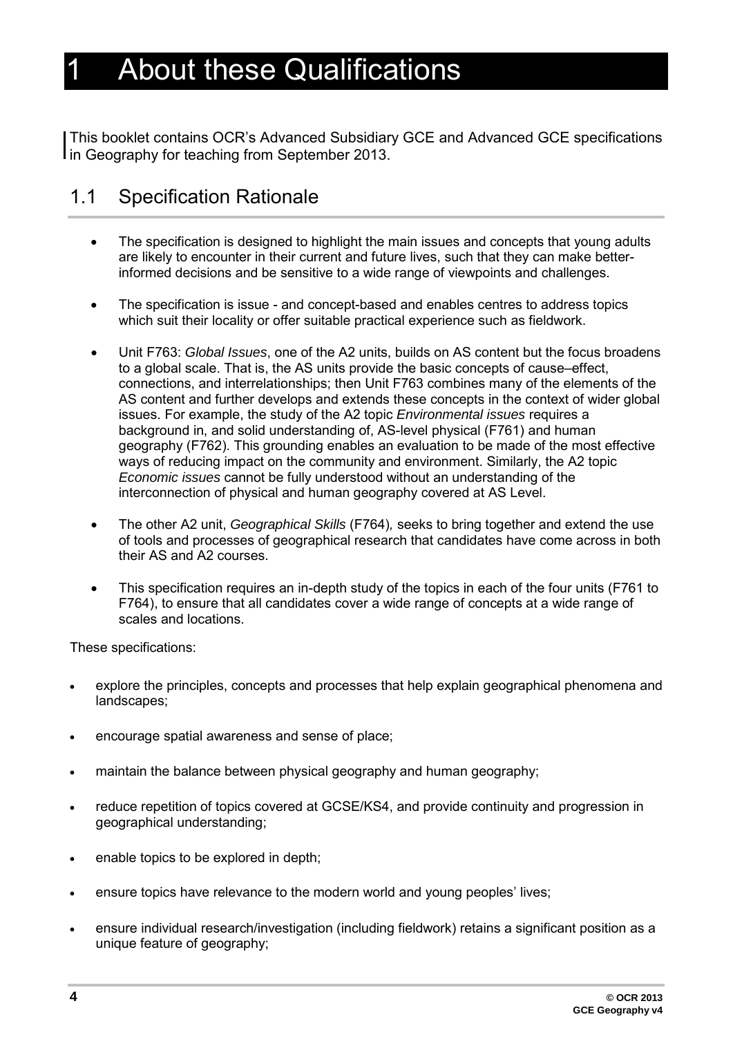# 1 About these Qualifications

This booklet contains OCR's Advanced Subsidiary GCE and Advanced GCE specifications in Geography for teaching from September 2013.

## 1.1 Specification Rationale

- The specification is designed to highlight the main issues and concepts that young adults are likely to encounter in their current and future lives, such that they can make better-informed decisions and be sensitive to a wide range of viewpoints and challenges.

- The specification is issue - and concept-based and enables centres to address topics which suit their locality or offer suitable practical experience such as fieldwork.

- Unit F763: *Global Issues*, one of the A2 units, builds on AS content but the focus broadens to a global scale. That is, the AS units provide the basic concepts of cause–effect, connections, and interrelationships; then Unit F763 combines many of the elements of the AS content and further develops and extends these concepts in the context of wider global issues. For example, the study of the A2 topic *Environmental issues* requires a background in, and solid understanding of, AS-level physical (F761) and human geography (F762). This grounding enables an evaluation to be made of the most effective ways of reducing impact on the community and environment. Similarly, the A2 topic *Economic issues* cannot be fully understood without an understanding of the interconnection of physical and human geography covered at AS Level.

- The other A2 unit, *Geographical Skills* (F764), seeks to bring together and extend the use of tools and processes of geographical research that candidates have come across in both their AS and A2 courses.

- This specification requires an in-depth study of the topics in each of the four units (F761 to F764), to ensure that all candidates cover a wide range of concepts at a wide range of scales and locations.

These specifications:

- explore the principles, concepts and processes that help explain geographical phenomena and landscapes;

- encourage spatial awareness and sense of place;

- maintain the balance between physical geography and human geography;

- reduce repetition of topics covered at GCSE/KS4, and provide continuity and progression in geographical understanding;

- enable topics to be explored in depth;

- ensure topics have relevance to the modern world and young peoples' lives;

- ensure individual research/investigation (including fieldwork) retains a significant position as a unique feature of geography;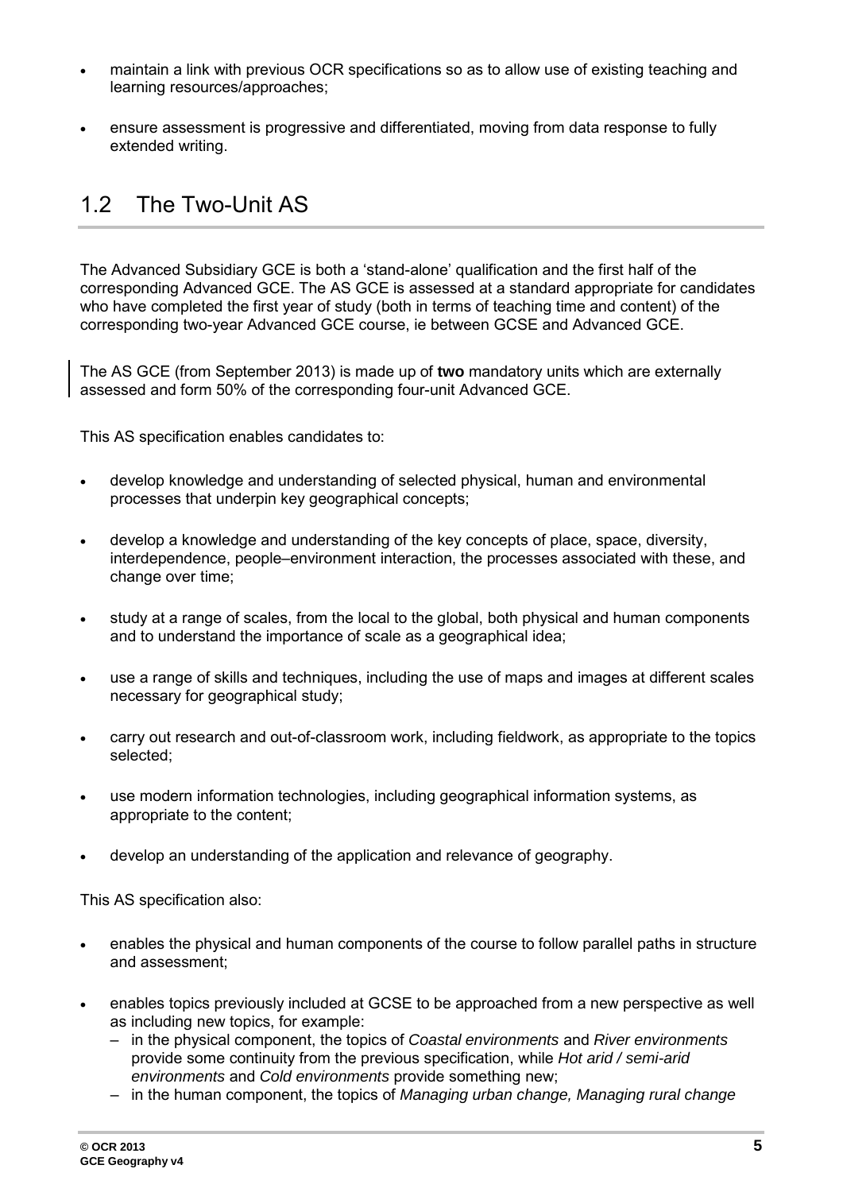- maintain a link with previous OCR specifications so as to allow use of existing teaching and learning resources/approaches;
- ensure assessment is progressive and differentiated, moving from data response to fully extended writing.

## 1.2 The Two-Unit AS

The Advanced Subsidiary GCE is both a 'stand-alone' qualification and the first half of the corresponding Advanced GCE. The AS GCE is assessed at a standard appropriate for candidates who have completed the first year of study (both in terms of teaching time and content) of the corresponding two-year Advanced GCE course, ie between GCSE and Advanced GCE.

The AS GCE (from September 2013) is made up of **two** mandatory units which are externally assessed and form 50% of the corresponding four-unit Advanced GCE.

This AS specification enables candidates to:

- develop knowledge and understanding of selected physical, human and environmental processes that underpin key geographical concepts;
- develop a knowledge and understanding of the key concepts of place, space, diversity, interdependence, people–environment interaction, the processes associated with these, and change over time;
- study at a range of scales, from the local to the global, both physical and human components and to understand the importance of scale as a geographical idea;
- use a range of skills and techniques, including the use of maps and images at different scales necessary for geographical study;
- carry out research and out-of-classroom work, including fieldwork, as appropriate to the topics selected;
- use modern information technologies, including geographical information systems, as appropriate to the content;
- develop an understanding of the application and relevance of geography.

This AS specification also:

- enables the physical and human components of the course to follow parallel paths in structure and assessment;
- enables topics previously included at GCSE to be approached from a new perspective as well as including new topics, for example:
  - in the physical component, the topics of *Coastal environments* and *River environments* provide some continuity from the previous specification, while *Hot arid / semi-arid environments* and *Cold environments* provide something new;
  - in the human component, the topics of *Managing urban change, Managing rural change*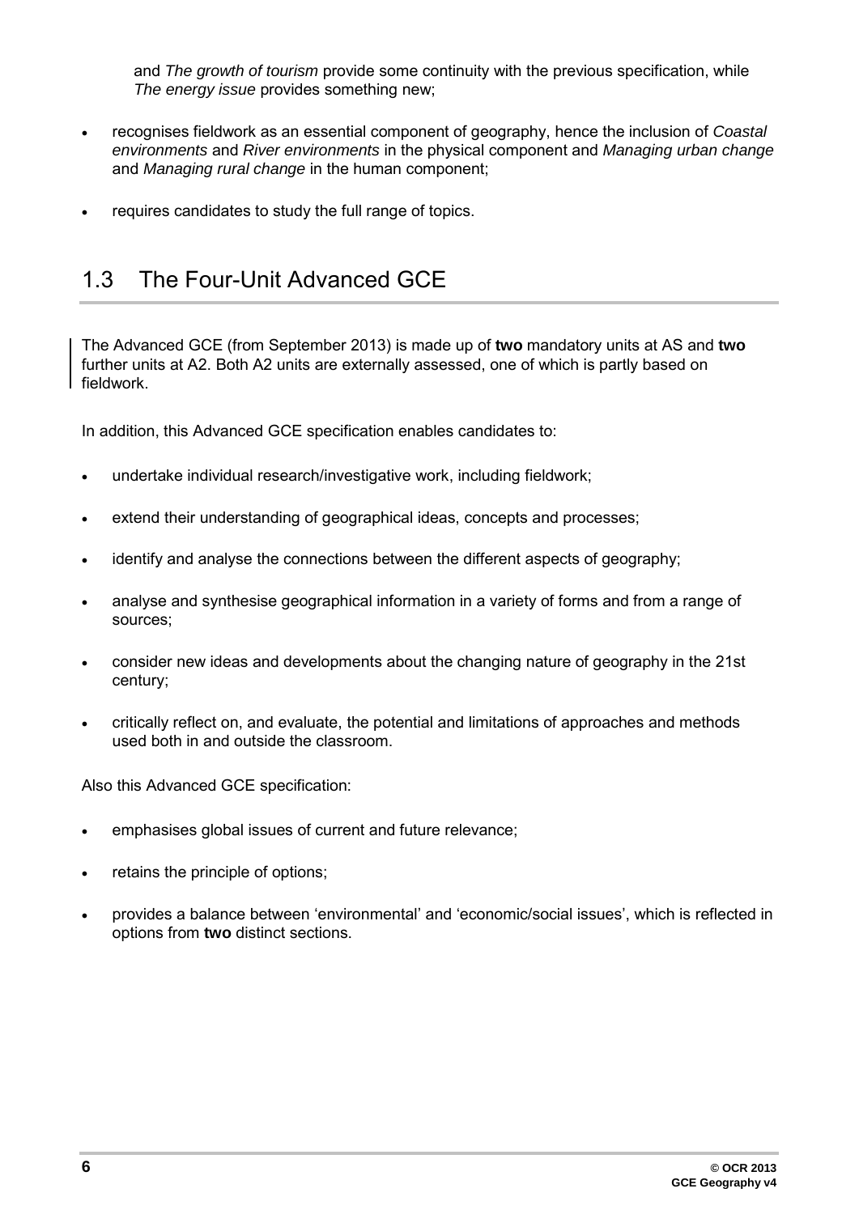and *The growth of tourism* provide some continuity with the previous specification, while *The energy issue* provides something new;

- recognises fieldwork as an essential component of geography, hence the inclusion of *Coastal environments* and *River environments* in the physical component and *Managing urban change* and *Managing rural change* in the human component;
- requires candidates to study the full range of topics.

## 1.3 The Four-Unit Advanced GCE

The Advanced GCE (from September 2013) is made up of **two** mandatory units at AS and **two** further units at A2. Both A2 units are externally assessed, one of which is partly based on fieldwork.

In addition, this Advanced GCE specification enables candidates to:

- undertake individual research/investigative work, including fieldwork;
- extend their understanding of geographical ideas, concepts and processes;
- identify and analyse the connections between the different aspects of geography;
- analyse and synthesise geographical information in a variety of forms and from a range of sources;
- consider new ideas and developments about the changing nature of geography in the 21st century;
- critically reflect on, and evaluate, the potential and limitations of approaches and methods used both in and outside the classroom.

Also this Advanced GCE specification:

- emphasises global issues of current and future relevance;
- retains the principle of options;
- provides a balance between 'environmental' and 'economic/social issues', which is reflected in options from **two** distinct sections.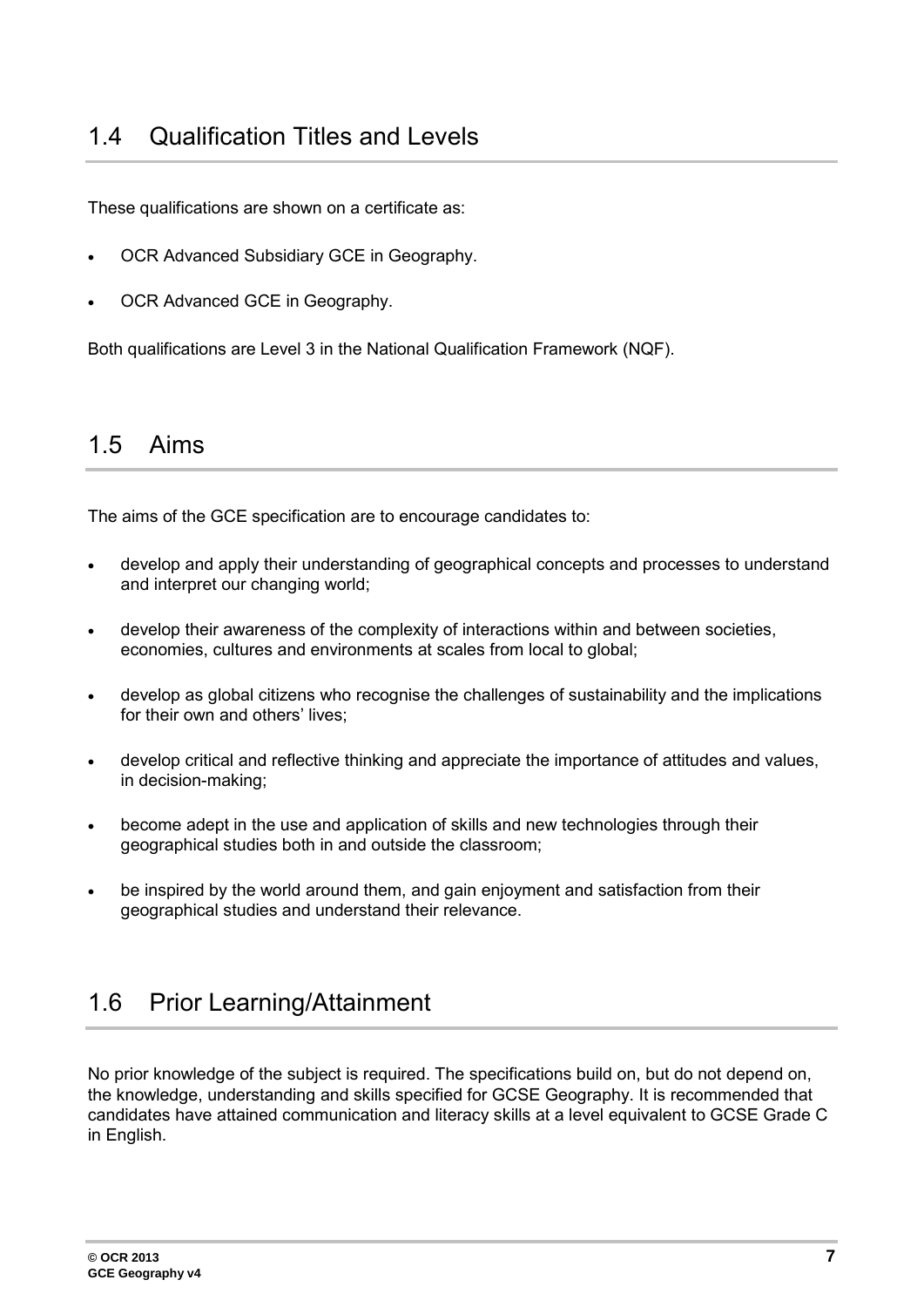## 1.4 Qualification Titles and Levels

These qualifications are shown on a certificate as:

- OCR Advanced Subsidiary GCE in Geography.
- OCR Advanced GCE in Geography.

Both qualifications are Level 3 in the National Qualification Framework (NQF).

## 1.5 Aims

The aims of the GCE specification are to encourage candidates to:

- develop and apply their understanding of geographical concepts and processes to understand and interpret our changing world;
- develop their awareness of the complexity of interactions within and between societies, economies, cultures and environments at scales from local to global;
- develop as global citizens who recognise the challenges of sustainability and the implications for their own and others' lives;
- develop critical and reflective thinking and appreciate the importance of attitudes and values, in decision-making;
- become adept in the use and application of skills and new technologies through their geographical studies both in and outside the classroom;
- be inspired by the world around them, and gain enjoyment and satisfaction from their geographical studies and understand their relevance.

## 1.6 Prior Learning/Attainment

No prior knowledge of the subject is required. The specifications build on, but do not depend on, the knowledge, understanding and skills specified for GCSE Geography. It is recommended that candidates have attained communication and literacy skills at a level equivalent to GCSE Grade C in English.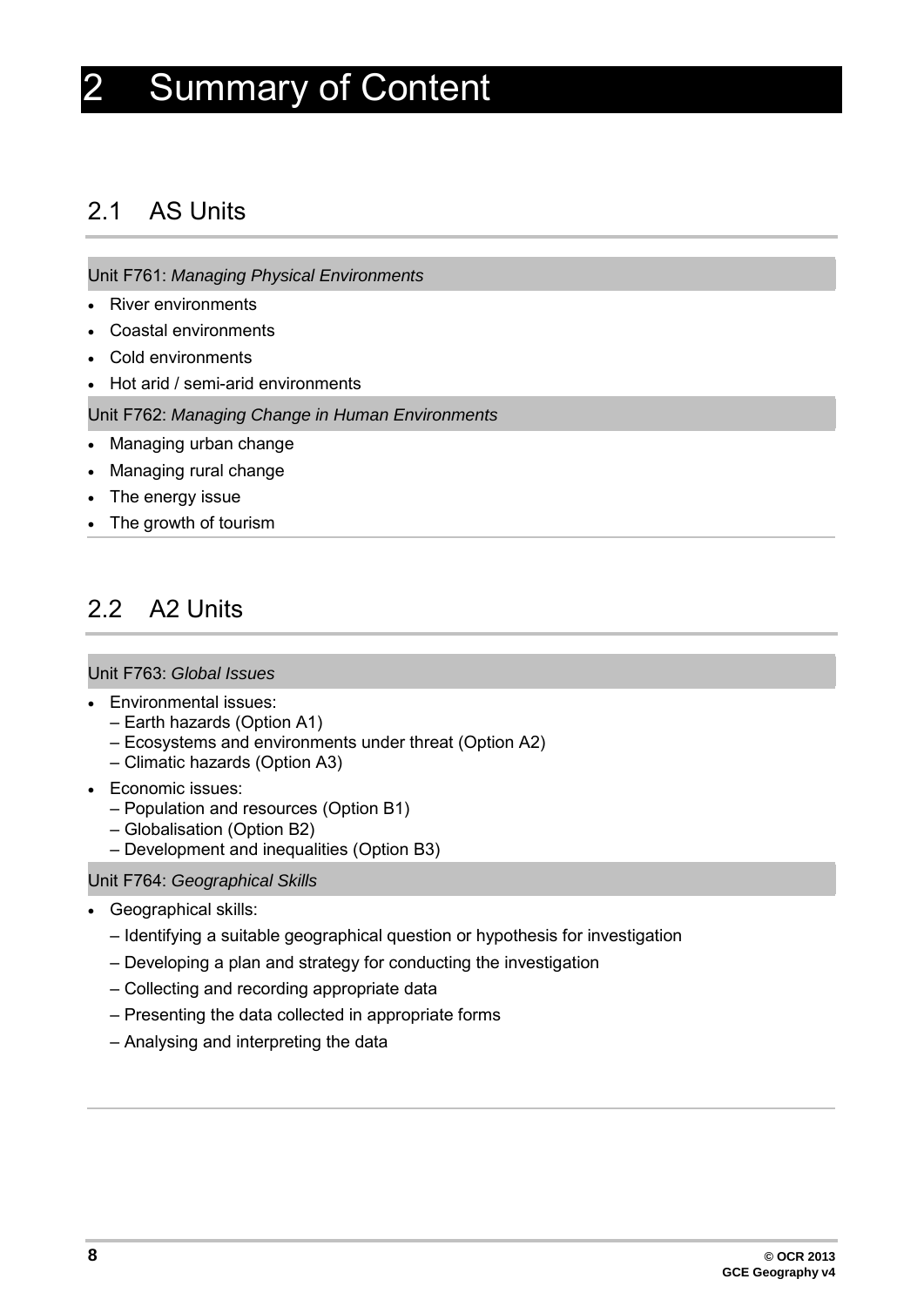# 2 Summary of Content

## 2.1 AS Units

Unit F761: *Managing Physical Environments*

- River environments
- Coastal environments
- Cold environments
- Hot arid / semi-arid environments

Unit F762: *Managing Change in Human Environments*

- Managing urban change
- Managing rural change
- The energy issue
- The growth of tourism

## 2.2 A2 Units

Unit F763: *Global Issues*

- Environmental issues:
  – Earth hazards (Option A1)
  – Ecosystems and environments under threat (Option A2)
  – Climatic hazards (Option A3)
- Economic issues:
  – Population and resources (Option B1)
  – Globalisation (Option B2)
  – Development and inequalities (Option B3)

Unit F764: *Geographical Skills*

- Geographical skills:
  – Identifying a suitable geographical question or hypothesis for investigation
  – Developing a plan and strategy for conducting the investigation
  – Collecting and recording appropriate data
  – Presenting the data collected in appropriate forms
  – Analysing and interpreting the data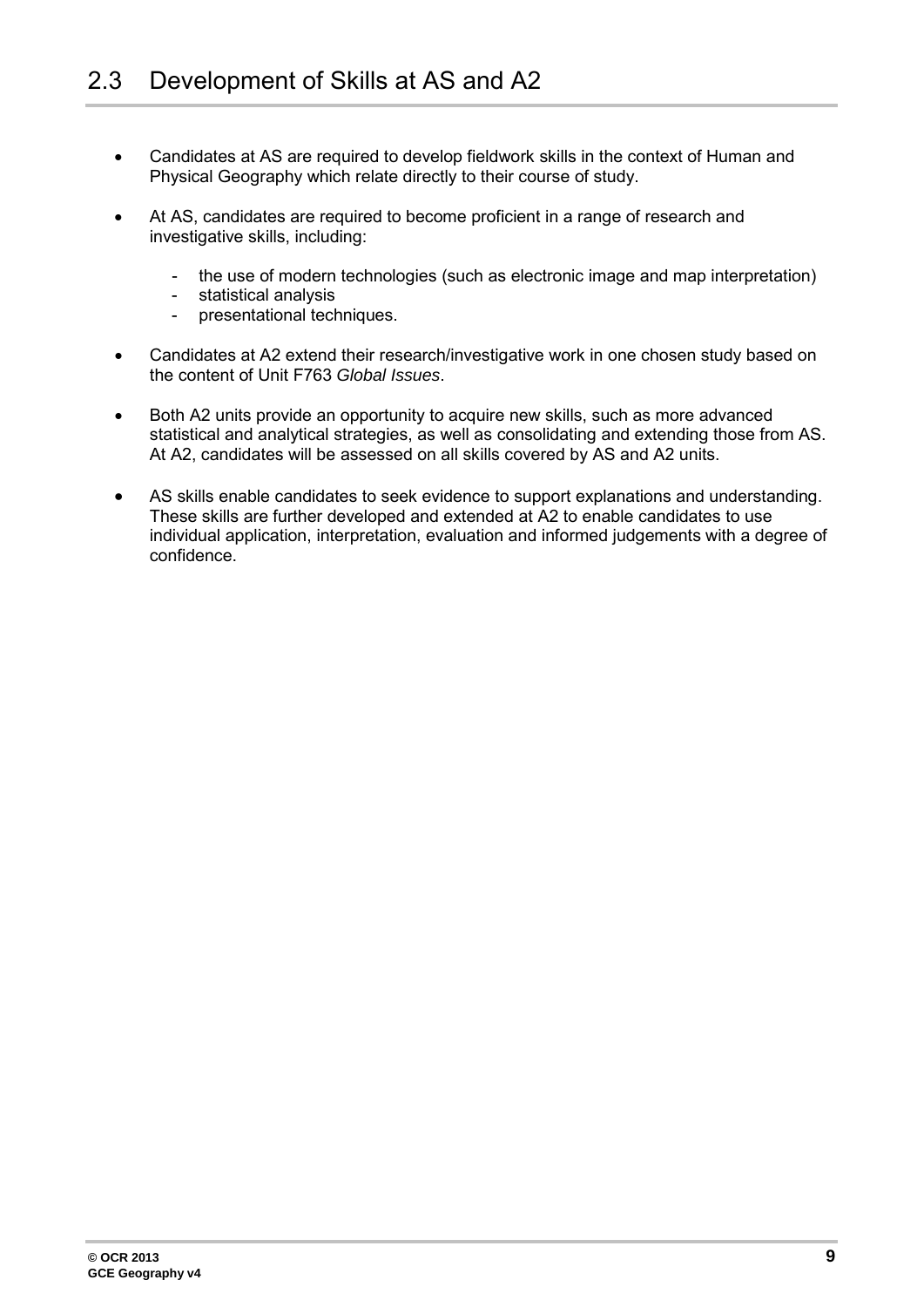## 2.3 Development of Skills at AS and A2

- Candidates at AS are required to develop fieldwork skills in the context of Human and Physical Geography which relate directly to their course of study.
- At AS, candidates are required to become proficient in a range of research and investigative skills, including:
  - the use of modern technologies (such as electronic image and map interpretation)
  - statistical analysis
  - presentational techniques.
- Candidates at A2 extend their research/investigative work in one chosen study based on the content of Unit F763 *Global Issues*.
- Both A2 units provide an opportunity to acquire new skills, such as more advanced statistical and analytical strategies, as well as consolidating and extending those from AS. At A2, candidates will be assessed on all skills covered by AS and A2 units.
- AS skills enable candidates to seek evidence to support explanations and understanding. These skills are further developed and extended at A2 to enable candidates to use individual application, interpretation, evaluation and informed judgements with a degree of confidence.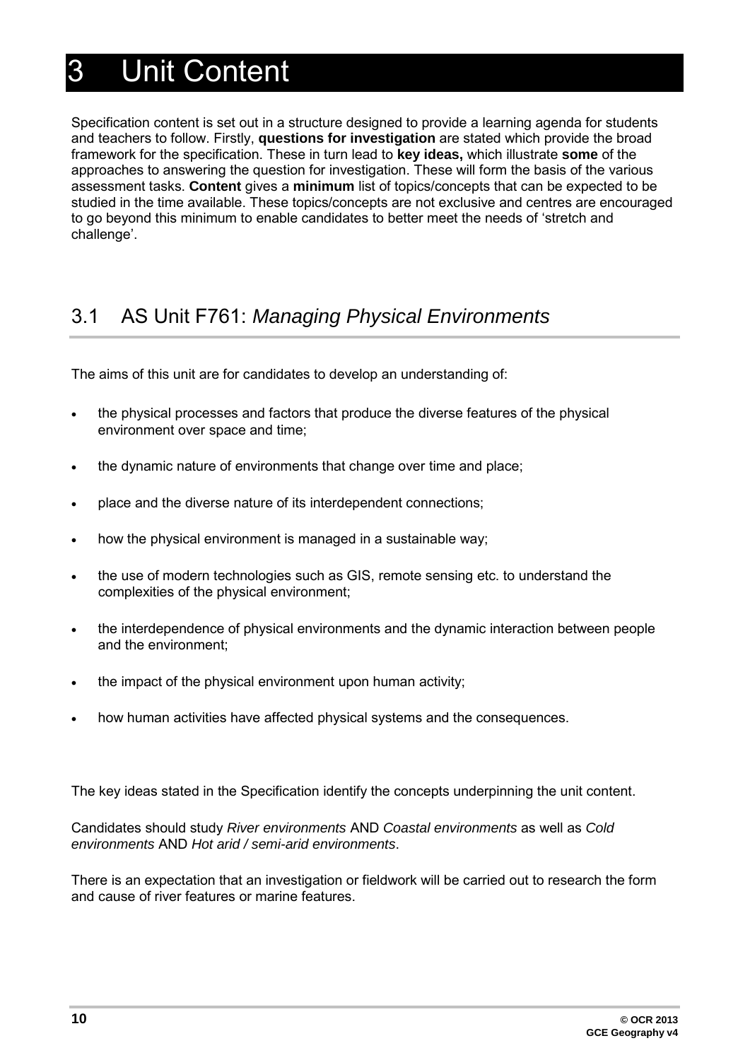# 3 Unit Content

Specification content is set out in a structure designed to provide a learning agenda for students and teachers to follow. Firstly, **questions for investigation** are stated which provide the broad framework for the specification. These in turn lead to **key ideas,** which illustrate **some** of the approaches to answering the question for investigation. These will form the basis of the various assessment tasks. **Content** gives a **minimum** list of topics/concepts that can be expected to be studied in the time available. These topics/concepts are not exclusive and centres are encouraged to go beyond this minimum to enable candidates to better meet the needs of 'stretch and challenge'.

## 3.1 AS Unit F761: *Managing Physical Environments*

The aims of this unit are for candidates to develop an understanding of:

- the physical processes and factors that produce the diverse features of the physical environment over space and time;
- the dynamic nature of environments that change over time and place;
- place and the diverse nature of its interdependent connections;
- how the physical environment is managed in a sustainable way;
- the use of modern technologies such as GIS, remote sensing etc. to understand the complexities of the physical environment;
- the interdependence of physical environments and the dynamic interaction between people and the environment;
- the impact of the physical environment upon human activity;
- how human activities have affected physical systems and the consequences.

The key ideas stated in the Specification identify the concepts underpinning the unit content.

Candidates should study *River environments* AND *Coastal environments* as well as *Cold environments* AND *Hot arid / semi-arid environments*.

There is an expectation that an investigation or fieldwork will be carried out to research the form and cause of river features or marine features.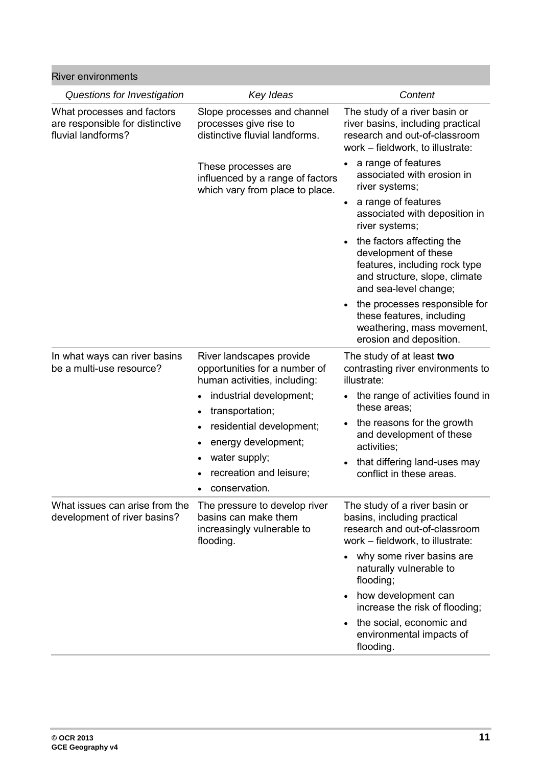## River environments

| *Questions for Investigation* | *Key Ideas* | *Content* |
| --- | --- | --- |
| What processes and factors are responsible for distinctive fluvial landforms? | Slope processes and channel processes give rise to distinctive fluvial landforms.<br><br>These processes are influenced by a range of factors which vary from place to place. | The study of a river basin or river basins, including practical research and out-of-classroom work – fieldwork, to illustrate:<br>• a range of features associated with erosion in river systems;<br>• a range of features associated with deposition in river systems;<br>• the factors affecting the development of these features, including rock type and structure, slope, climate and sea-level change;<br>• the processes responsible for these features, including weathering, mass movement, erosion and deposition. |
| In what ways can river basins be a multi-use resource? | River landscapes provide opportunities for a number of human activities, including:<br>• industrial development;<br>• transportation;<br>• residential development;<br>• energy development;<br>• water supply;<br>• recreation and leisure;<br>• conservation. | The study of at least **two** contrasting river environments to illustrate:<br>• the range of activities found in these areas;<br>• the reasons for the growth and development of these activities;<br>• that differing land-uses may conflict in these areas. |
| What issues can arise from the development of river basins? | The pressure to develop river basins can make them increasingly vulnerable to flooding. | The study of a river basin or basins, including practical research and out-of-classroom work – fieldwork, to illustrate:<br>• why some river basins are naturally vulnerable to flooding;<br>• how development can increase the risk of flooding;<br>• the social, economic and environmental impacts of flooding. |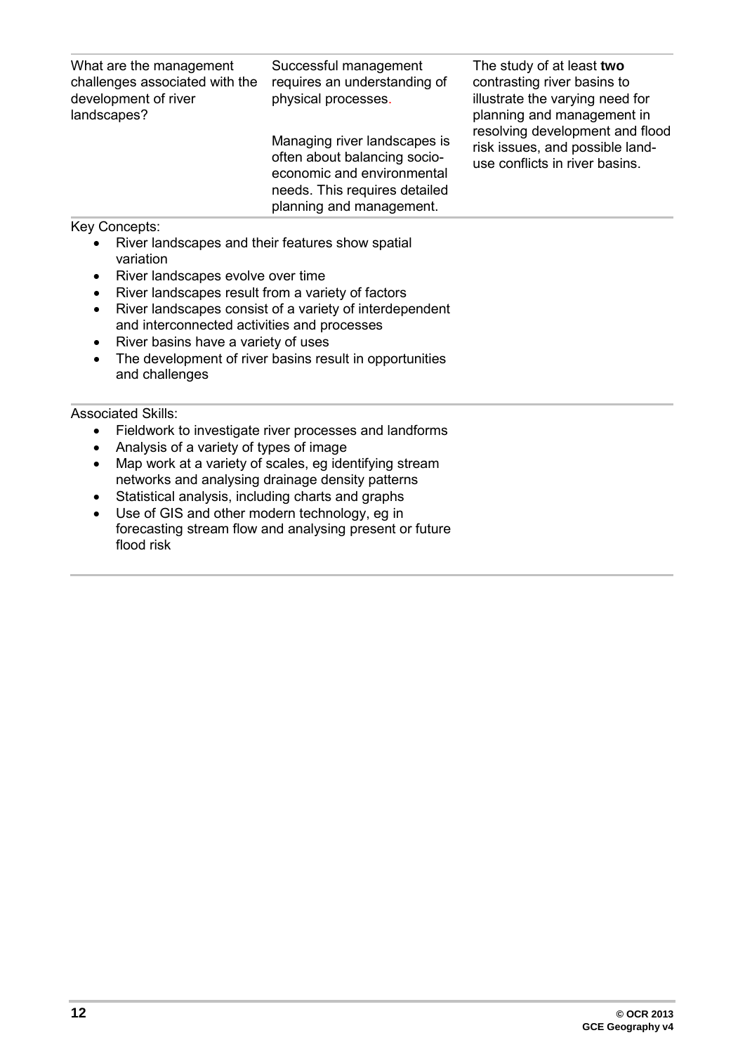| | | |
|---|---|---|
| What are the management challenges associated with the development of river landscapes? | Successful management requires an understanding of physical processes.<br><br>Managing river landscapes is often about balancing socio-economic and environmental needs. This requires detailed planning and management. | The study of at least **two** contrasting river basins to illustrate the varying need for planning and management in resolving development and flood risk issues, and possible land-use conflicts in river basins. |

Key Concepts:

- River landscapes and their features show spatial variation
- River landscapes evolve over time
- River landscapes result from a variety of factors
- River landscapes consist of a variety of interdependent and interconnected activities and processes
- River basins have a variety of uses
- The development of river basins result in opportunities and challenges

Associated Skills:

- Fieldwork to investigate river processes and landforms
- Analysis of a variety of types of image
- Map work at a variety of scales, eg identifying stream networks and analysing drainage density patterns
- Statistical analysis, including charts and graphs
- Use of GIS and other modern technology, eg in forecasting stream flow and analysing present or future flood risk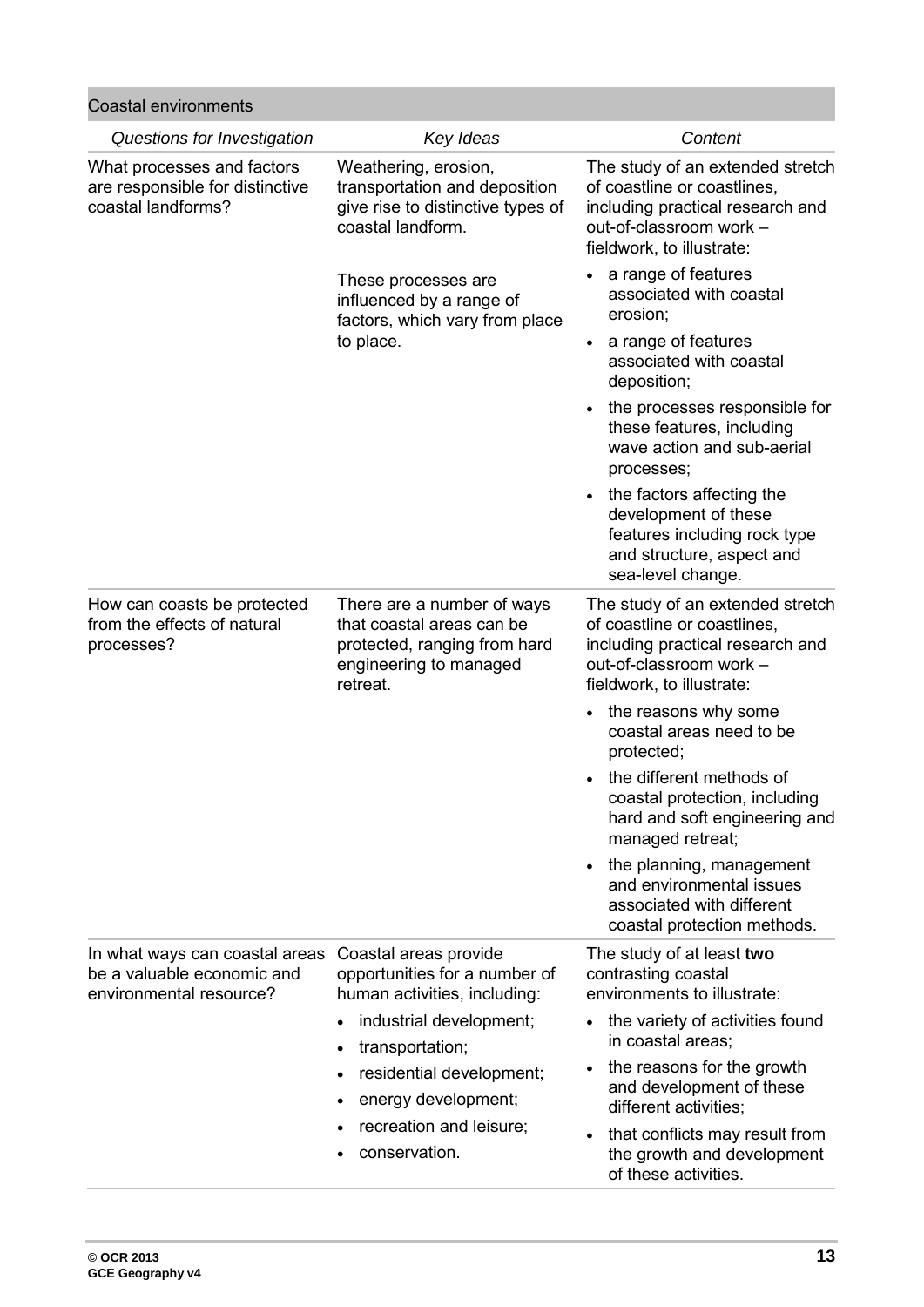## Coastal environments

| *Questions for Investigation* | *Key Ideas* | *Content* |
|---|---|---|
| What processes and factors are responsible for distinctive coastal landforms? | Weathering, erosion, transportation and deposition give rise to distinctive types of coastal landform.<br><br>These processes are influenced by a range of factors, which vary from place to place. | The study of an extended stretch of coastline or coastlines, including practical research and out-of-classroom work – fieldwork, to illustrate:<br>• a range of features associated with coastal erosion;<br>• a range of features associated with coastal deposition;<br>• the processes responsible for these features, including wave action and sub-aerial processes;<br>• the factors affecting the development of these features including rock type and structure, aspect and sea-level change. |
| How can coasts be protected from the effects of natural processes? | There are a number of ways that coastal areas can be protected, ranging from hard engineering to managed retreat. | The study of an extended stretch of coastline or coastlines, including practical research and out-of-classroom work – fieldwork, to illustrate:<br>• the reasons why some coastal areas need to be protected;<br>• the different methods of coastal protection, including hard and soft engineering and managed retreat;<br>• the planning, management and environmental issues associated with different coastal protection methods. |
| In what ways can coastal areas be a valuable economic and environmental resource? | Coastal areas provide opportunities for a number of human activities, including:<br>• industrial development;<br>• transportation;<br>• residential development;<br>• energy development;<br>• recreation and leisure;<br>• conservation. | The study of at least **two** contrasting coastal environments to illustrate:<br>• the variety of activities found in coastal areas;<br>• the reasons for the growth and development of these different activities;<br>• that conflicts may result from the growth and development of these activities. |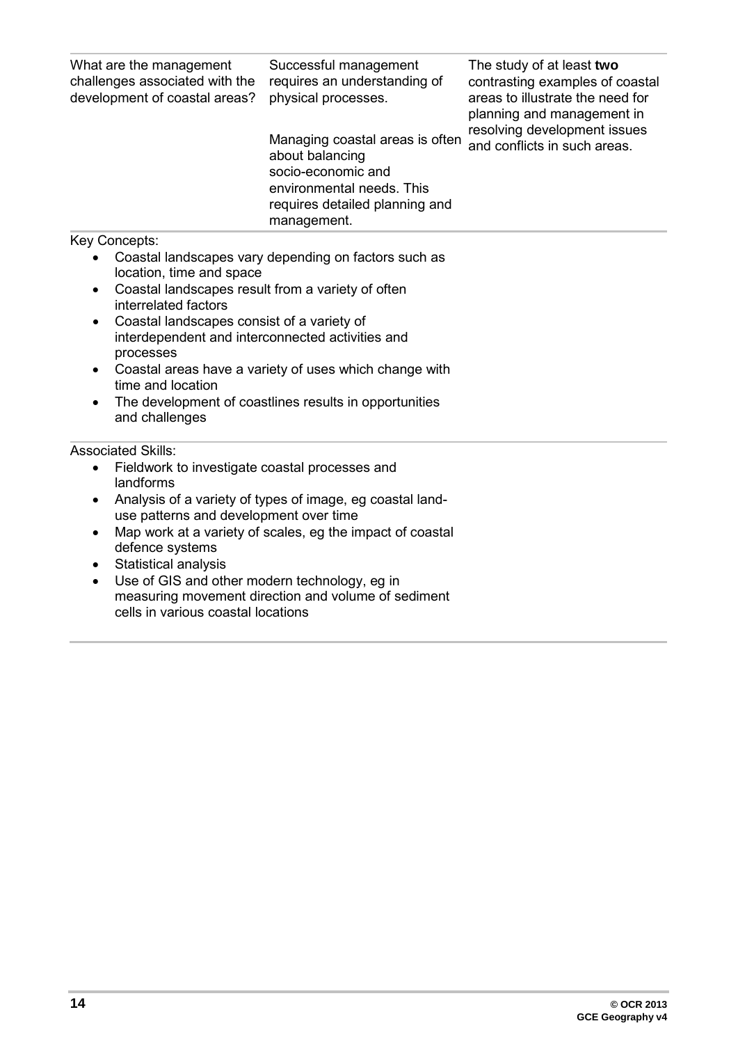| | | |
|---|---|---|
| What are the management challenges associated with the development of coastal areas? | Successful management requires an understanding of physical processes.<br><br>Managing coastal areas is often about balancing socio-economic and environmental needs. This requires detailed planning and management. | The study of at least **two** contrasting examples of coastal areas to illustrate the need for planning and management in resolving development issues and conflicts in such areas. |

Key Concepts:

- Coastal landscapes vary depending on factors such as location, time and space
- Coastal landscapes result from a variety of often interrelated factors
- Coastal landscapes consist of a variety of interdependent and interconnected activities and processes
- Coastal areas have a variety of uses which change with time and location
- The development of coastlines results in opportunities and challenges

Associated Skills:

- Fieldwork to investigate coastal processes and landforms
- Analysis of a variety of types of image, eg coastal land-use patterns and development over time
- Map work at a variety of scales, eg the impact of coastal defence systems
- Statistical analysis
- Use of GIS and other modern technology, eg in measuring movement direction and volume of sediment cells in various coastal locations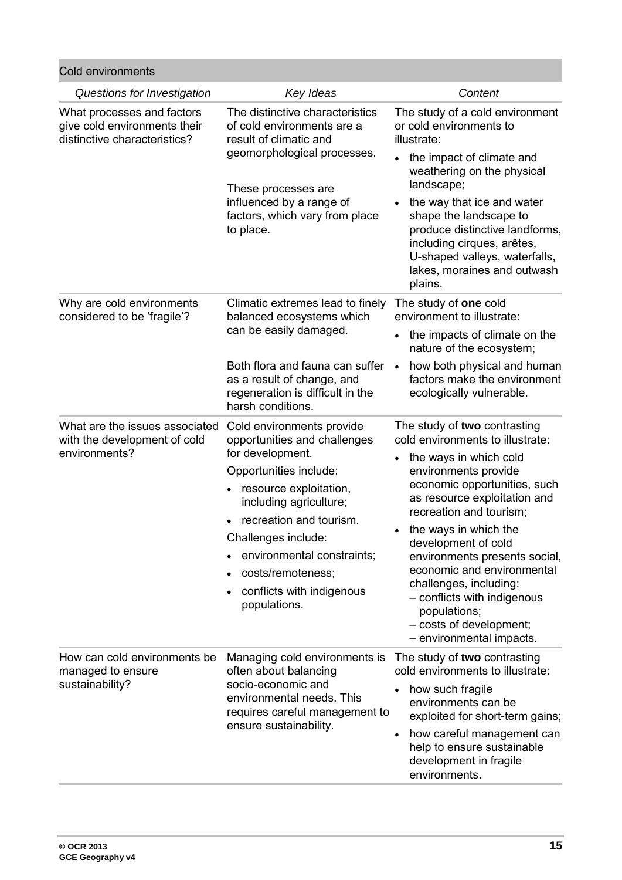## Cold environments

| *Questions for Investigation* | *Key Ideas* | *Content* |
|---|---|---|
| What processes and factors give cold environments their distinctive characteristics? | The distinctive characteristics of cold environments are a result of climatic and geomorphological processes.<br><br>These processes are influenced by a range of factors, which vary from place to place. | The study of a cold environment or cold environments to illustrate:<br>• the impact of climate and weathering on the physical landscape;<br>• the way that ice and water shape the landscape to produce distinctive landforms, including cirques, arêtes, U-shaped valleys, waterfalls, lakes, moraines and outwash plains. |
| Why are cold environments considered to be 'fragile'? | Climatic extremes lead to finely balanced ecosystems which can be easily damaged.<br><br>Both flora and fauna can suffer as a result of change, and regeneration is difficult in the harsh conditions. | The study of **one** cold environment to illustrate:<br>• the impacts of climate on the nature of the ecosystem;<br>• how both physical and human factors make the environment ecologically vulnerable. |
| What are the issues associated with the development of cold environments? | Cold environments provide opportunities and challenges for development.<br>Opportunities include:<br>• resource exploitation, including agriculture;<br>• recreation and tourism.<br>Challenges include:<br>• environmental constraints;<br>• costs/remoteness;<br>• conflicts with indigenous populations. | The study of **two** contrasting cold environments to illustrate:<br>• the ways in which cold environments provide economic opportunities, such as resource exploitation and recreation and tourism;<br>• the ways in which the development of cold environments presents social, economic and environmental challenges, including:<br>– conflicts with indigenous populations;<br>– costs of development;<br>– environmental impacts. |
| How can cold environments be managed to ensure sustainability? | Managing cold environments is often about balancing socio-economic and environmental needs. This requires careful management to ensure sustainability. | The study of **two** contrasting cold environments to illustrate:<br>• how such fragile environments can be exploited for short-term gains;<br>• how careful management can help to ensure sustainable development in fragile environments. |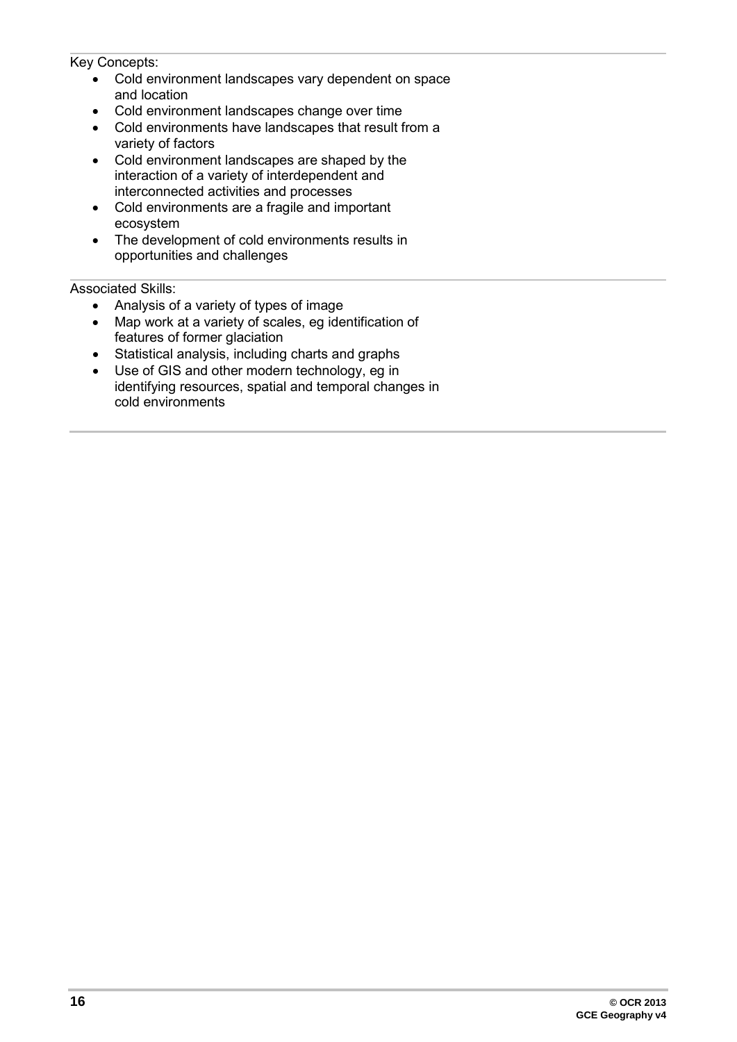Key Concepts:

- Cold environment landscapes vary dependent on space and location
- Cold environment landscapes change over time
- Cold environments have landscapes that result from a variety of factors
- Cold environment landscapes are shaped by the interaction of a variety of interdependent and interconnected activities and processes
- Cold environments are a fragile and important ecosystem
- The development of cold environments results in opportunities and challenges

Associated Skills:

- Analysis of a variety of types of image
- Map work at a variety of scales, eg identification of features of former glaciation
- Statistical analysis, including charts and graphs
- Use of GIS and other modern technology, eg in identifying resources, spatial and temporal changes in cold environments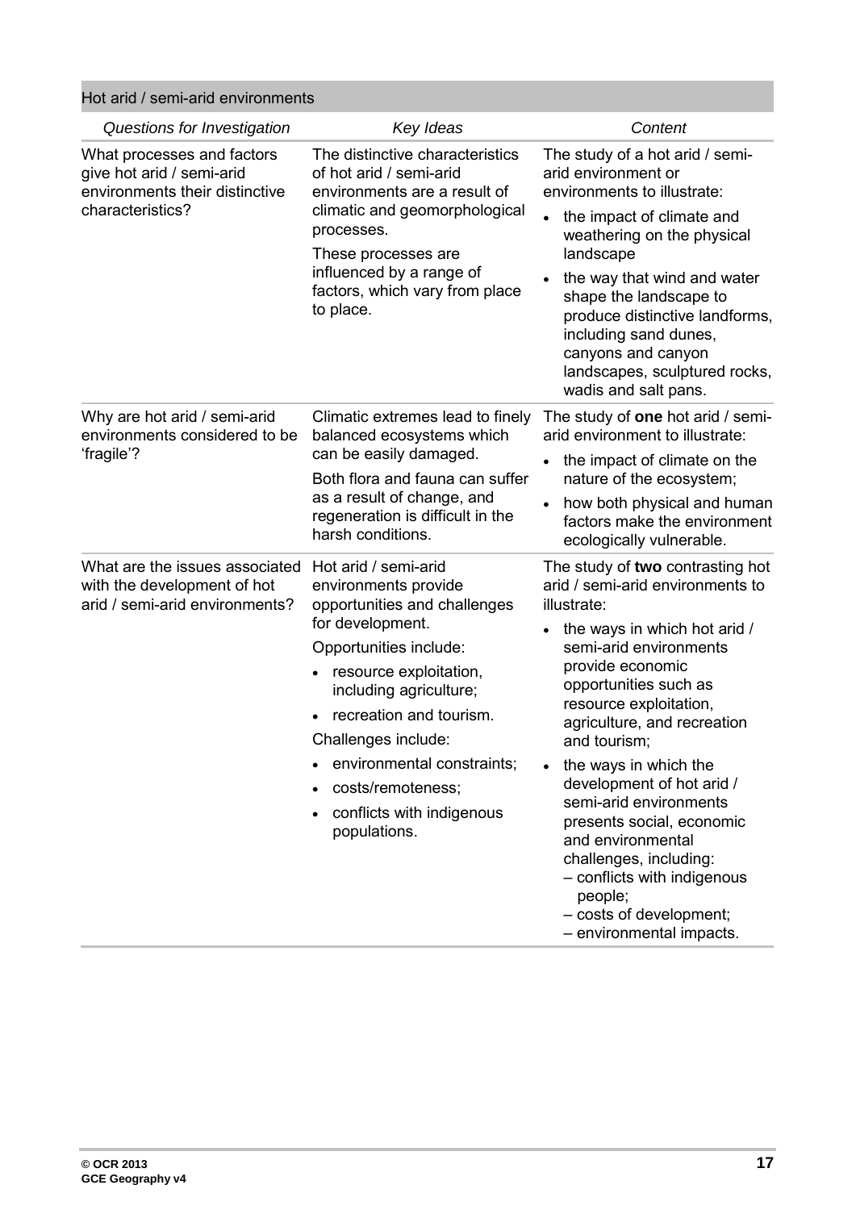## Hot arid / semi-arid environments

| *Questions for Investigation* | *Key Ideas* | *Content* |
| --- | --- | --- |
| What processes and factors give hot arid / semi-arid environments their distinctive characteristics? | The distinctive characteristics of hot arid / semi-arid environments are a result of climatic and geomorphological processes.<br>These processes are influenced by a range of factors, which vary from place to place. | The study of a hot arid / semi-arid environment or environments to illustrate:<br>• the impact of climate and weathering on the physical landscape<br>• the way that wind and water shape the landscape to produce distinctive landforms, including sand dunes, canyons and canyon landscapes, sculptured rocks, wadis and salt pans. |
| Why are hot arid / semi-arid environments considered to be 'fragile'? | Climatic extremes lead to finely balanced ecosystems which can be easily damaged.<br>Both flora and fauna can suffer as a result of change, and regeneration is difficult in the harsh conditions. | The study of **one** hot arid / semi-arid environment to illustrate:<br>• the impact of climate on the nature of the ecosystem;<br>• how both physical and human factors make the environment ecologically vulnerable. |
| What are the issues associated with the development of hot arid / semi-arid environments? | Hot arid / semi-arid environments provide opportunities and challenges for development.<br>Opportunities include:<br>• resource exploitation, including agriculture;<br>• recreation and tourism.<br>Challenges include:<br>• environmental constraints;<br>• costs/remoteness;<br>• conflicts with indigenous populations. | The study of **two** contrasting hot arid / semi-arid environments to illustrate:<br>• the ways in which hot arid / semi-arid environments provide economic opportunities such as resource exploitation, agriculture, and recreation and tourism;<br>• the ways in which the development of hot arid / semi-arid environments presents social, economic and environmental challenges, including:<br>– conflicts with indigenous people;<br>– costs of development;<br>– environmental impacts. |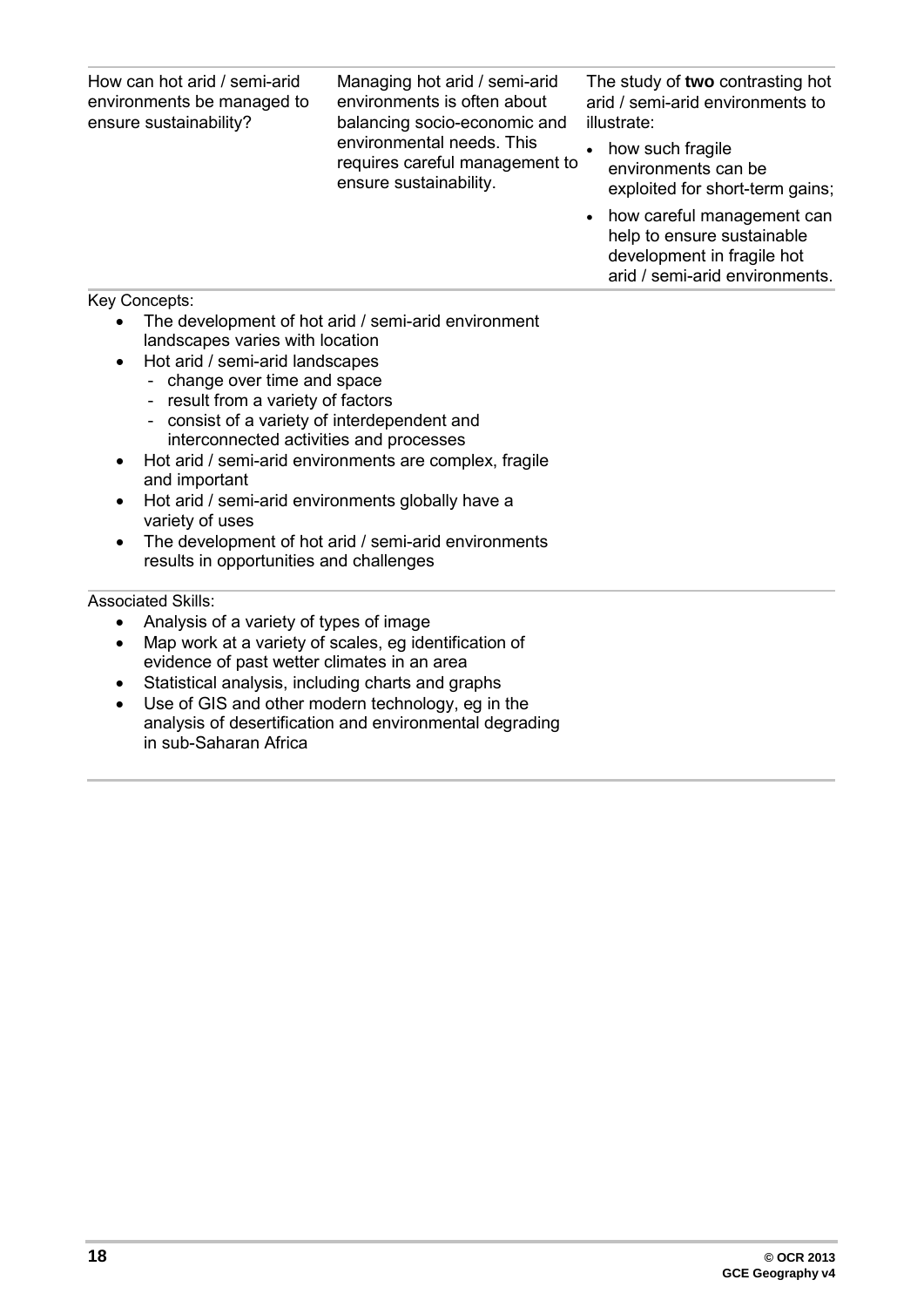| | | |
|---|---|---|
| How can hot arid / semi-arid environments be managed to ensure sustainability? | Managing hot arid / semi-arid environments is often about balancing socio-economic and environmental needs. This requires careful management to ensure sustainability. | The study of **two** contrasting hot arid / semi-arid environments to illustrate:<br>• how such fragile environments can be exploited for short-term gains;<br>• how careful management can help to ensure sustainable development in fragile hot arid / semi-arid environments. |

Key Concepts:

- The development of hot arid / semi-arid environment landscapes varies with location
- Hot arid / semi-arid landscapes
  - change over time and space
  - result from a variety of factors
  - consist of a variety of interdependent and interconnected activities and processes
- Hot arid / semi-arid environments are complex, fragile and important
- Hot arid / semi-arid environments globally have a variety of uses
- The development of hot arid / semi-arid environments results in opportunities and challenges

Associated Skills:

- Analysis of a variety of types of image
- Map work at a variety of scales, eg identification of evidence of past wetter climates in an area
- Statistical analysis, including charts and graphs
- Use of GIS and other modern technology, eg in the analysis of desertification and environmental degrading in sub-Saharan Africa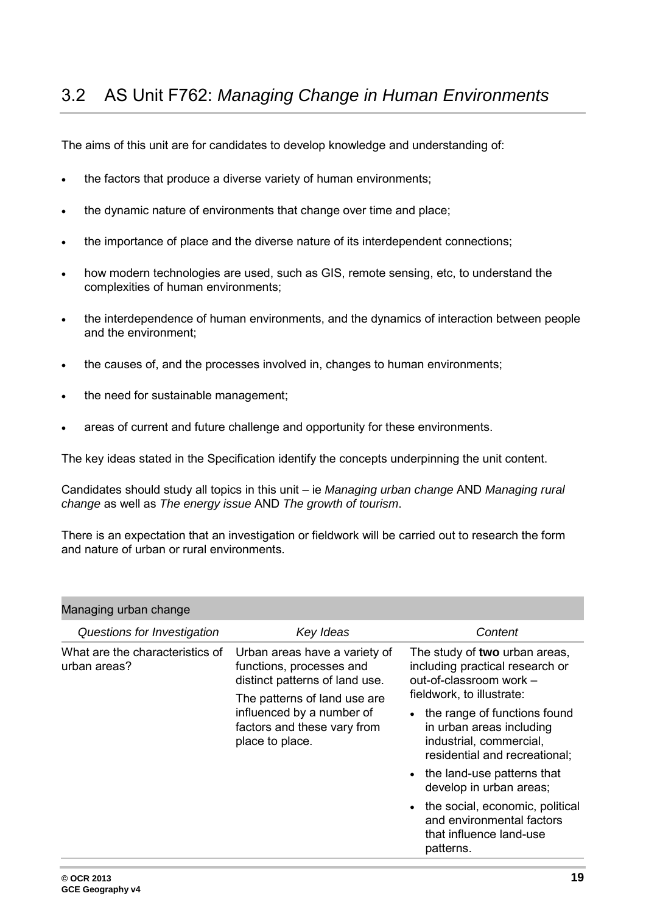## 3.2 AS Unit F762: *Managing Change in Human Environments*

The aims of this unit are for candidates to develop knowledge and understanding of:

- the factors that produce a diverse variety of human environments;
- the dynamic nature of environments that change over time and place;
- the importance of place and the diverse nature of its interdependent connections;
- how modern technologies are used, such as GIS, remote sensing, etc, to understand the complexities of human environments;
- the interdependence of human environments, and the dynamics of interaction between people and the environment;
- the causes of, and the processes involved in, changes to human environments;
- the need for sustainable management;
- areas of current and future challenge and opportunity for these environments.

The key ideas stated in the Specification identify the concepts underpinning the unit content.

Candidates should study all topics in this unit – ie *Managing urban change* AND *Managing rural change* as well as *The energy issue* AND *The growth of tourism*.

There is an expectation that an investigation or fieldwork will be carried out to research the form and nature of urban or rural environments.

| Managing urban change | | |
|---|---|---|
| *Questions for Investigation* | *Key Ideas* | *Content* |
| What are the characteristics of urban areas? | Urban areas have a variety of functions, processes and distinct patterns of land use.<br><br>The patterns of land use are influenced by a number of factors and these vary from place to place. | The study of **two** urban areas, including practical research or out-of-classroom work – fieldwork, to illustrate:<br>• the range of functions found in urban areas including industrial, commercial, residential and recreational;<br>• the land-use patterns that develop in urban areas;<br>• the social, economic, political and environmental factors that influence land-use patterns. |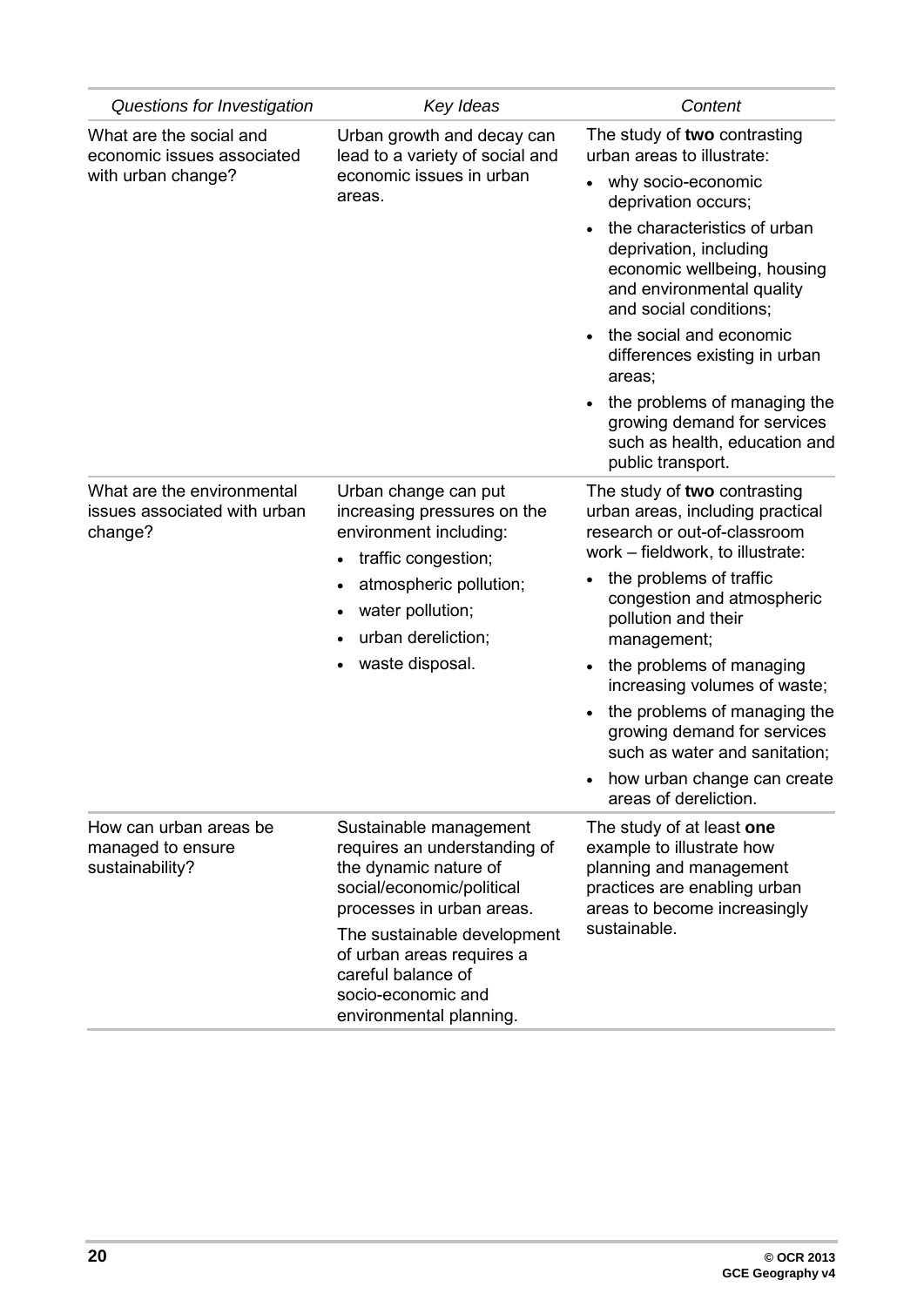| *Questions for Investigation* | *Key Ideas* | *Content* |
|---|---|---|
| What are the social and economic issues associated with urban change? | Urban growth and decay can lead to a variety of social and economic issues in urban areas. | The study of **two** contrasting urban areas to illustrate:<br>• why socio-economic deprivation occurs;<br>• the characteristics of urban deprivation, including economic wellbeing, housing and environmental quality and social conditions;<br>• the social and economic differences existing in urban areas;<br>• the problems of managing the growing demand for services such as health, education and public transport. |
| What are the environmental issues associated with urban change? | Urban change can put increasing pressures on the environment including:<br>• traffic congestion;<br>• atmospheric pollution;<br>• water pollution;<br>• urban dereliction;<br>• waste disposal. | The study of **two** contrasting urban areas, including practical research or out-of-classroom work – fieldwork, to illustrate:<br>• the problems of traffic congestion and atmospheric pollution and their management;<br>• the problems of managing increasing volumes of waste;<br>• the problems of managing the growing demand for services such as water and sanitation;<br>• how urban change can create areas of dereliction. |
| How can urban areas be managed to ensure sustainability? | Sustainable management requires an understanding of the dynamic nature of social/economic/political processes in urban areas.<br>The sustainable development of urban areas requires a careful balance of socio-economic and environmental planning. | The study of at least **one** example to illustrate how planning and management practices are enabling urban areas to become increasingly sustainable. |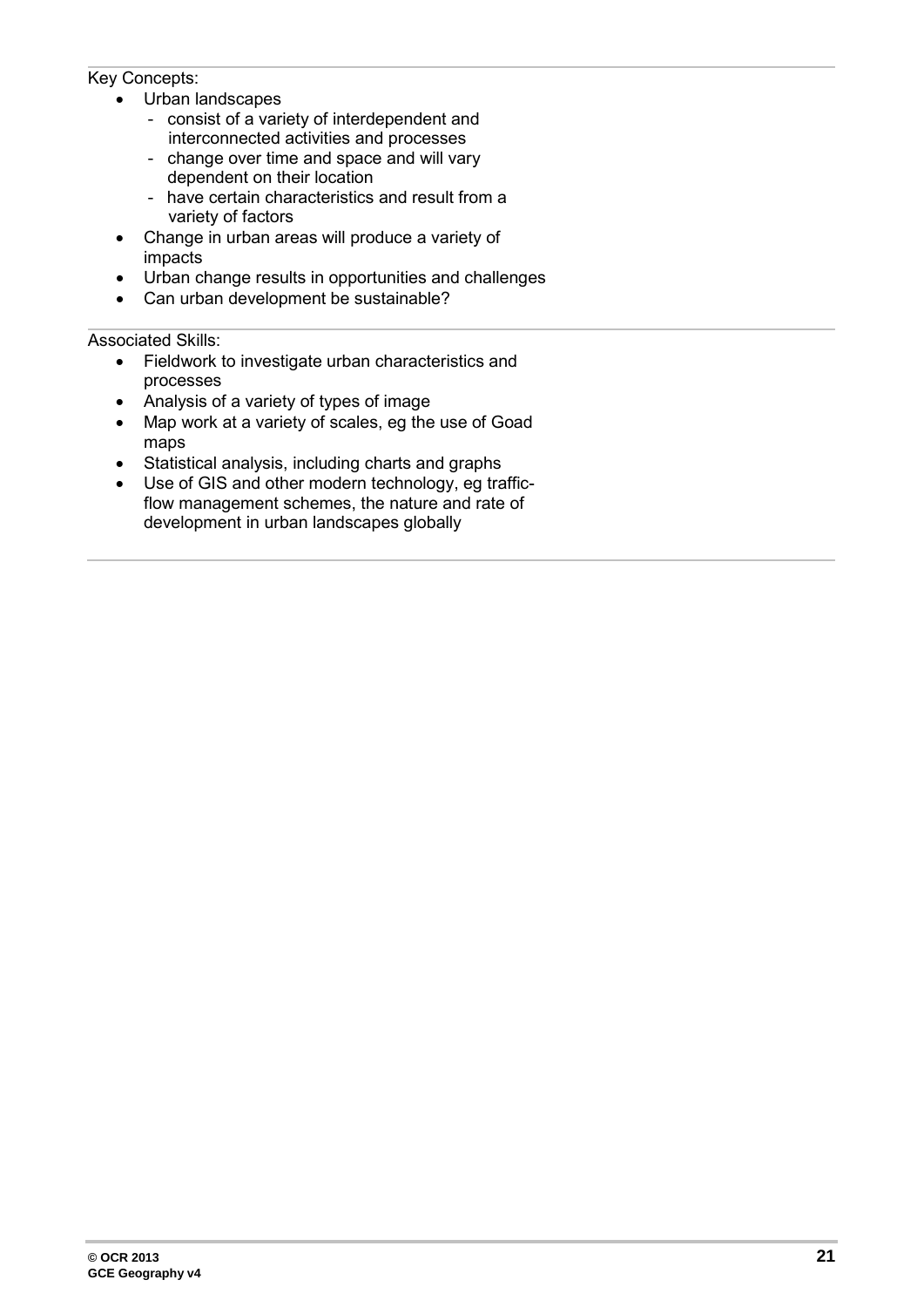Key Concepts:

- Urban landscapes
  - consist of a variety of interdependent and interconnected activities and processes
  - change over time and space and will vary dependent on their location
  - have certain characteristics and result from a variety of factors
- Change in urban areas will produce a variety of impacts
- Urban change results in opportunities and challenges
- Can urban development be sustainable?

Associated Skills:

- Fieldwork to investigate urban characteristics and processes
- Analysis of a variety of types of image
- Map work at a variety of scales, eg the use of Goad maps
- Statistical analysis, including charts and graphs
- Use of GIS and other modern technology, eg traffic-flow management schemes, the nature and rate of development in urban landscapes globally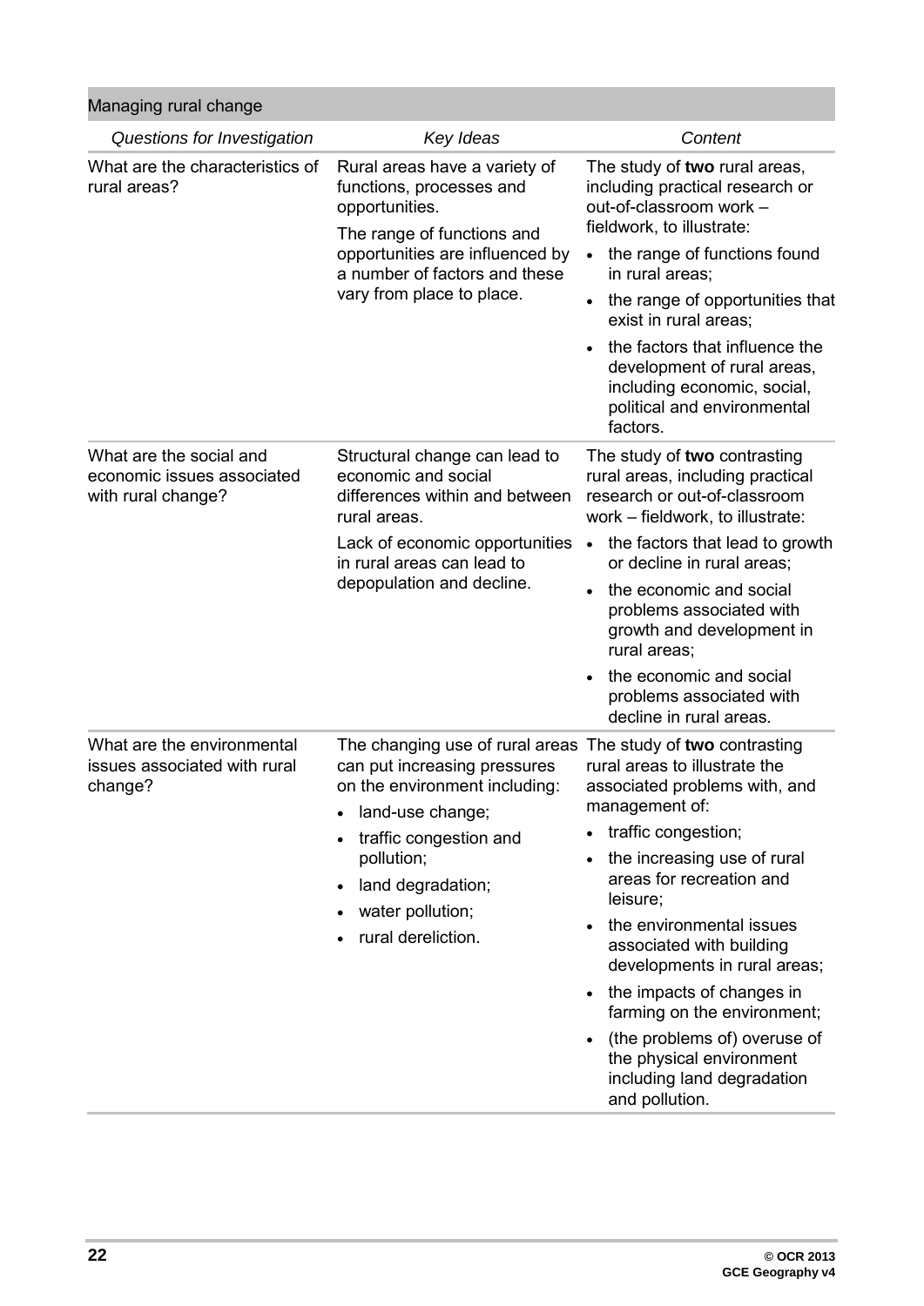## Managing rural change

| *Questions for Investigation* | *Key Ideas* | *Content* |
|---|---|---|
| What are the characteristics of rural areas? | Rural areas have a variety of functions, processes and opportunities.<br><br>The range of functions and opportunities are influenced by a number of factors and these vary from place to place. | The study of **two** rural areas, including practical research or out-of-classroom work – fieldwork, to illustrate:<br>• the range of functions found in rural areas;<br>• the range of opportunities that exist in rural areas;<br>• the factors that influence the development of rural areas, including economic, social, political and environmental factors. |
| What are the social and economic issues associated with rural change? | Structural change can lead to economic and social differences within and between rural areas.<br><br>Lack of economic opportunities in rural areas can lead to depopulation and decline. | The study of **two** contrasting rural areas, including practical research or out-of-classroom work – fieldwork, to illustrate:<br>• the factors that lead to growth or decline in rural areas;<br>• the economic and social problems associated with growth and development in rural areas;<br>• the economic and social problems associated with decline in rural areas. |
| What are the environmental issues associated with rural change? | The changing use of rural areas can put increasing pressures on the environment including:<br>• land-use change;<br>• traffic congestion and pollution;<br>• land degradation;<br>• water pollution;<br>• rural dereliction. | The study of **two** contrasting rural areas to illustrate the associated problems with, and management of:<br>• traffic congestion;<br>• the increasing use of rural areas for recreation and leisure;<br>• the environmental issues associated with building developments in rural areas;<br>• the impacts of changes in farming on the environment;<br>• (the problems of) overuse of the physical environment including land degradation and pollution. |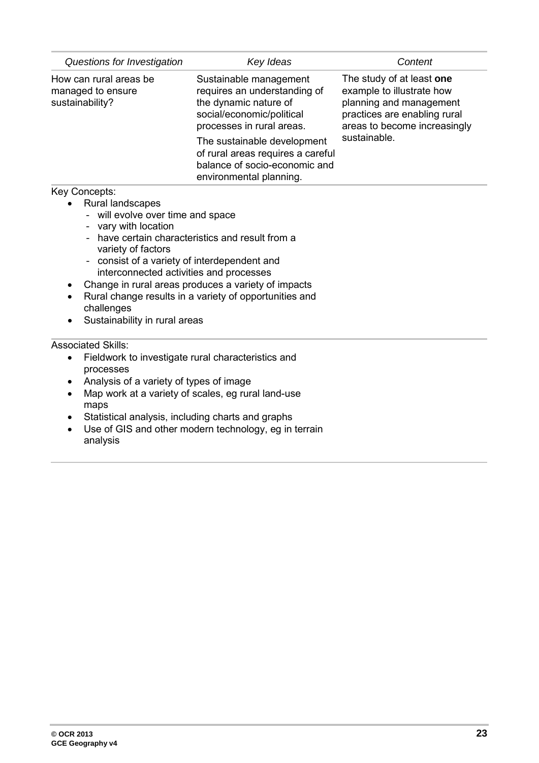| *Questions for Investigation* | *Key Ideas* | *Content* |
|---|---|---|
| How can rural areas be managed to ensure sustainability? | Sustainable management requires an understanding of the dynamic nature of social/economic/political processes in rural areas.<br><br>The sustainable development of rural areas requires a careful balance of socio-economic and environmental planning. | The study of at least **one** example to illustrate how planning and management practices are enabling rural areas to become increasingly sustainable. |

Key Concepts:

- Rural landscapes
  - will evolve over time and space
  - vary with location
  - have certain characteristics and result from a variety of factors
  - consist of a variety of interdependent and interconnected activities and processes
- Change in rural areas produces a variety of impacts
- Rural change results in a variety of opportunities and challenges
- Sustainability in rural areas

Associated Skills:

- Fieldwork to investigate rural characteristics and processes
- Analysis of a variety of types of image
- Map work at a variety of scales, eg rural land-use maps
- Statistical analysis, including charts and graphs
- Use of GIS and other modern technology, eg in terrain analysis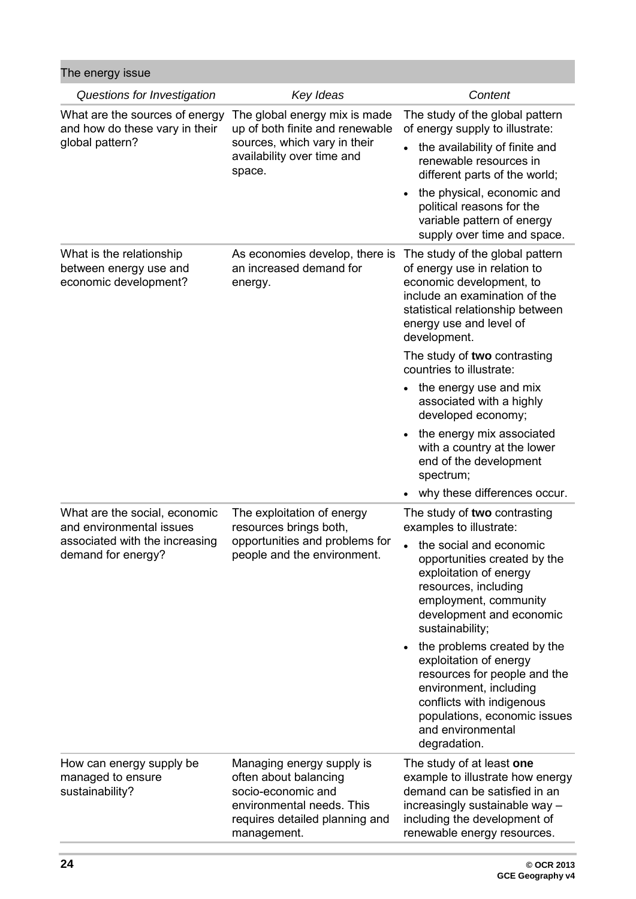## The energy issue

| *Questions for Investigation* | *Key Ideas* | *Content* |
|---|---|---|
| What are the sources of energy and how do these vary in their global pattern? | The global energy mix is made up of both finite and renewable sources, which vary in their availability over time and space. | The study of the global pattern of energy supply to illustrate:<br>• the availability of finite and renewable resources in different parts of the world;<br>• the physical, economic and political reasons for the variable pattern of energy supply over time and space. |
| What is the relationship between energy use and economic development? | As economies develop, there is an increased demand for energy. | The study of the global pattern of energy use in relation to economic development, to include an examination of the statistical relationship between energy use and level of development.<br>The study of **two** contrasting countries to illustrate:<br>• the energy use and mix associated with a highly developed economy;<br>• the energy mix associated with a country at the lower end of the development spectrum;<br>• why these differences occur. |
| What are the social, economic and environmental issues associated with the increasing demand for energy? | The exploitation of energy resources brings both, opportunities and problems for people and the environment. | The study of **two** contrasting examples to illustrate:<br>• the social and economic opportunities created by the exploitation of energy resources, including employment, community development and economic sustainability;<br>• the problems created by the exploitation of energy resources for people and the environment, including conflicts with indigenous populations, economic issues and environmental degradation. |
| How can energy supply be managed to ensure sustainability? | Managing energy supply is often about balancing socio-economic and environmental needs. This requires detailed planning and management. | The study of at least **one** example to illustrate how energy demand can be satisfied in an increasingly sustainable way – including the development of renewable energy resources. |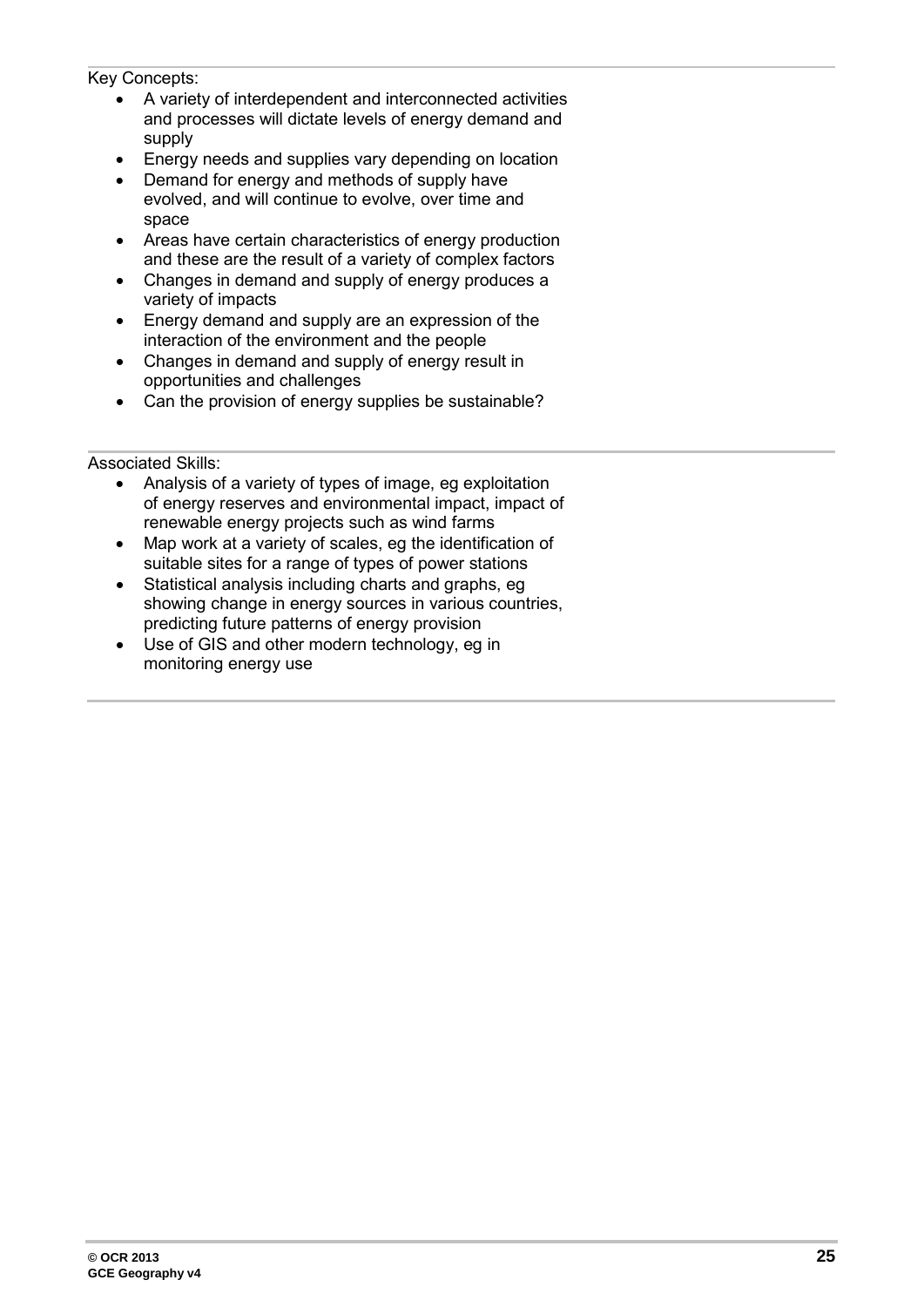Key Concepts:

- A variety of interdependent and interconnected activities and processes will dictate levels of energy demand and supply
- Energy needs and supplies vary depending on location
- Demand for energy and methods of supply have evolved, and will continue to evolve, over time and space
- Areas have certain characteristics of energy production and these are the result of a variety of complex factors
- Changes in demand and supply of energy produces a variety of impacts
- Energy demand and supply are an expression of the interaction of the environment and the people
- Changes in demand and supply of energy result in opportunities and challenges
- Can the provision of energy supplies be sustainable?

Associated Skills:

- Analysis of a variety of types of image, eg exploitation of energy reserves and environmental impact, impact of renewable energy projects such as wind farms
- Map work at a variety of scales, eg the identification of suitable sites for a range of types of power stations
- Statistical analysis including charts and graphs, eg showing change in energy sources in various countries, predicting future patterns of energy provision
- Use of GIS and other modern technology, eg in monitoring energy use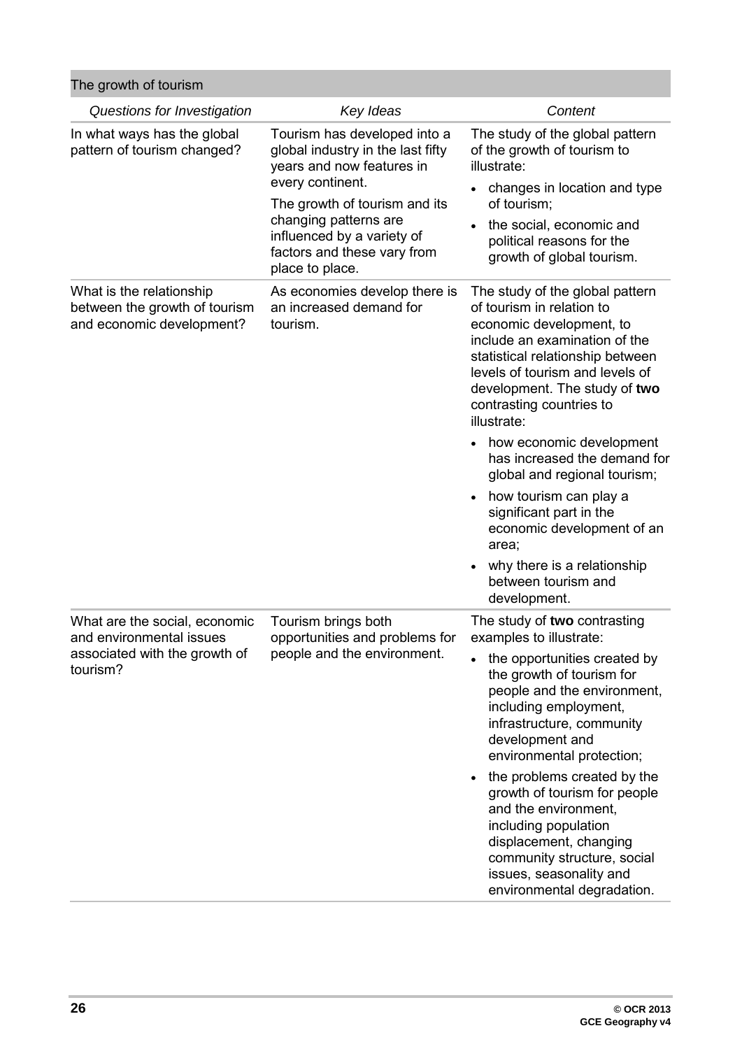## The growth of tourism

| *Questions for Investigation* | *Key Ideas* | *Content* |
|---|---|---|
| In what ways has the global pattern of tourism changed? | Tourism has developed into a global industry in the last fifty years and now features in every continent.<br><br>The growth of tourism and its changing patterns are influenced by a variety of factors and these vary from place to place. | The study of the global pattern of the growth of tourism to illustrate:<br>• changes in location and type of tourism;<br>• the social, economic and political reasons for the growth of global tourism. |
| What is the relationship between the growth of tourism and economic development? | As economies develop there is an increased demand for tourism. | The study of the global pattern of tourism in relation to economic development, to include an examination of the statistical relationship between levels of tourism and levels of development. The study of **two** contrasting countries to illustrate:<br>• how economic development has increased the demand for global and regional tourism;<br>• how tourism can play a significant part in the economic development of an area;<br>• why there is a relationship between tourism and development. |
| What are the social, economic and environmental issues associated with the growth of tourism? | Tourism brings both opportunities and problems for people and the environment. | The study of **two** contrasting examples to illustrate:<br>• the opportunities created by the growth of tourism for people and the environment, including employment, infrastructure, community development and environmental protection;<br>• the problems created by the growth of tourism for people and the environment, including population displacement, changing community structure, social issues, seasonality and environmental degradation. |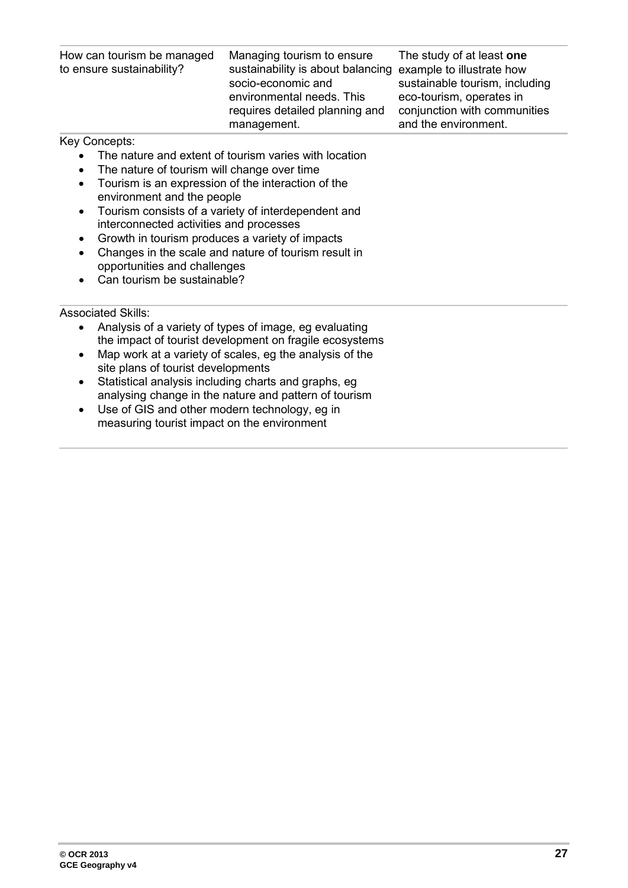| How can tourism be managed to ensure sustainability? | Managing tourism to ensure sustainability is about balancing socio-economic and environmental needs. This requires detailed planning and management. | The study of at least **one** example to illustrate how sustainable tourism, including eco-tourism, operates in conjunction with communities and the environment. |
|---|---|---|

Key Concepts:

- The nature and extent of tourism varies with location
- The nature of tourism will change over time
- Tourism is an expression of the interaction of the environment and the people
- Tourism consists of a variety of interdependent and interconnected activities and processes
- Growth in tourism produces a variety of impacts
- Changes in the scale and nature of tourism result in opportunities and challenges
- Can tourism be sustainable?

Associated Skills:

- Analysis of a variety of types of image, eg evaluating the impact of tourist development on fragile ecosystems
- Map work at a variety of scales, eg the analysis of the site plans of tourist developments
- Statistical analysis including charts and graphs, eg analysing change in the nature and pattern of tourism
- Use of GIS and other modern technology, eg in measuring tourist impact on the environment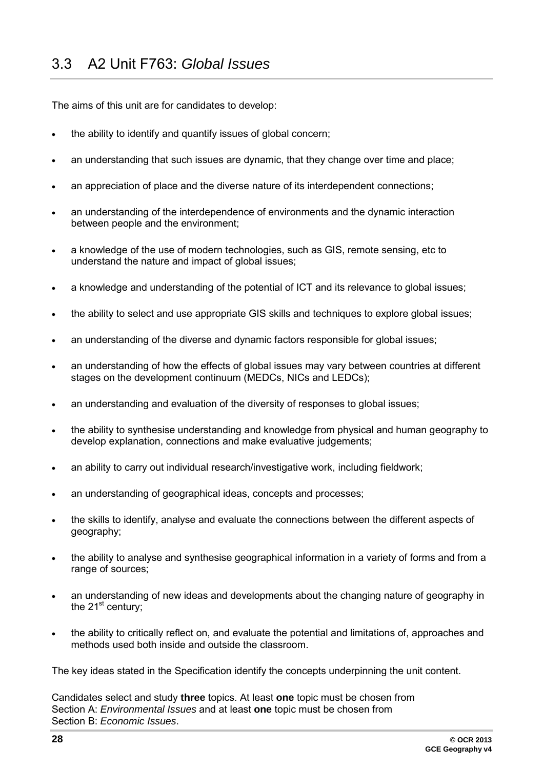## 3.3 A2 Unit F763: *Global Issues*

The aims of this unit are for candidates to develop:

- the ability to identify and quantify issues of global concern;
- an understanding that such issues are dynamic, that they change over time and place;
- an appreciation of place and the diverse nature of its interdependent connections;
- an understanding of the interdependence of environments and the dynamic interaction between people and the environment;
- a knowledge of the use of modern technologies, such as GIS, remote sensing, etc to understand the nature and impact of global issues;
- a knowledge and understanding of the potential of ICT and its relevance to global issues;
- the ability to select and use appropriate GIS skills and techniques to explore global issues;
- an understanding of the diverse and dynamic factors responsible for global issues;
- an understanding of how the effects of global issues may vary between countries at different stages on the development continuum (MEDCs, NICs and LEDCs);
- an understanding and evaluation of the diversity of responses to global issues;
- the ability to synthesise understanding and knowledge from physical and human geography to develop explanation, connections and make evaluative judgements;
- an ability to carry out individual research/investigative work, including fieldwork;
- an understanding of geographical ideas, concepts and processes;
- the skills to identify, analyse and evaluate the connections between the different aspects of geography;
- the ability to analyse and synthesise geographical information in a variety of forms and from a range of sources;
- an understanding of new ideas and developments about the changing nature of geography in the 21st century;
- the ability to critically reflect on, and evaluate the potential and limitations of, approaches and methods used both inside and outside the classroom.

The key ideas stated in the Specification identify the concepts underpinning the unit content.

Candidates select and study **three** topics. At least **one** topic must be chosen from Section A: *Environmental Issues* and at least **one** topic must be chosen from Section B: *Economic Issues*.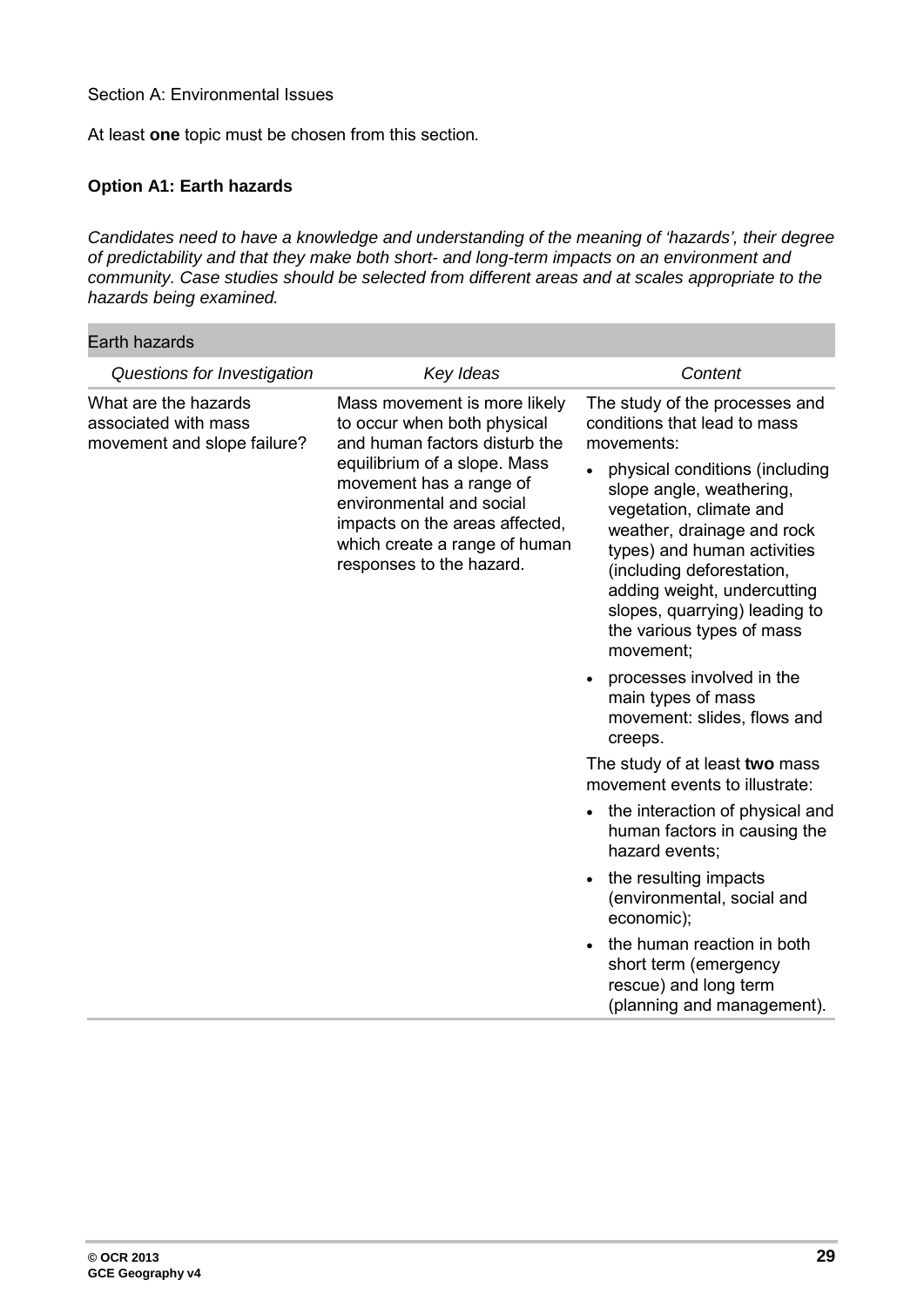Section A: Environmental Issues

At least **one** topic must be chosen from this section*.*

**Option A1: Earth hazards**

*Candidates need to have a knowledge and understanding of the meaning of 'hazards', their degree of predictability and that they make both short- and long-term impacts on an environment and community. Case studies should be selected from different areas and at scales appropriate to the hazards being examined.*

| Earth hazards | | |
|---|---|---|
| *Questions for Investigation* | *Key Ideas* | *Content* |
| What are the hazards associated with mass movement and slope failure? | Mass movement is more likely to occur when both physical and human factors disturb the equilibrium of a slope. Mass movement has a range of environmental and social impacts on the areas affected, which create a range of human responses to the hazard. | The study of the processes and conditions that lead to mass movements:<br>• physical conditions (including slope angle, weathering, vegetation, climate and weather, drainage and rock types) and human activities (including deforestation, adding weight, undercutting slopes, quarrying) leading to the various types of mass movement;<br>• processes involved in the main types of mass movement: slides, flows and creeps.<br>The study of at least **two** mass movement events to illustrate:<br>• the interaction of physical and human factors in causing the hazard events;<br>• the resulting impacts (environmental, social and economic);<br>• the human reaction in both short term (emergency rescue) and long term (planning and management). |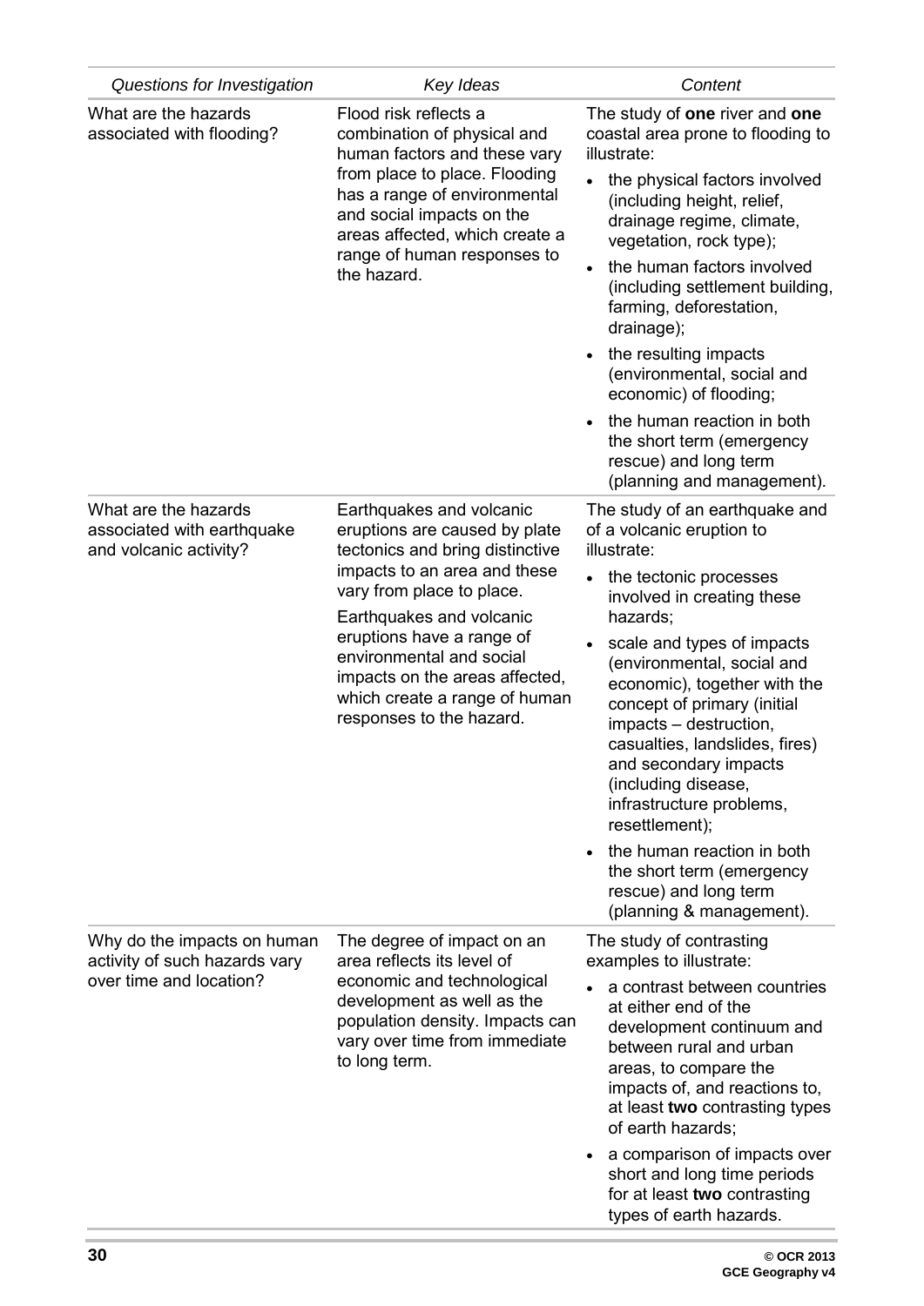| *Questions for Investigation* | *Key Ideas* | *Content* |
|---|---|---|
| What are the hazards associated with flooding? | Flood risk reflects a combination of physical and human factors and these vary from place to place. Flooding has a range of environmental and social impacts on the areas affected, which create a range of human responses to the hazard. | The study of **one** river and **one** coastal area prone to flooding to illustrate:<br>• the physical factors involved (including height, relief, drainage regime, climate, vegetation, rock type);<br>• the human factors involved (including settlement building, farming, deforestation, drainage);<br>• the resulting impacts (environmental, social and economic) of flooding;<br>• the human reaction in both the short term (emergency rescue) and long term (planning and management). |
| What are the hazards associated with earthquake and volcanic activity? | Earthquakes and volcanic eruptions are caused by plate tectonics and bring distinctive impacts to an area and these vary from place to place.<br>Earthquakes and volcanic eruptions have a range of environmental and social impacts on the areas affected, which create a range of human responses to the hazard. | The study of an earthquake and of a volcanic eruption to illustrate:<br>• the tectonic processes involved in creating these hazards;<br>• scale and types of impacts (environmental, social and economic), together with the concept of primary (initial impacts – destruction, casualties, landslides, fires) and secondary impacts (including disease, infrastructure problems, resettlement);<br>• the human reaction in both the short term (emergency rescue) and long term (planning & management). |
| Why do the impacts on human activity of such hazards vary over time and location? | The degree of impact on an area reflects its level of economic and technological development as well as the population density. Impacts can vary over time from immediate to long term. | The study of contrasting examples to illustrate:<br>• a contrast between countries at either end of the development continuum and between rural and urban areas, to compare the impacts of, and reactions to, at least **two** contrasting types of earth hazards;<br>• a comparison of impacts over short and long time periods for at least **two** contrasting types of earth hazards. |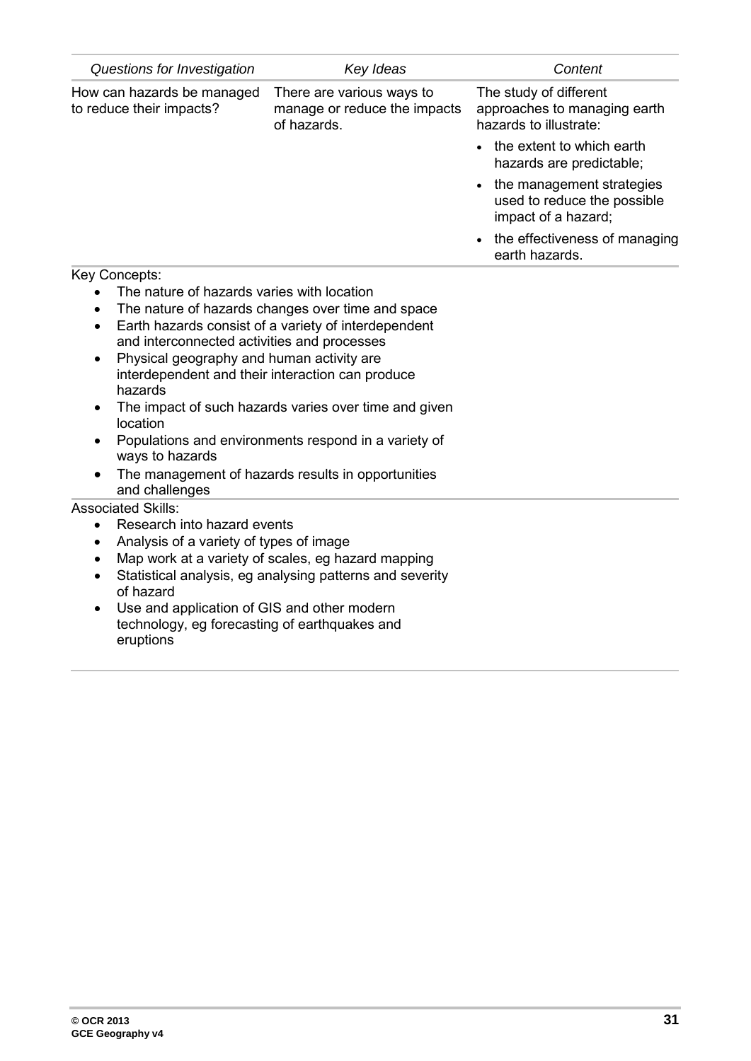| *Questions for Investigation* | *Key Ideas* | *Content* |
|---|---|---|
| How can hazards be managed to reduce their impacts? | There are various ways to manage or reduce the impacts of hazards. | The study of different approaches to managing earth hazards to illustrate:<br>• the extent to which earth hazards are predictable;<br>• the management strategies used to reduce the possible impact of a hazard;<br>• the effectiveness of managing earth hazards. |

Key Concepts:

- The nature of hazards varies with location
- The nature of hazards changes over time and space
- Earth hazards consist of a variety of interdependent and interconnected activities and processes
- Physical geography and human activity are interdependent and their interaction can produce hazards
- The impact of such hazards varies over time and given location
- Populations and environments respond in a variety of ways to hazards
- The management of hazards results in opportunities and challenges

Associated Skills:

- Research into hazard events
- Analysis of a variety of types of image
- Map work at a variety of scales, eg hazard mapping
- Statistical analysis, eg analysing patterns and severity of hazard
- Use and application of GIS and other modern technology, eg forecasting of earthquakes and eruptions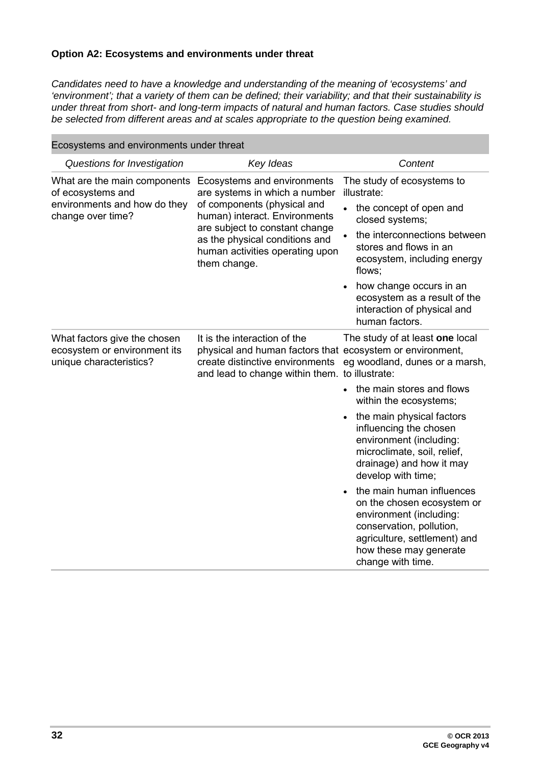**Option A2: Ecosystems and environments under threat**

*Candidates need to have a knowledge and understanding of the meaning of 'ecosystems' and 'environment'; that a variety of them can be defined; their variability; and that their sustainability is under threat from short- and long-term impacts of natural and human factors. Case studies should be selected from different areas and at scales appropriate to the question being examined.*

| Ecosystems and environments under threat | | |
|---|---|---|
| *Questions for Investigation* | *Key Ideas* | *Content* |
| What are the main components of ecosystems and environments and how do they change over time? | Ecosystems and environments are systems in which a number of components (physical and human) interact. Environments are subject to constant change as the physical conditions and human activities operating upon them change. | The study of ecosystems to illustrate:<br>• the concept of open and closed systems;<br>• the interconnections between stores and flows in an ecosystem, including energy flows;<br>• how change occurs in an ecosystem as a result of the interaction of physical and human factors. |
| What factors give the chosen ecosystem or environment its unique characteristics? | It is the interaction of the physical and human factors that create distinctive environments and lead to change within them. | The study of at least **one** local ecosystem or environment, eg woodland, dunes or a marsh, to illustrate:<br>• the main stores and flows within the ecosystems;<br>• the main physical factors influencing the chosen environment (including: microclimate, soil, relief, drainage) and how it may develop with time;<br>• the main human influences on the chosen ecosystem or environment (including: conservation, pollution, agriculture, settlement) and how these may generate change with time. |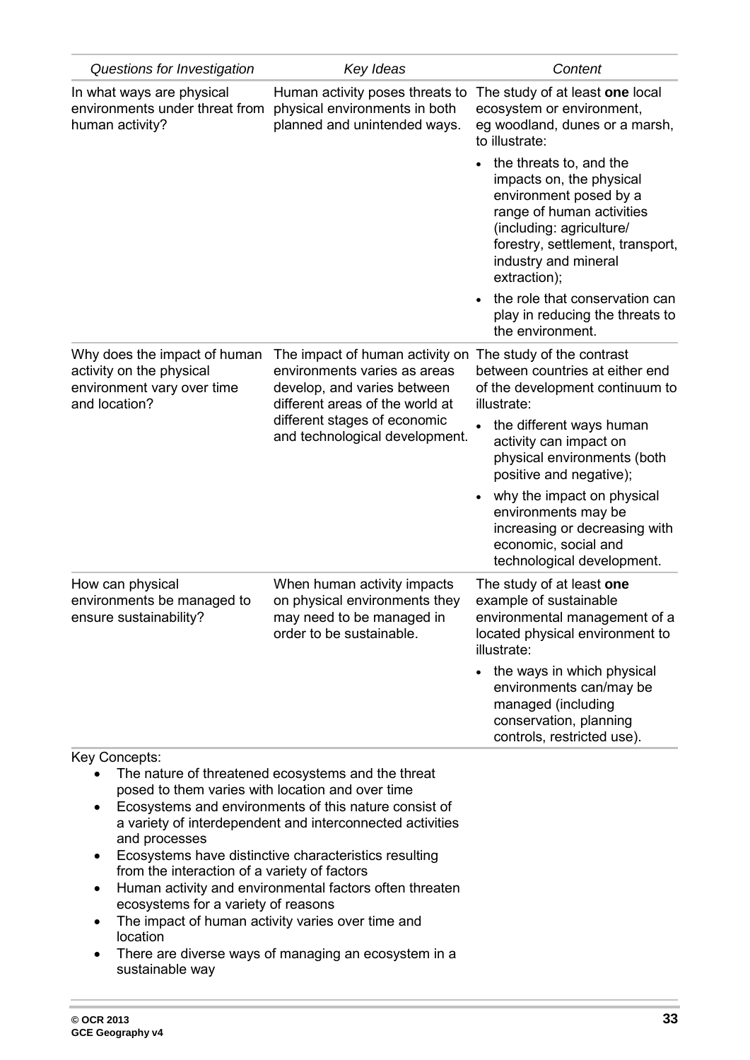| *Questions for Investigation* | *Key Ideas* | *Content* |
|---|---|---|
| In what ways are physical environments under threat from human activity? | Human activity poses threats to physical environments in both planned and unintended ways. | The study of at least **one** local ecosystem or environment, eg woodland, dunes or a marsh, to illustrate:<br>• the threats to, and the impacts on, the physical environment posed by a range of human activities (including: agriculture/ forestry, settlement, transport, industry and mineral extraction);<br>• the role that conservation can play in reducing the threats to the environment. |
| Why does the impact of human activity on the physical environment vary over time and location? | The impact of human activity on environments varies as areas develop, and varies between different areas of the world at different stages of economic and technological development. | The study of the contrast between countries at either end of the development continuum to illustrate:<br>• the different ways human activity can impact on physical environments (both positive and negative);<br>• why the impact on physical environments may be increasing or decreasing with economic, social and technological development. |
| How can physical environments be managed to ensure sustainability? | When human activity impacts on physical environments they may need to be managed in order to be sustainable. | The study of at least **one** example of sustainable environmental management of a located physical environment to illustrate:<br>• the ways in which physical environments can/may be managed (including conservation, planning controls, restricted use). |

Key Concepts:

- The nature of threatened ecosystems and the threat posed to them varies with location and over time
- Ecosystems and environments of this nature consist of a variety of interdependent and interconnected activities and processes
- Ecosystems have distinctive characteristics resulting from the interaction of a variety of factors
- Human activity and environmental factors often threaten ecosystems for a variety of reasons
- The impact of human activity varies over time and location
- There are diverse ways of managing an ecosystem in a sustainable way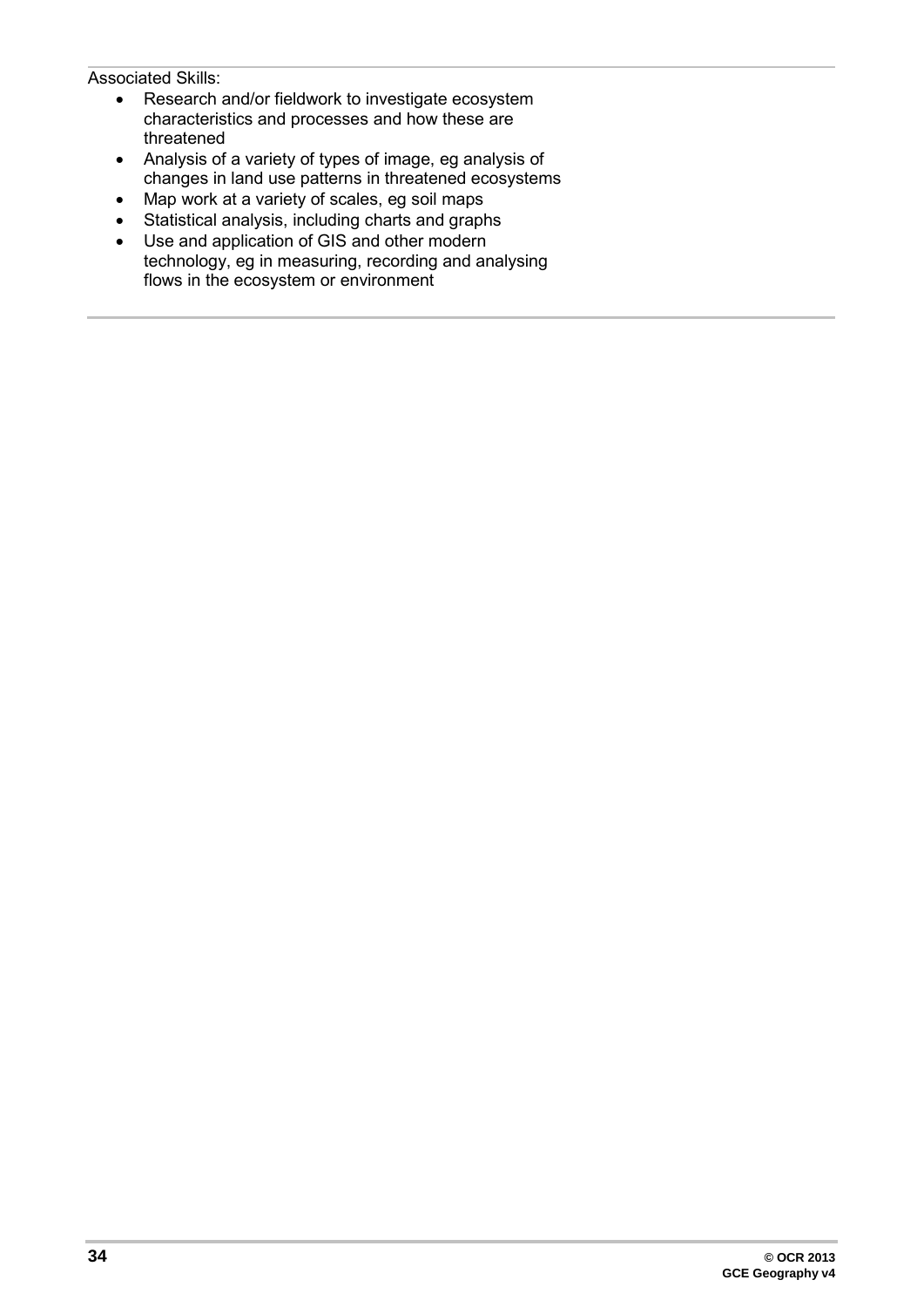Associated Skills:

- Research and/or fieldwork to investigate ecosystem characteristics and processes and how these are threatened
- Analysis of a variety of types of image, eg analysis of changes in land use patterns in threatened ecosystems
- Map work at a variety of scales, eg soil maps
- Statistical analysis, including charts and graphs
- Use and application of GIS and other modern technology, eg in measuring, recording and analysing flows in the ecosystem or environment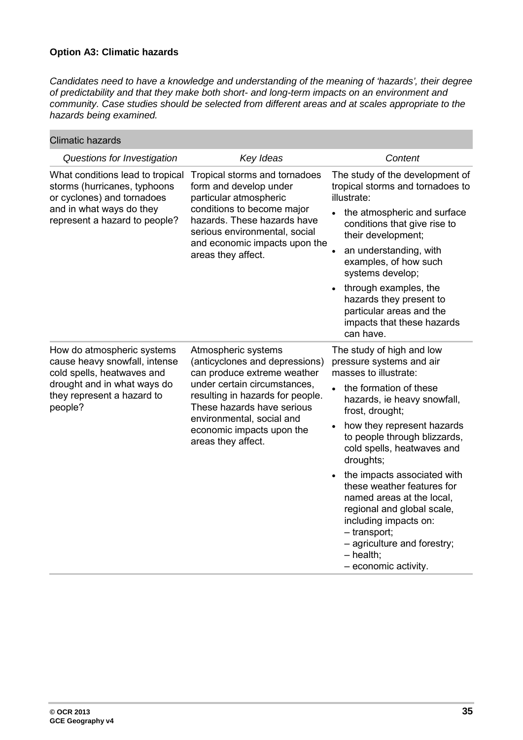**Option A3: Climatic hazards**

*Candidates need to have a knowledge and understanding of the meaning of 'hazards', their degree of predictability and that they make both short- and long-term impacts on an environment and community. Case studies should be selected from different areas and at scales appropriate to the hazards being examined.*

| Climatic hazards | | |
|---|---|---|
| *Questions for Investigation* | *Key Ideas* | *Content* |
| What conditions lead to tropical storms (hurricanes, typhoons or cyclones) and tornadoes and in what ways do they represent a hazard to people? | Tropical storms and tornadoes form and develop under particular atmospheric conditions to become major hazards. These hazards have serious environmental, social and economic impacts upon the areas they affect. | The study of the development of tropical storms and tornadoes to illustrate:<br>• the atmospheric and surface conditions that give rise to their development;<br>• an understanding, with examples, of how such systems develop;<br>• through examples, the hazards they present to particular areas and the impacts that these hazards can have. |
| How do atmospheric systems cause heavy snowfall, intense cold spells, heatwaves and drought and in what ways do they represent a hazard to people? | Atmospheric systems (anticyclones and depressions) can produce extreme weather under certain circumstances, resulting in hazards for people. These hazards have serious environmental, social and economic impacts upon the areas they affect. | The study of high and low pressure systems and air masses to illustrate:<br>• the formation of these hazards, ie heavy snowfall, frost, drought;<br>• how they represent hazards to people through blizzards, cold spells, heatwaves and droughts;<br>• the impacts associated with these weather features for named areas at the local, regional and global scale, including impacts on:<br>– transport;<br>– agriculture and forestry;<br>– health;<br>– economic activity. |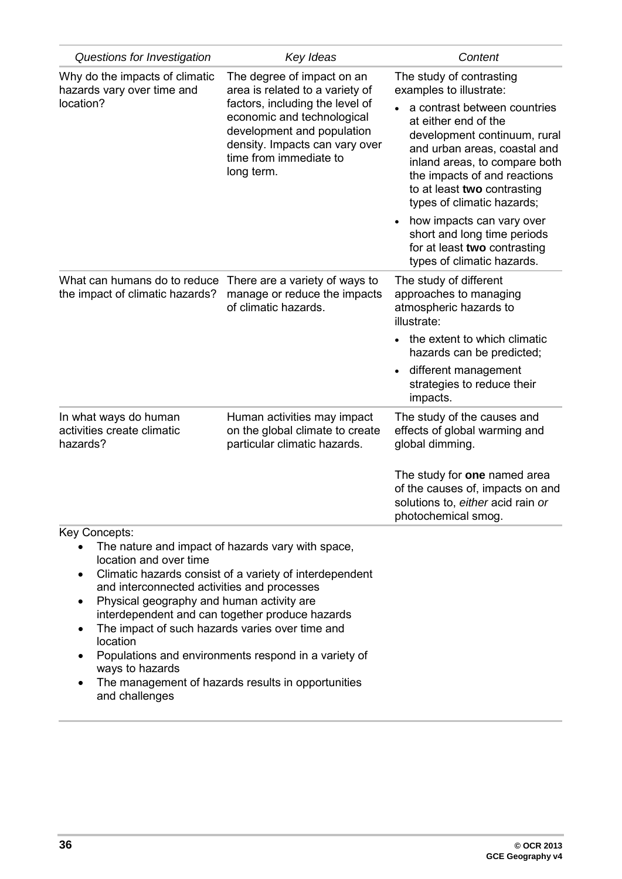| *Questions for Investigation* | *Key Ideas* | *Content* |
|---|---|---|
| Why do the impacts of climatic hazards vary over time and location? | The degree of impact on an area is related to a variety of factors, including the level of economic and technological development and population density. Impacts can vary over time from immediate to long term. | The study of contrasting examples to illustrate:<br>• a contrast between countries at either end of the development continuum, rural and urban areas, coastal and inland areas, to compare both the impacts of and reactions to at least **two** contrasting types of climatic hazards;<br>• how impacts can vary over short and long time periods for at least **two** contrasting types of climatic hazards. |
| What can humans do to reduce the impact of climatic hazards? | There are a variety of ways to manage or reduce the impacts of climatic hazards. | The study of different approaches to managing atmospheric hazards to illustrate:<br>• the extent to which climatic hazards can be predicted;<br>• different management strategies to reduce their impacts. |
| In what ways do human activities create climatic hazards? | Human activities may impact on the global climate to create particular climatic hazards. | The study of the causes and effects of global warming and global dimming.<br><br>The study for **one** named area of the causes of, impacts on and solutions to, *either* acid rain *or* photochemical smog. |

Key Concepts:

- The nature and impact of hazards vary with space, location and over time
- Climatic hazards consist of a variety of interdependent and interconnected activities and processes
- Physical geography and human activity are interdependent and can together produce hazards
- The impact of such hazards varies over time and location
- Populations and environments respond in a variety of ways to hazards
- The management of hazards results in opportunities and challenges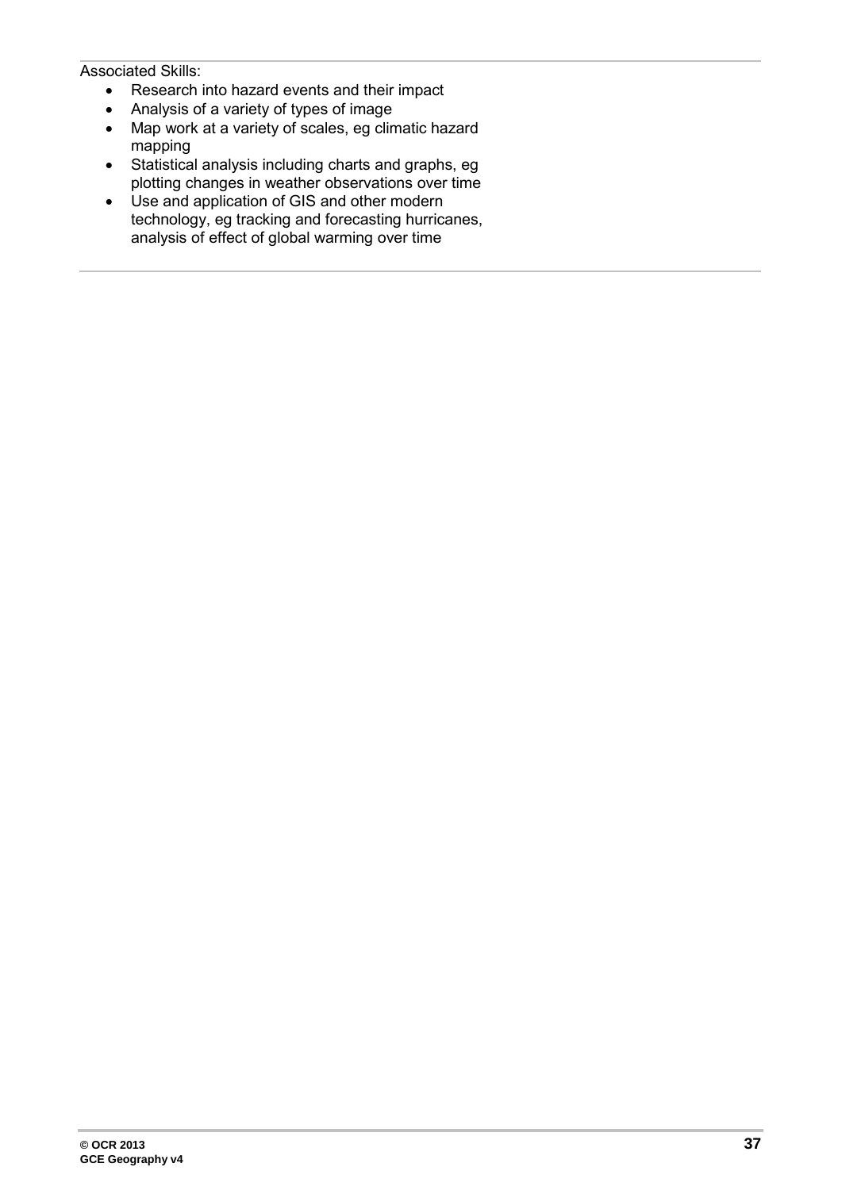Associated Skills:

- Research into hazard events and their impact
- Analysis of a variety of types of image
- Map work at a variety of scales, eg climatic hazard mapping
- Statistical analysis including charts and graphs, eg plotting changes in weather observations over time
- Use and application of GIS and other modern technology, eg tracking and forecasting hurricanes, analysis of effect of global warming over time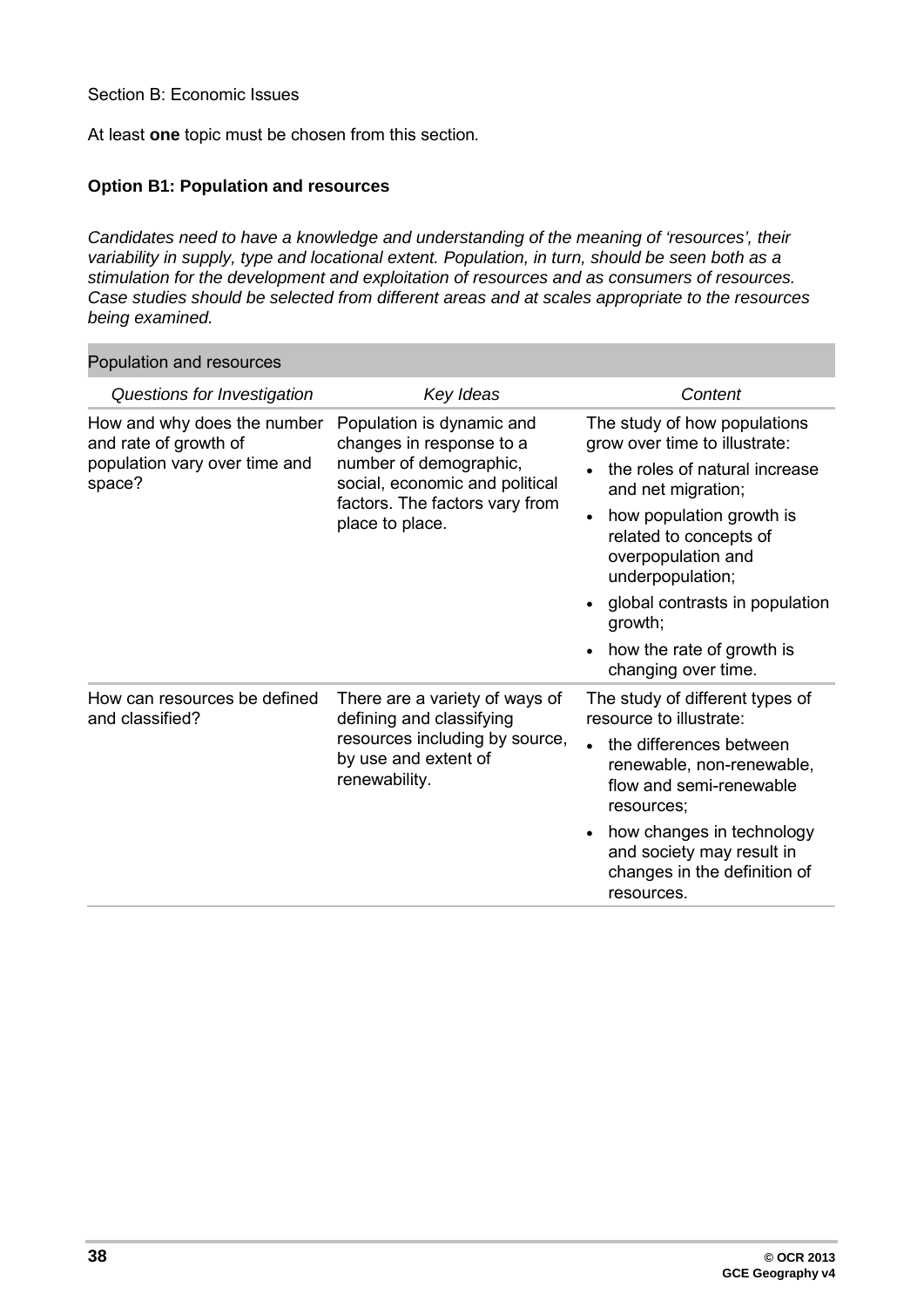Section B: Economic Issues

At least **one** topic must be chosen from this section*.*

### Option B1: Population and resources

*Candidates need to have a knowledge and understanding of the meaning of 'resources', their variability in supply, type and locational extent. Population, in turn, should be seen both as a stimulation for the development and exploitation of resources and as consumers of resources. Case studies should be selected from different areas and at scales appropriate to the resources being examined.*

| Population and resources | | |
|---|---|---|
| *Questions for Investigation* | *Key Ideas* | *Content* |
| How and why does the number and rate of growth of population vary over time and space? | Population is dynamic and changes in response to a number of demographic, social, economic and political factors. The factors vary from place to place. | The study of how populations grow over time to illustrate:<br>• the roles of natural increase and net migration;<br>• how population growth is related to concepts of overpopulation and underpopulation;<br>• global contrasts in population growth;<br>• how the rate of growth is changing over time. |
| How can resources be defined and classified? | There are a variety of ways of defining and classifying resources including by source, by use and extent of renewability. | The study of different types of resource to illustrate:<br>• the differences between renewable, non-renewable, flow and semi-renewable resources;<br>• how changes in technology and society may result in changes in the definition of resources. |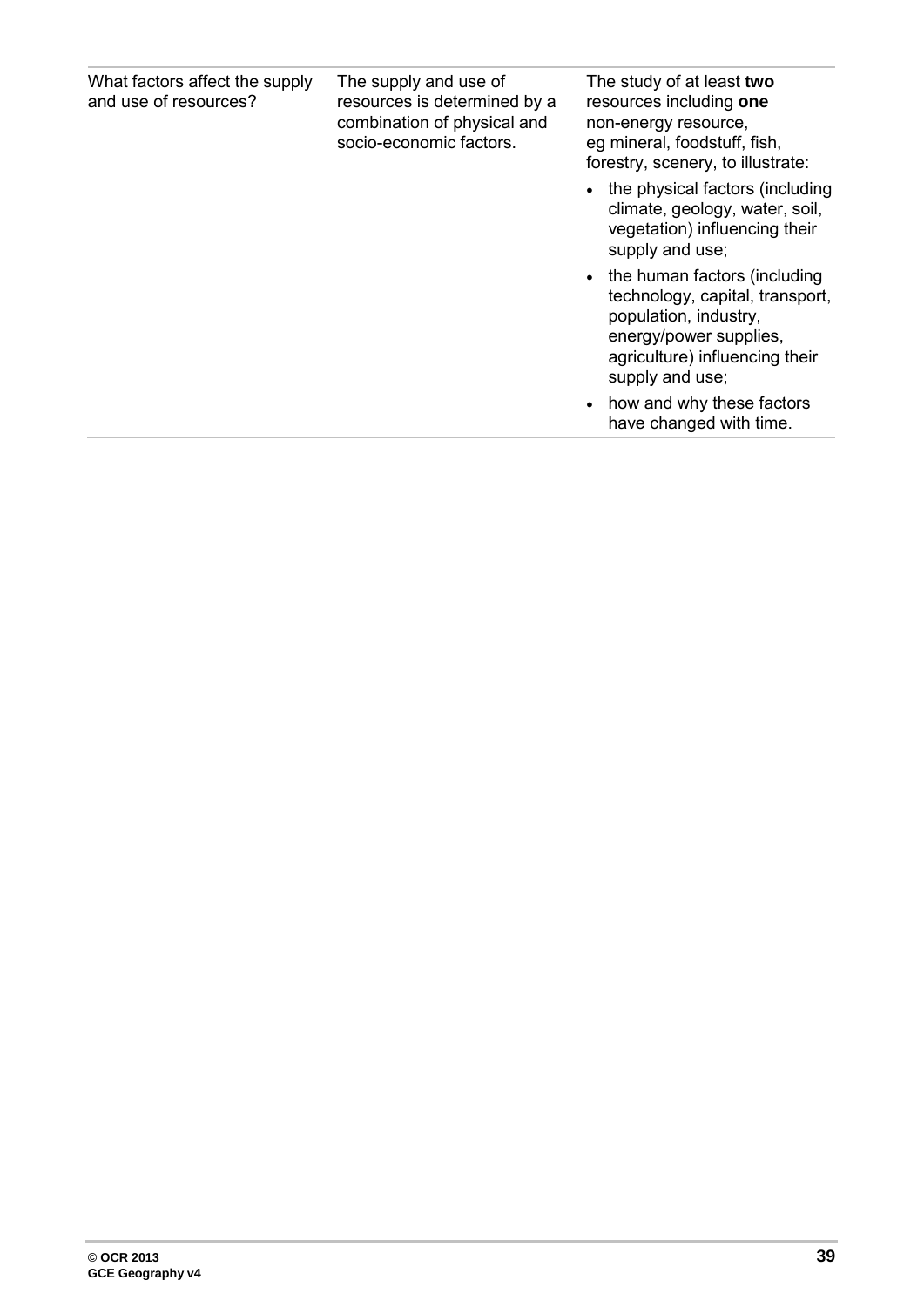| What factors affect the supply and use of resources? | The supply and use of resources is determined by a combination of physical and socio-economic factors. | The study of at least **two** resources including **one** non-energy resource, eg mineral, foodstuff, fish, forestry, scenery, to illustrate:<br>• the physical factors (including climate, geology, water, soil, vegetation) influencing their supply and use;<br>• the human factors (including technology, capital, transport, population, industry, energy/power supplies, agriculture) influencing their supply and use;<br>• how and why these factors have changed with time. |
|---|---|---|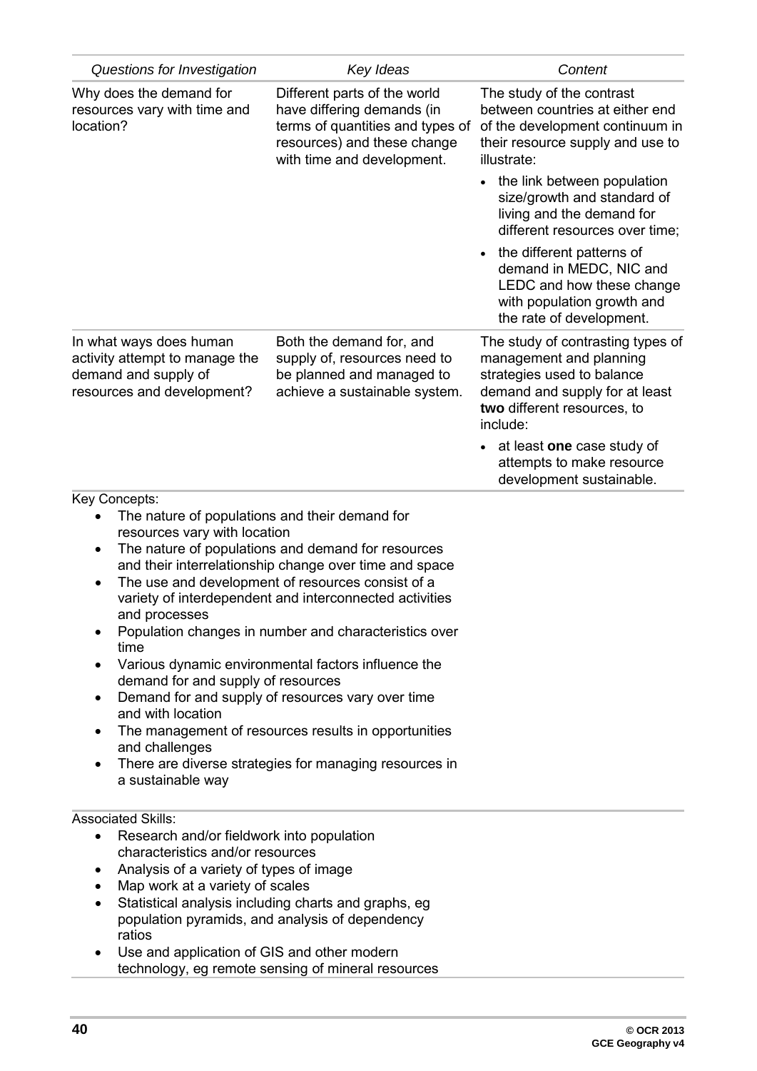| *Questions for Investigation* | *Key Ideas* | *Content* |
|---|---|---|
| Why does the demand for resources vary with time and location? | Different parts of the world have differing demands (in terms of quantities and types of resources) and these change with time and development. | The study of the contrast between countries at either end of the development continuum in their resource supply and use to illustrate:<br>• the link between population size/growth and standard of living and the demand for different resources over time;<br>• the different patterns of demand in MEDC, NIC and LEDC and how these change with population growth and the rate of development. |
| In what ways does human activity attempt to manage the demand and supply of resources and development? | Both the demand for, and supply of, resources need to be planned and managed to achieve a sustainable system. | The study of contrasting types of management and planning strategies used to balance demand and supply for at least **two** different resources, to include:<br>• at least **one** case study of attempts to make resource development sustainable. |

Key Concepts:

- The nature of populations and their demand for resources vary with location
- The nature of populations and demand for resources and their interrelationship change over time and space
- The use and development of resources consist of a variety of interdependent and interconnected activities and processes
- Population changes in number and characteristics over time
- Various dynamic environmental factors influence the demand for and supply of resources
- Demand for and supply of resources vary over time and with location
- The management of resources results in opportunities and challenges
- There are diverse strategies for managing resources in a sustainable way

Associated Skills:

- Research and/or fieldwork into population characteristics and/or resources
- Analysis of a variety of types of image
- Map work at a variety of scales
- Statistical analysis including charts and graphs, eg population pyramids, and analysis of dependency ratios
- Use and application of GIS and other modern technology, eg remote sensing of mineral resources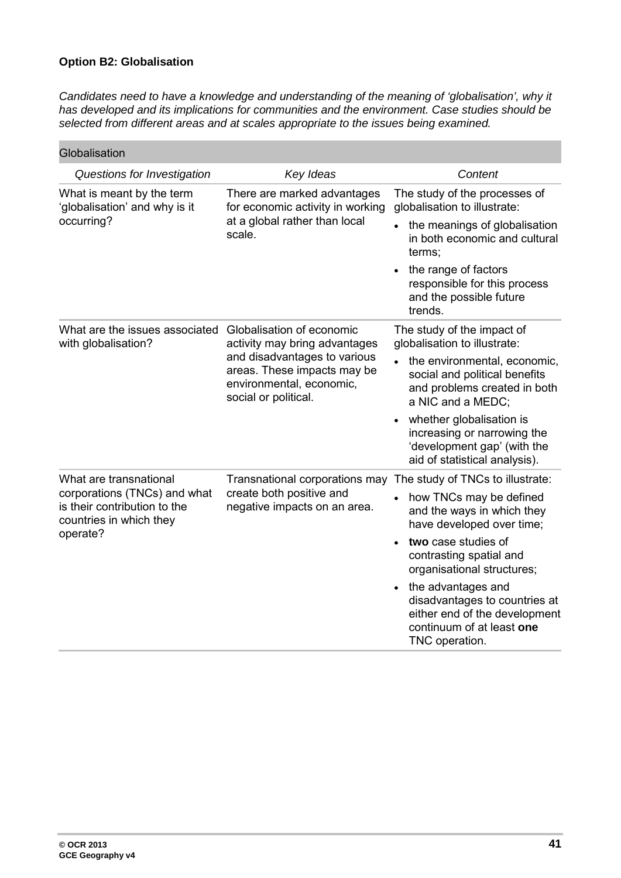**Option B2: Globalisation**

*Candidates need to have a knowledge and understanding of the meaning of 'globalisation', why it has developed and its implications for communities and the environment. Case studies should be selected from different areas and at scales appropriate to the issues being examined.*

| Globalisation | | |
|---|---|---|
| *Questions for Investigation* | *Key Ideas* | *Content* |
| What is meant by the term 'globalisation' and why is it occurring? | There are marked advantages for economic activity in working at a global rather than local scale. | The study of the processes of globalisation to illustrate:<br>• the meanings of globalisation in both economic and cultural terms;<br>• the range of factors responsible for this process and the possible future trends. |
| What are the issues associated with globalisation? | Globalisation of economic activity may bring advantages and disadvantages to various areas. These impacts may be environmental, economic, social or political. | The study of the impact of globalisation to illustrate:<br>• the environmental, economic, social and political benefits and problems created in both a NIC and a MEDC;<br>• whether globalisation is increasing or narrowing the 'development gap' (with the aid of statistical analysis). |
| What are transnational corporations (TNCs) and what is their contribution to the countries in which they operate? | Transnational corporations may create both positive and negative impacts on an area. | The study of TNCs to illustrate:<br>• how TNCs may be defined and the ways in which they have developed over time;<br>• **two** case studies of contrasting spatial and organisational structures;<br>• the advantages and disadvantages to countries at either end of the development continuum of at least **one** TNC operation. |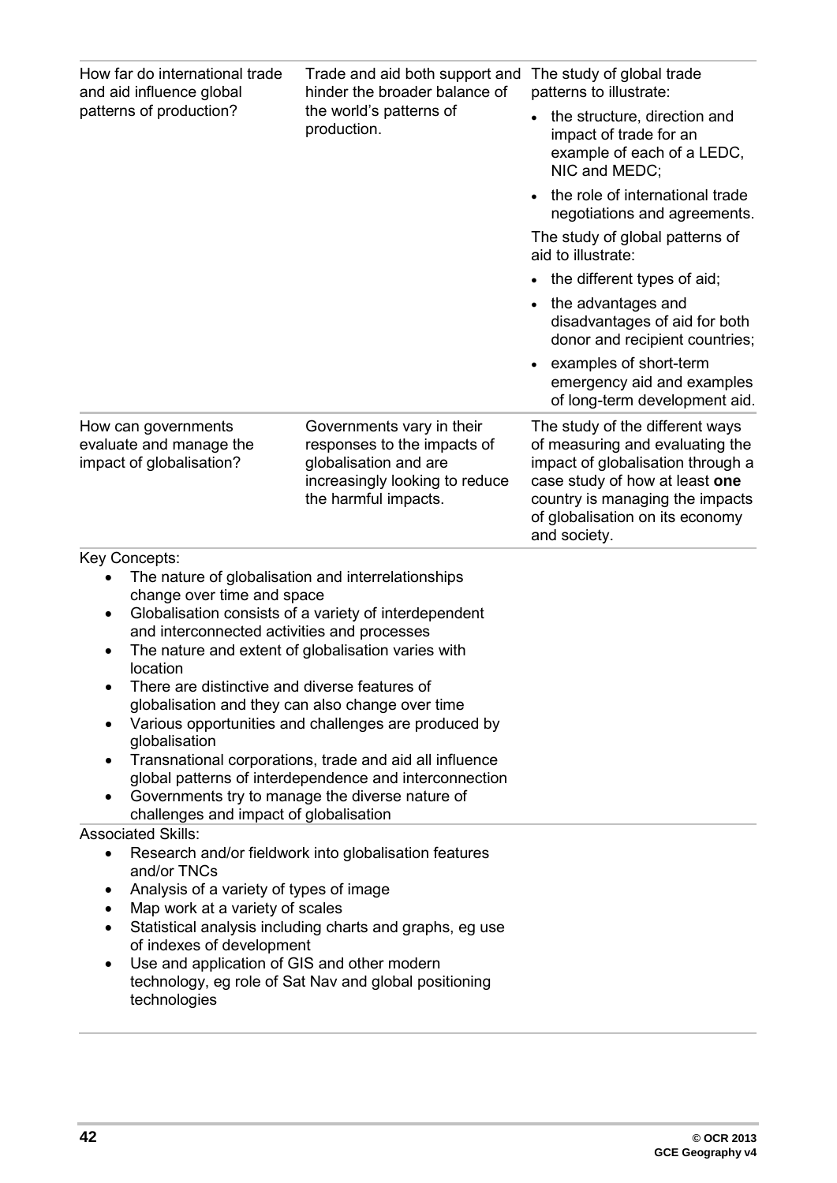| | | |
|---|---|---|
| How far do international trade and aid influence global patterns of production? | Trade and aid both support and hinder the broader balance of the world's patterns of production. | The study of global trade patterns to illustrate:<br>• the structure, direction and impact of trade for an example of each of a LEDC, NIC and MEDC;<br>• the role of international trade negotiations and agreements.<br>The study of global patterns of aid to illustrate:<br>• the different types of aid;<br>• the advantages and disadvantages of aid for both donor and recipient countries;<br>• examples of short-term emergency aid and examples of long-term development aid. |
| How can governments evaluate and manage the impact of globalisation? | Governments vary in their responses to the impacts of globalisation and are increasingly looking to reduce the harmful impacts. | The study of the different ways of measuring and evaluating the impact of globalisation through a case study of how at least **one** country is managing the impacts of globalisation on its economy and society. |

Key Concepts:

- The nature of globalisation and interrelationships change over time and space
- Globalisation consists of a variety of interdependent and interconnected activities and processes
- The nature and extent of globalisation varies with location
- There are distinctive and diverse features of globalisation and they can also change over time
- Various opportunities and challenges are produced by globalisation
- Transnational corporations, trade and aid all influence global patterns of interdependence and interconnection
- Governments try to manage the diverse nature of challenges and impact of globalisation

Associated Skills:

- Research and/or fieldwork into globalisation features and/or TNCs
- Analysis of a variety of types of image
- Map work at a variety of scales
- Statistical analysis including charts and graphs, eg use of indexes of development
- Use and application of GIS and other modern technology, eg role of Sat Nav and global positioning technologies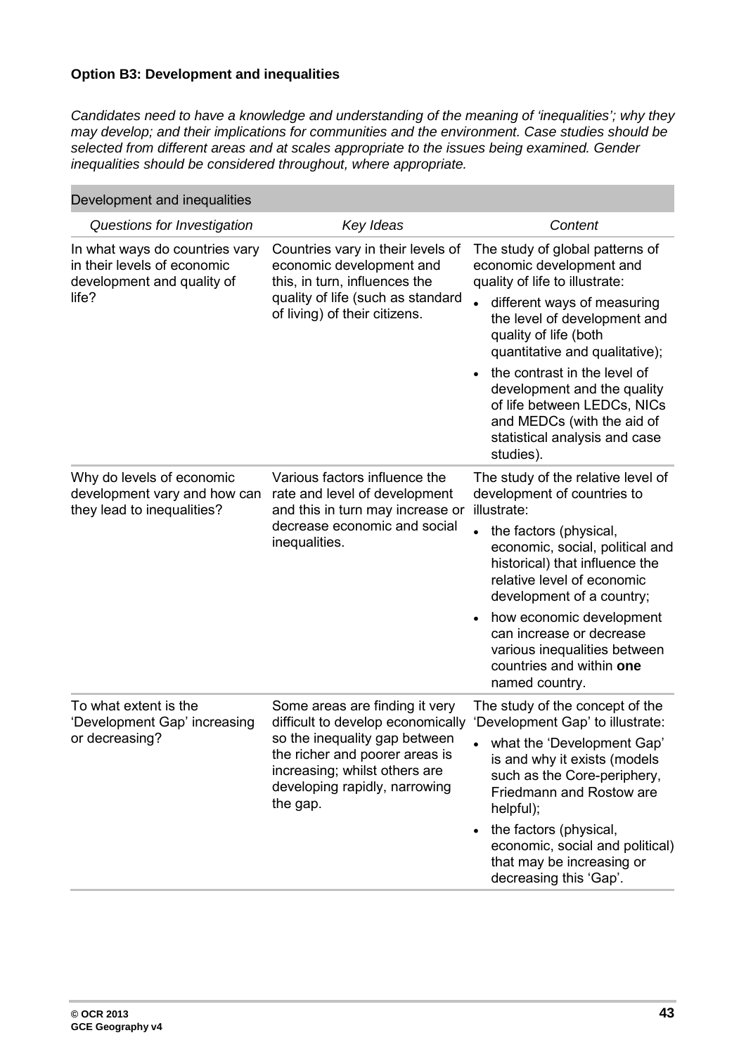**Option B3: Development and inequalities**

*Candidates need to have a knowledge and understanding of the meaning of 'inequalities'; why they may develop; and their implications for communities and the environment. Case studies should be selected from different areas and at scales appropriate to the issues being examined. Gender inequalities should be considered throughout, where appropriate.*

| Development and inequalities | | |
|---|---|---|
| *Questions for Investigation* | *Key Ideas* | *Content* |
| In what ways do countries vary in their levels of economic development and quality of life? | Countries vary in their levels of economic development and this, in turn, influences the quality of life (such as standard of living) of their citizens. | The study of global patterns of economic development and quality of life to illustrate:<br>• different ways of measuring the level of development and quality of life (both quantitative and qualitative);<br>• the contrast in the level of development and the quality of life between LEDCs, NICs and MEDCs (with the aid of statistical analysis and case studies). |
| Why do levels of economic development vary and how can they lead to inequalities? | Various factors influence the rate and level of development and this in turn may increase or decrease economic and social inequalities. | The study of the relative level of development of countries to illustrate:<br>• the factors (physical, economic, social, political and historical) that influence the relative level of economic development of a country;<br>• how economic development can increase or decrease various inequalities between countries and within **one** named country. |
| To what extent is the 'Development Gap' increasing or decreasing? | Some areas are finding it very difficult to develop economically so the inequality gap between the richer and poorer areas is increasing; whilst others are developing rapidly, narrowing the gap. | The study of the concept of the 'Development Gap' to illustrate:<br>• what the 'Development Gap' is and why it exists (models such as the Core-periphery, Friedmann and Rostow are helpful);<br>• the factors (physical, economic, social and political) that may be increasing or decreasing this 'Gap'. |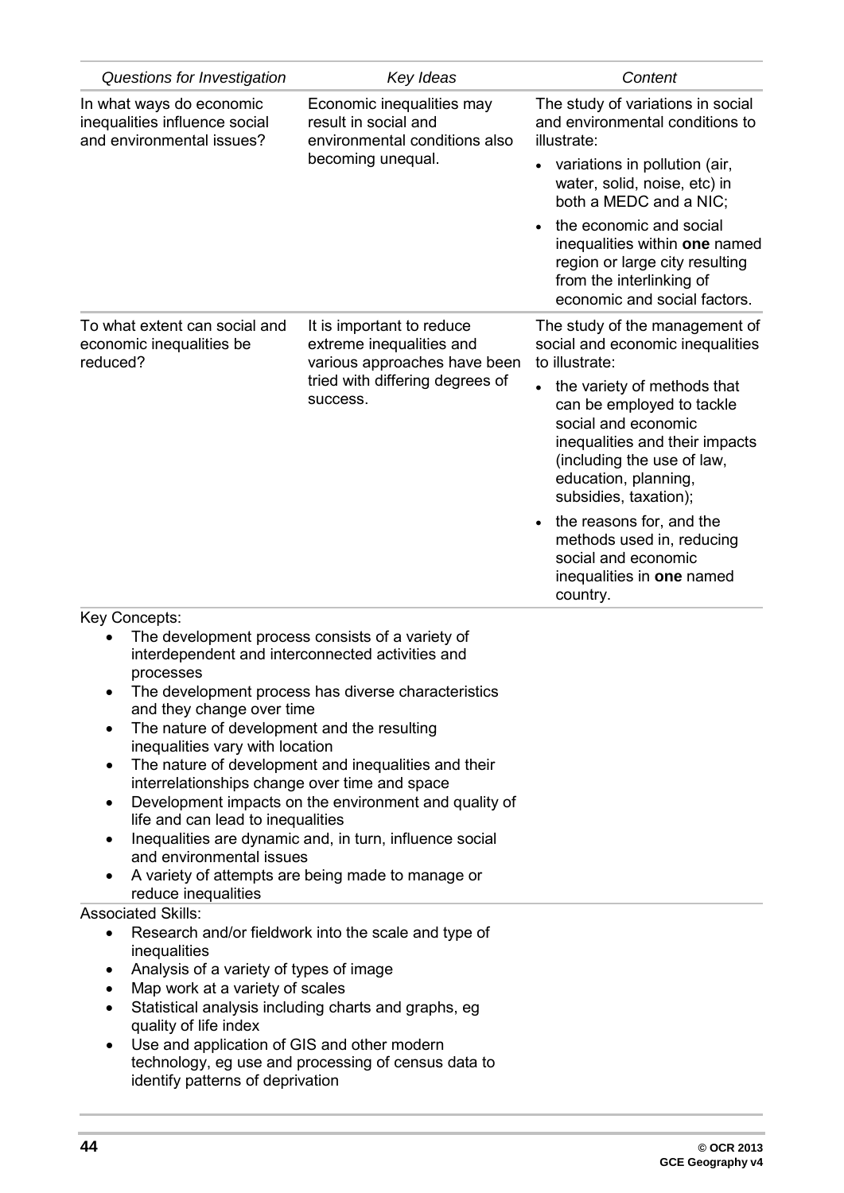| *Questions for Investigation* | *Key Ideas* | *Content* |
|---|---|---|
| In what ways do economic inequalities influence social and environmental issues? | Economic inequalities may result in social and environmental conditions also becoming unequal. | The study of variations in social and environmental conditions to illustrate:<br>• variations in pollution (air, water, solid, noise, etc) in both a MEDC and a NIC;<br>• the economic and social inequalities within **one** named region or large city resulting from the interlinking of economic and social factors. |
| To what extent can social and economic inequalities be reduced? | It is important to reduce extreme inequalities and various approaches have been tried with differing degrees of success. | The study of the management of social and economic inequalities to illustrate:<br>• the variety of methods that can be employed to tackle social and economic inequalities and their impacts (including the use of law, education, planning, subsidies, taxation);<br>• the reasons for, and the methods used in, reducing social and economic inequalities in **one** named country. |

Key Concepts:

- The development process consists of a variety of interdependent and interconnected activities and processes
- The development process has diverse characteristics and they change over time
- The nature of development and the resulting inequalities vary with location
- The nature of development and inequalities and their interrelationships change over time and space
- Development impacts on the environment and quality of life and can lead to inequalities
- Inequalities are dynamic and, in turn, influence social and environmental issues
- A variety of attempts are being made to manage or reduce inequalities

Associated Skills:

- Research and/or fieldwork into the scale and type of inequalities
- Analysis of a variety of types of image
- Map work at a variety of scales
- Statistical analysis including charts and graphs, eg quality of life index
- Use and application of GIS and other modern technology, eg use and processing of census data to identify patterns of deprivation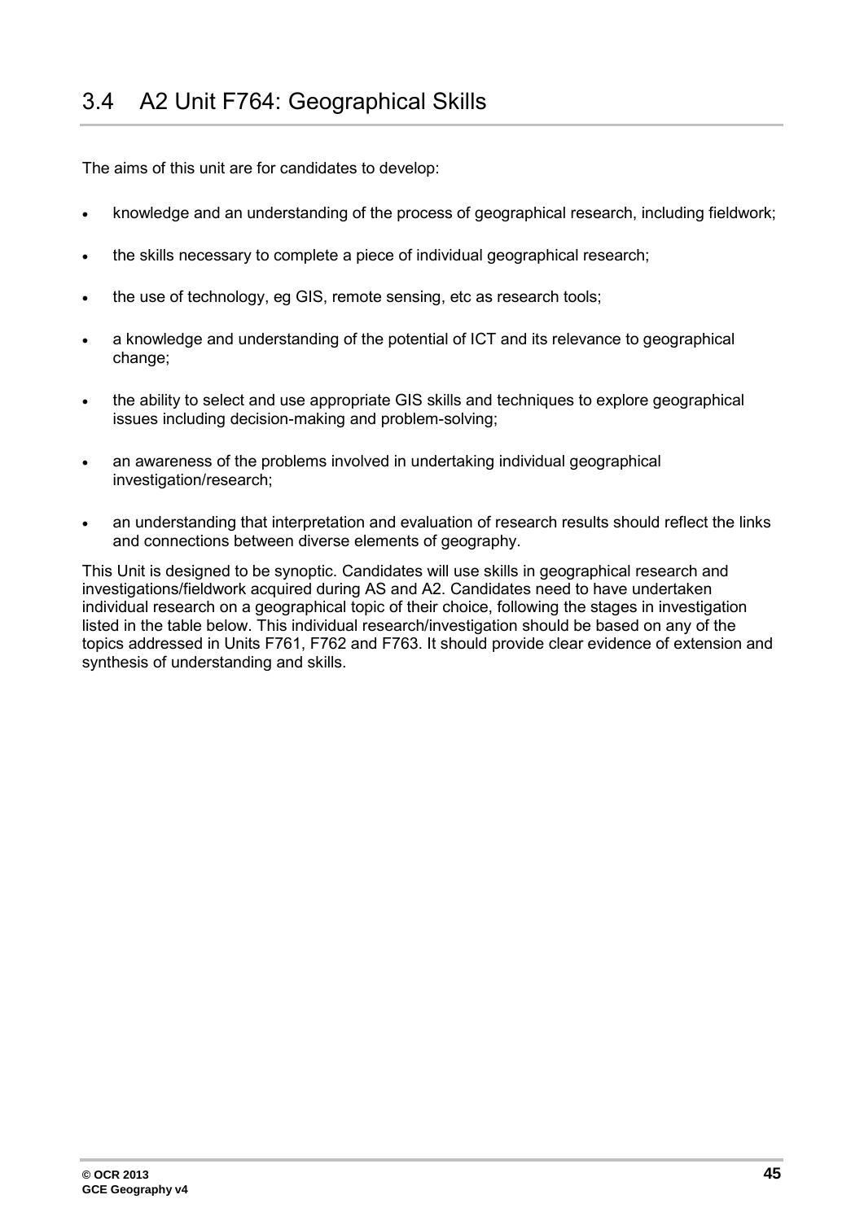## 3.4 A2 Unit F764: Geographical Skills

The aims of this unit are for candidates to develop:

- knowledge and an understanding of the process of geographical research, including fieldwork;
- the skills necessary to complete a piece of individual geographical research;
- the use of technology, eg GIS, remote sensing, etc as research tools;
- a knowledge and understanding of the potential of ICT and its relevance to geographical change;
- the ability to select and use appropriate GIS skills and techniques to explore geographical issues including decision-making and problem-solving;
- an awareness of the problems involved in undertaking individual geographical investigation/research;
- an understanding that interpretation and evaluation of research results should reflect the links and connections between diverse elements of geography.

This Unit is designed to be synoptic. Candidates will use skills in geographical research and investigations/fieldwork acquired during AS and A2. Candidates need to have undertaken individual research on a geographical topic of their choice, following the stages in investigation listed in the table below. This individual research/investigation should be based on any of the topics addressed in Units F761, F762 and F763. It should provide clear evidence of extension and synthesis of understanding and skills.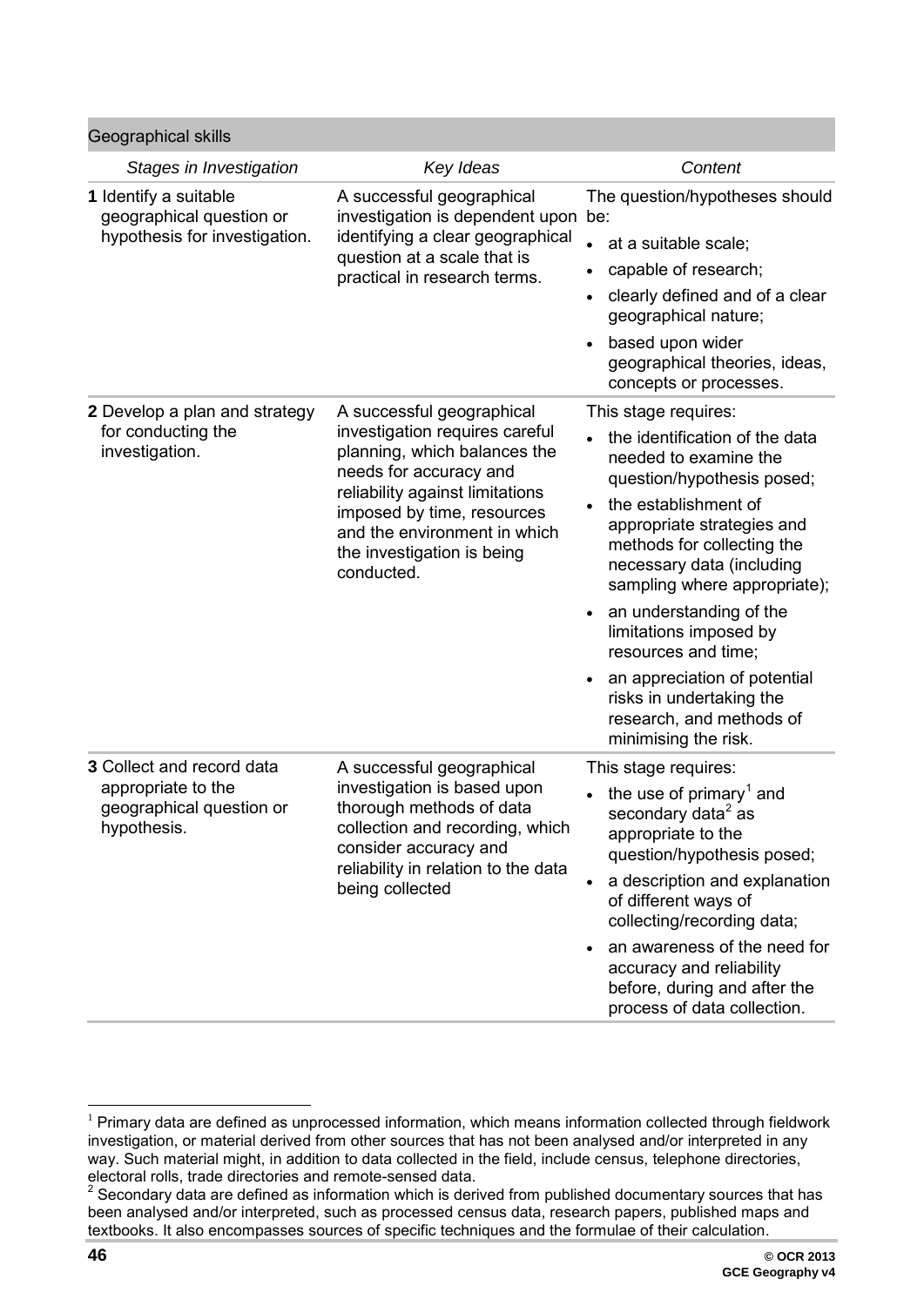| Geographical skills | | |
|---|---|---|
| *Stages in Investigation* | *Key Ideas* | *Content* |
| **1** Identify a suitable geographical question or hypothesis for investigation. | A successful geographical investigation is dependent upon identifying a clear geographical question at a scale that is practical in research terms. | The question/hypotheses should be:<br>• at a suitable scale;<br>• capable of research;<br>• clearly defined and of a clear geographical nature;<br>• based upon wider geographical theories, ideas, concepts or processes. |
| **2** Develop a plan and strategy for conducting the investigation. | A successful geographical investigation requires careful planning, which balances the needs for accuracy and reliability against limitations imposed by time, resources and the environment in which the investigation is being conducted. | This stage requires:<br>• the identification of the data needed to examine the question/hypothesis posed;<br>• the establishment of appropriate strategies and methods for collecting the necessary data (including sampling where appropriate);<br>• an understanding of the limitations imposed by resources and time;<br>• an appreciation of potential risks in undertaking the research, and methods of minimising the risk. |
| **3** Collect and record data appropriate to the geographical question or hypothesis. | A successful geographical investigation is based upon thorough methods of data collection and recording, which consider accuracy and reliability in relation to the data being collected | This stage requires:<br>• the use of primary[1] and secondary data[2] as appropriate to the question/hypothesis posed;<br>• a description and explanation of different ways of collecting/recording data;<br>• an awareness of the need for accuracy and reliability before, during and after the process of data collection. |

[1] Primary data are defined as unprocessed information, which means information collected through fieldwork investigation, or material derived from other sources that has not been analysed and/or interpreted in any way. Such material might, in addition to data collected in the field, include census, telephone directories, electoral rolls, trade directories and remote-sensed data.

[2] Secondary data are defined as information which is derived from published documentary sources that has been analysed and/or interpreted, such as processed census data, research papers, published maps and textbooks. It also encompasses sources of specific techniques and the formulae of their calculation.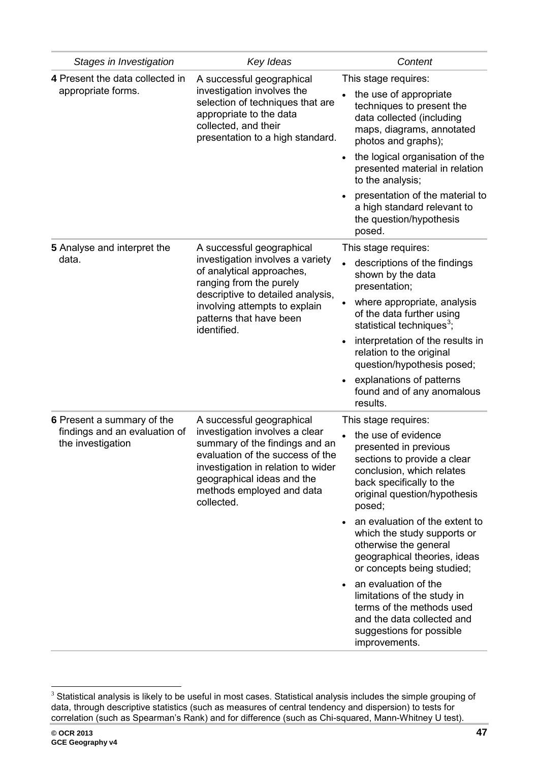| *Stages in Investigation* | *Key Ideas* | *Content* |
|---|---|---|
| **4** Present the data collected in appropriate forms. | A successful geographical investigation involves the selection of techniques that are appropriate to the data collected, and their presentation to a high standard. | This stage requires: <br>• the use of appropriate techniques to present the data collected (including maps, diagrams, annotated photos and graphs); <br>• the logical organisation of the presented material in relation to the analysis; <br>• presentation of the material to a high standard relevant to the question/hypothesis posed. |
| **5** Analyse and interpret the data. | A successful geographical investigation involves a variety of analytical approaches, ranging from the purely descriptive to detailed analysis, involving attempts to explain patterns that have been identified. | This stage requires: <br>• descriptions of the findings shown by the data presentation; <br>• where appropriate, analysis of the data further using statistical techniques[3]; <br>• interpretation of the results in relation to the original question/hypothesis posed; <br>• explanations of patterns found and of any anomalous results. |
| **6** Present a summary of the findings and an evaluation of the investigation | A successful geographical investigation involves a clear summary of the findings and an evaluation of the success of the investigation in relation to wider geographical ideas and the methods employed and data collected. | This stage requires: <br>• the use of evidence presented in previous sections to provide a clear conclusion, which relates back specifically to the original question/hypothesis posed; <br>• an evaluation of the extent to which the study supports or otherwise the general geographical theories, ideas or concepts being studied; <br>• an evaluation of the limitations of the study in terms of the methods used and the data collected and suggestions for possible improvements. |

[3] Statistical analysis is likely to be useful in most cases. Statistical analysis includes the simple grouping of data, through descriptive statistics (such as measures of central tendency and dispersion) to tests for correlation (such as Spearman's Rank) and for difference (such as Chi-squared, Mann-Whitney U test).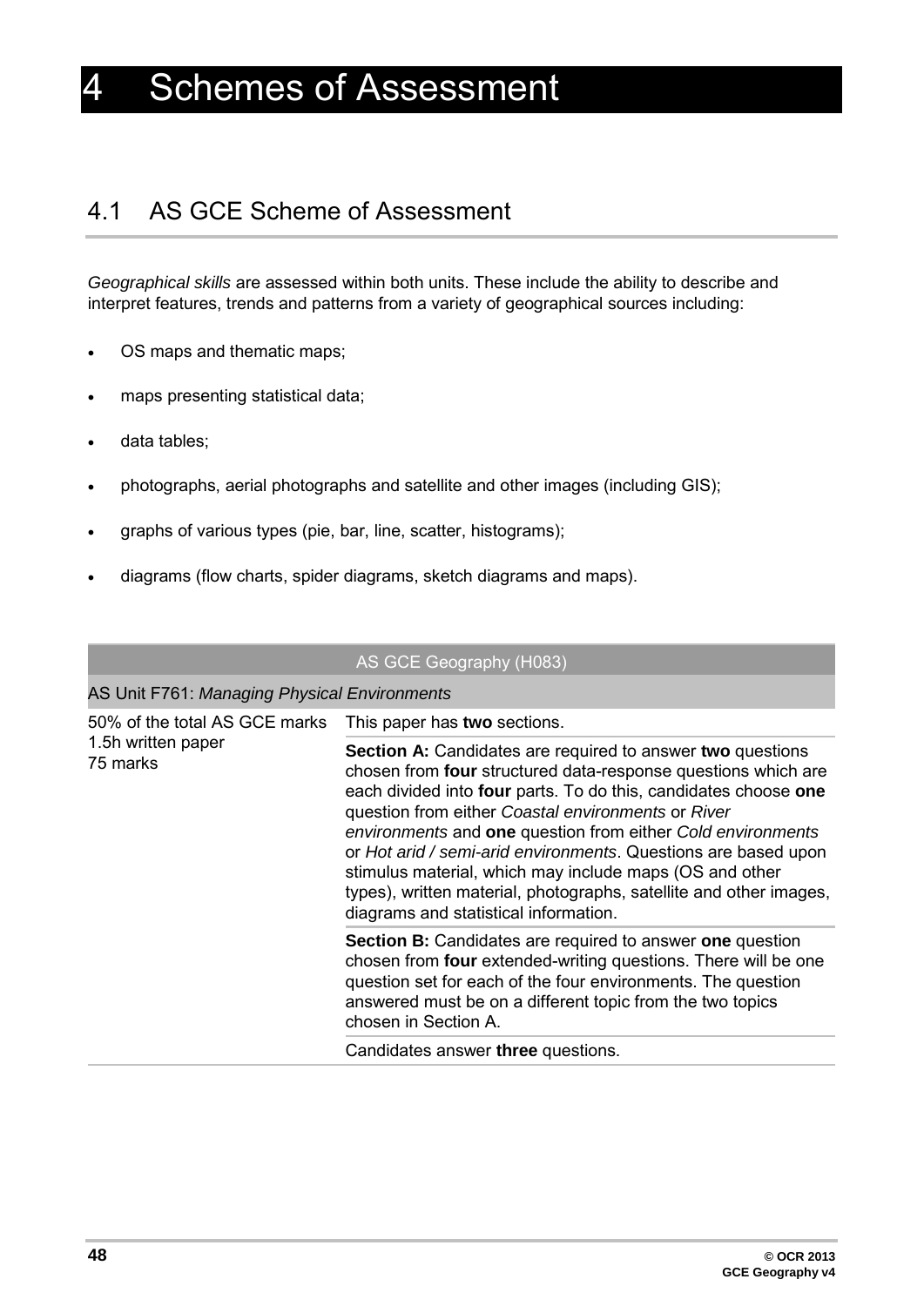# 4 Schemes of Assessment

## 4.1 AS GCE Scheme of Assessment

*Geographical skills* are assessed within both units. These include the ability to describe and interpret features, trends and patterns from a variety of geographical sources including:

- OS maps and thematic maps;
- maps presenting statistical data;
- data tables;
- photographs, aerial photographs and satellite and other images (including GIS);
- graphs of various types (pie, bar, line, scatter, histograms);
- diagrams (flow charts, spider diagrams, sketch diagrams and maps).

| AS GCE Geography (H083) | |
|---|---|
| AS Unit F761: *Managing Physical Environments* | |
| 50% of the total AS GCE marks<br>1.5h written paper<br>75 marks | This paper has **two** sections. |
| | **Section A:** Candidates are required to answer **two** questions chosen from **four** structured data-response questions which are each divided into **four** parts. To do this, candidates choose **one** question from either *Coastal environments* or *River environments* and **one** question from either *Cold environments* or *Hot arid / semi-arid environments*. Questions are based upon stimulus material, which may include maps (OS and other types), written material, photographs, satellite and other images, diagrams and statistical information. |
| | **Section B:** Candidates are required to answer **one** question chosen from **four** extended-writing questions. There will be one question set for each of the four environments. The question answered must be on a different topic from the two topics chosen in Section A. |
| | Candidates answer **three** questions. |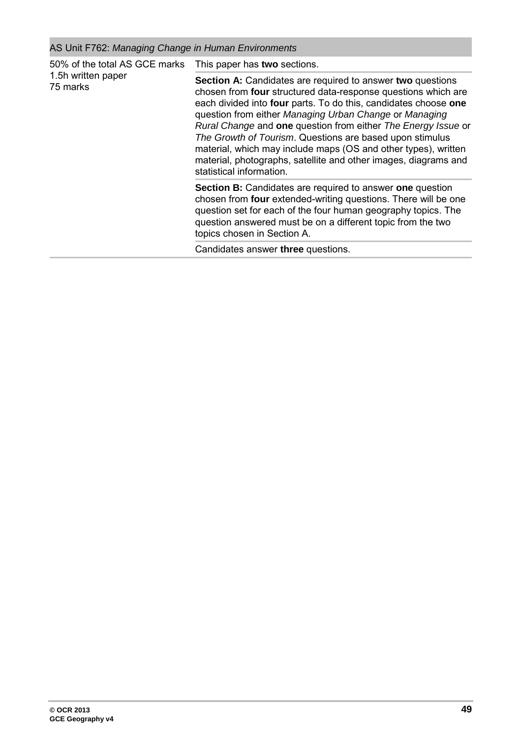| AS Unit F762: *Managing Change in Human Environments* | |
|---|---|
| 50% of the total AS GCE marks<br>1.5h written paper<br>75 marks | This paper has **two** sections. |
| | **Section A:** Candidates are required to answer **two** questions chosen from **four** structured data-response questions which are each divided into **four** parts. To do this, candidates choose **one** question from either *Managing Urban Change* or *Managing Rural Change* and **one** question from either *The Energy Issue* or *The Growth of Tourism*. Questions are based upon stimulus material, which may include maps (OS and other types), written material, photographs, satellite and other images, diagrams and statistical information. |
| | **Section B:** Candidates are required to answer **one** question chosen from **four** extended-writing questions. There will be one question set for each of the four human geography topics. The question answered must be on a different topic from the two topics chosen in Section A. |
| | Candidates answer **three** questions. |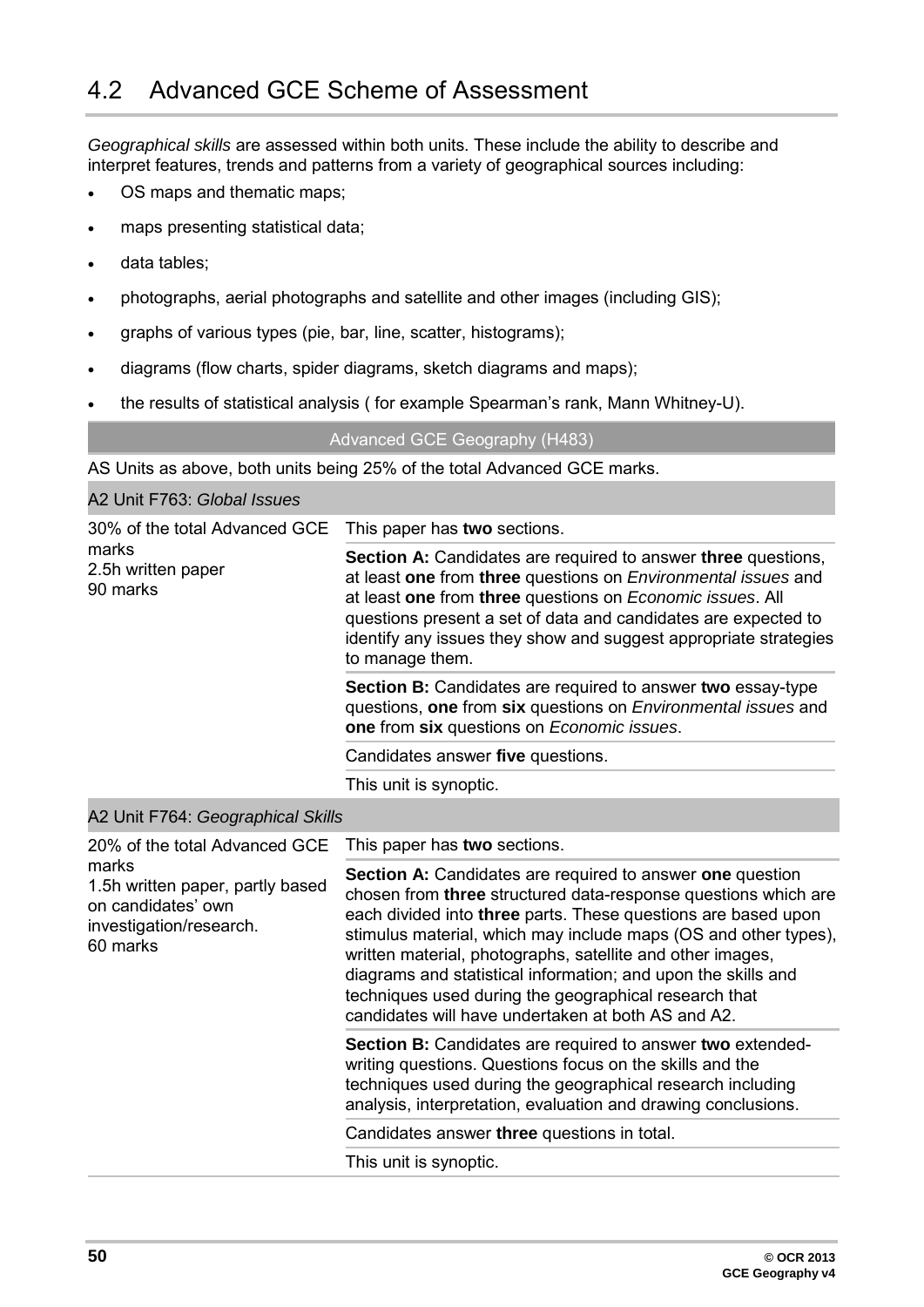## 4.2 Advanced GCE Scheme of Assessment

*Geographical skills* are assessed within both units. These include the ability to describe and interpret features, trends and patterns from a variety of geographical sources including:

- OS maps and thematic maps;
- maps presenting statistical data;
- data tables;
- photographs, aerial photographs and satellite and other images (including GIS);
- graphs of various types (pie, bar, line, scatter, histograms);
- diagrams (flow charts, spider diagrams, sketch diagrams and maps);
- the results of statistical analysis ( for example Spearman's rank, Mann Whitney-U).

| Advanced GCE Geography (H483) | |
|---|---|
| AS Units as above, both units being 25% of the total Advanced GCE marks. | |
| **A2 Unit F763:** *Global Issues* | |
| 30% of the total Advanced GCE marks<br>2.5h written paper<br>90 marks | This paper has **two** sections. |
| | **Section A:** Candidates are required to answer **three** questions, at least **one** from **three** questions on *Environmental issues* and at least **one** from **three** questions on *Economic issues*. All questions present a set of data and candidates are expected to identify any issues they show and suggest appropriate strategies to manage them. |
| | **Section B:** Candidates are required to answer **two** essay-type questions, **one** from **six** questions on *Environmental issues* and **one** from **six** questions on *Economic issues*. |
| | Candidates answer **five** questions. |
| | This unit is synoptic. |
| **A2 Unit F764:** *Geographical Skills* | |
| 20% of the total Advanced GCE marks<br>1.5h written paper, partly based on candidates' own investigation/research.<br>60 marks | This paper has **two** sections. |
| | **Section A:** Candidates are required to answer **one** question chosen from **three** structured data-response questions which are each divided into **three** parts. These questions are based upon stimulus material, which may include maps (OS and other types), written material, photographs, satellite and other images, diagrams and statistical information; and upon the skills and techniques used during the geographical research that candidates will have undertaken at both AS and A2. |
| | **Section B:** Candidates are required to answer **two** extended-writing questions. Questions focus on the skills and the techniques used during the geographical research including analysis, interpretation, evaluation and drawing conclusions. |
| | Candidates answer **three** questions in total. |
| | This unit is synoptic. |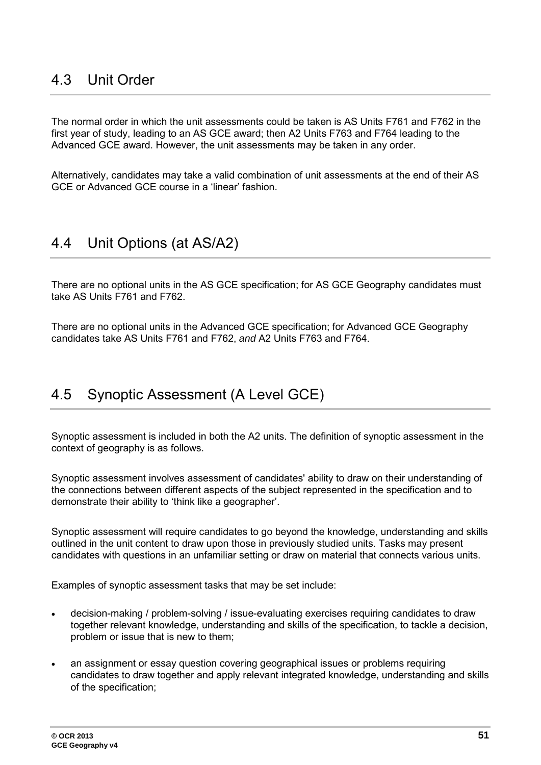## 4.3 Unit Order

The normal order in which the unit assessments could be taken is AS Units F761 and F762 in the first year of study, leading to an AS GCE award; then A2 Units F763 and F764 leading to the Advanced GCE award. However, the unit assessments may be taken in any order.

Alternatively, candidates may take a valid combination of unit assessments at the end of their AS GCE or Advanced GCE course in a 'linear' fashion.

## 4.4 Unit Options (at AS/A2)

There are no optional units in the AS GCE specification; for AS GCE Geography candidates must take AS Units F761 and F762.

There are no optional units in the Advanced GCE specification; for Advanced GCE Geography candidates take AS Units F761 and F762, *and* A2 Units F763 and F764.

## 4.5 Synoptic Assessment (A Level GCE)

Synoptic assessment is included in both the A2 units. The definition of synoptic assessment in the context of geography is as follows.

Synoptic assessment involves assessment of candidates' ability to draw on their understanding of the connections between different aspects of the subject represented in the specification and to demonstrate their ability to 'think like a geographer'.

Synoptic assessment will require candidates to go beyond the knowledge, understanding and skills outlined in the unit content to draw upon those in previously studied units. Tasks may present candidates with questions in an unfamiliar setting or draw on material that connects various units.

Examples of synoptic assessment tasks that may be set include:

- decision-making / problem-solving / issue-evaluating exercises requiring candidates to draw together relevant knowledge, understanding and skills of the specification, to tackle a decision, problem or issue that is new to them;
- an assignment or essay question covering geographical issues or problems requiring candidates to draw together and apply relevant integrated knowledge, understanding and skills of the specification;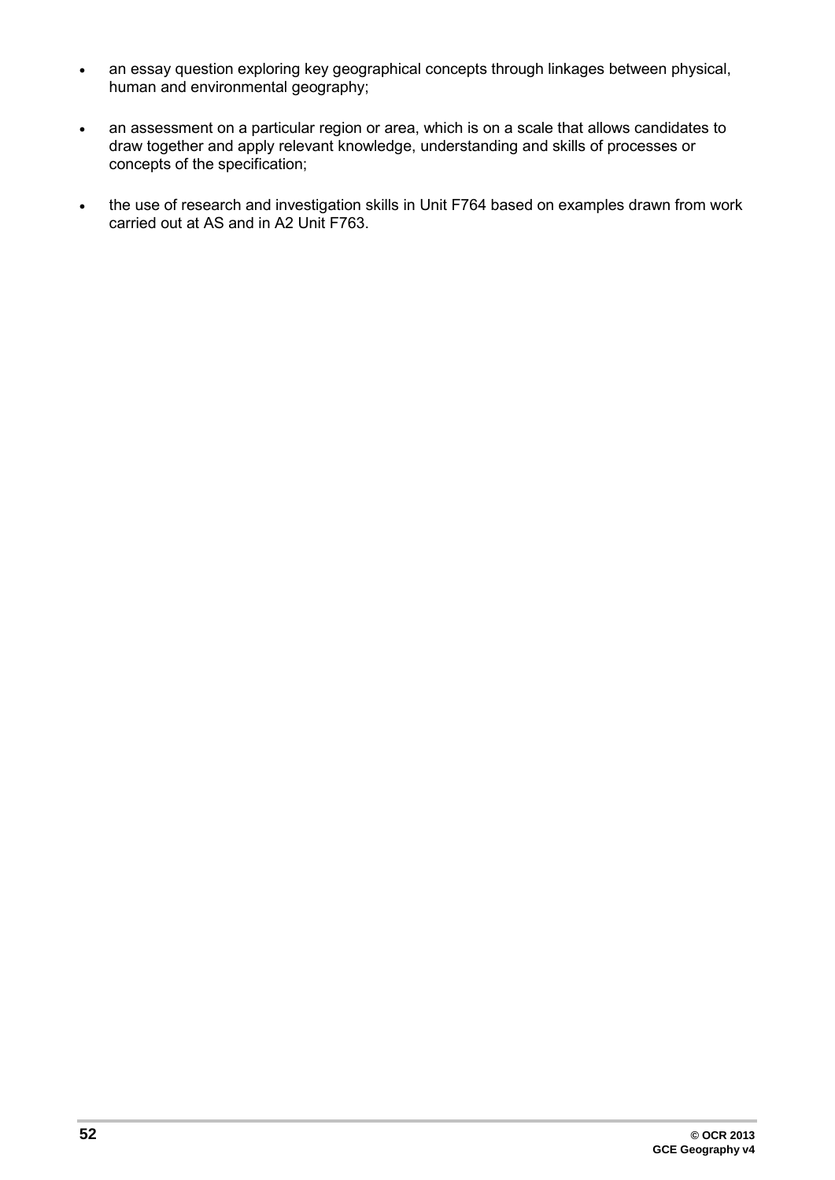- an essay question exploring key geographical concepts through linkages between physical, human and environmental geography;
- an assessment on a particular region or area, which is on a scale that allows candidates to draw together and apply relevant knowledge, understanding and skills of processes or concepts of the specification;
- the use of research and investigation skills in Unit F764 based on examples drawn from work carried out at AS and in A2 Unit F763.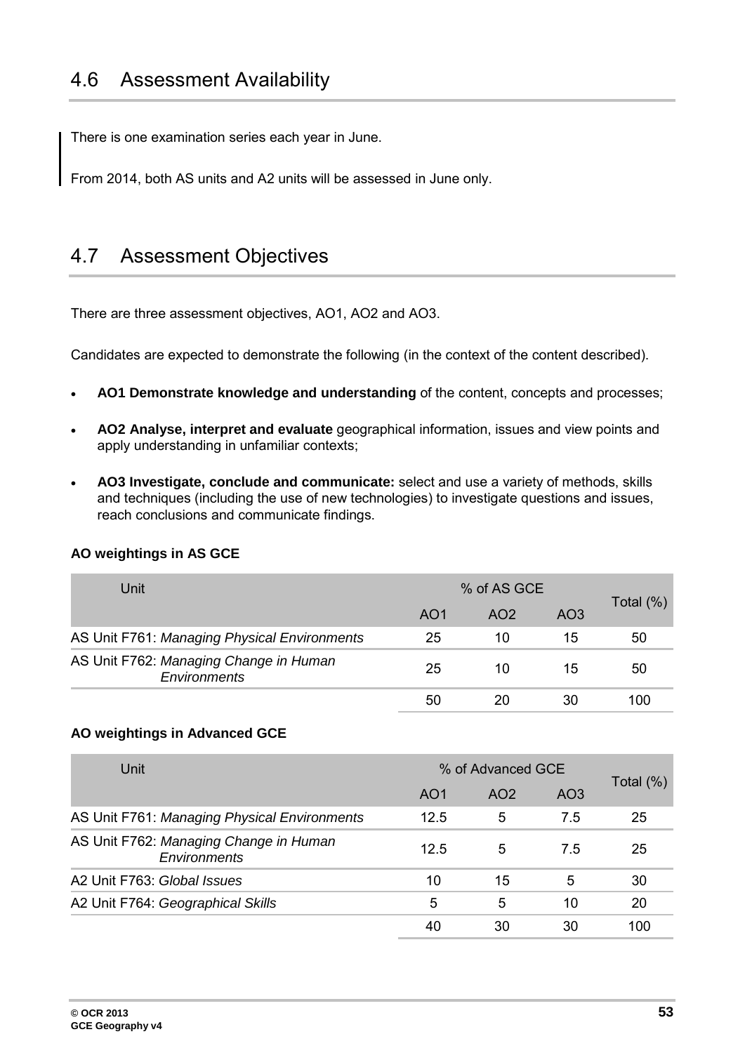## 4.6 Assessment Availability

There is one examination series each year in June.

From 2014, both AS units and A2 units will be assessed in June only.

## 4.7 Assessment Objectives

There are three assessment objectives, AO1, AO2 and AO3.

Candidates are expected to demonstrate the following (in the context of the content described).

- **AO1 Demonstrate knowledge and understanding** of the content, concepts and processes;
- **AO2 Analyse, interpret and evaluate** geographical information, issues and view points and apply understanding in unfamiliar contexts;
- **AO3 Investigate, conclude and communicate:** select and use a variety of methods, skills and techniques (including the use of new technologies) to investigate questions and issues, reach conclusions and communicate findings.

**AO weightings in AS GCE**

| Unit | % of AS GCE | | | Total (%) |
|---|---|---|---|---|
| | AO1 | AO2 | AO3 | |
| AS Unit F761: *Managing Physical Environments* | 25 | 10 | 15 | 50 |
| AS Unit F762: *Managing Change in Human Environments* | 25 | 10 | 15 | 50 |
| | 50 | 20 | 30 | 100 |

**AO weightings in Advanced GCE**

| Unit | % of Advanced GCE | | | Total (%) |
|---|---|---|---|---|
| | AO1 | AO2 | AO3 | |
| AS Unit F761: *Managing Physical Environments* | 12.5 | 5 | 7.5 | 25 |
| AS Unit F762: *Managing Change in Human Environments* | 12.5 | 5 | 7.5 | 25 |
| A2 Unit F763: *Global Issues* | 10 | 15 | 5 | 30 |
| A2 Unit F764: *Geographical Skills* | 5 | 5 | 10 | 20 |
| | 40 | 30 | 30 | 100 |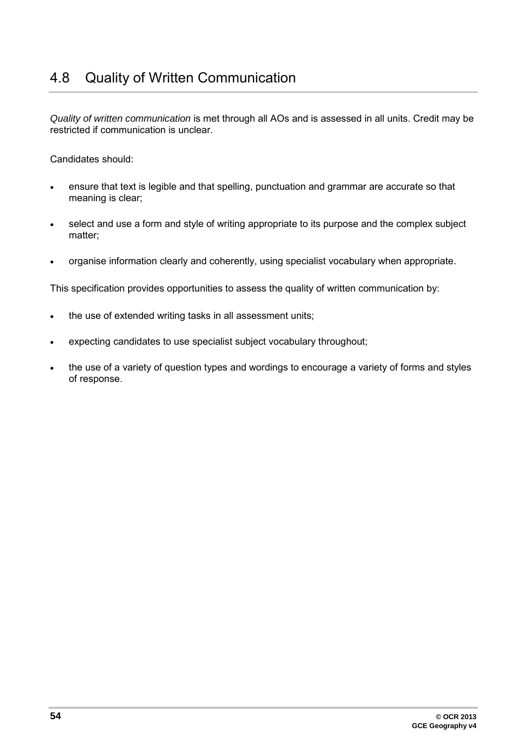## 4.8 Quality of Written Communication

*Quality of written communication* is met through all AOs and is assessed in all units. Credit may be restricted if communication is unclear.

Candidates should:

- ensure that text is legible and that spelling, punctuation and grammar are accurate so that meaning is clear;
- select and use a form and style of writing appropriate to its purpose and the complex subject matter;
- organise information clearly and coherently, using specialist vocabulary when appropriate.

This specification provides opportunities to assess the quality of written communication by:

- the use of extended writing tasks in all assessment units;
- expecting candidates to use specialist subject vocabulary throughout;
- the use of a variety of question types and wordings to encourage a variety of forms and styles of response.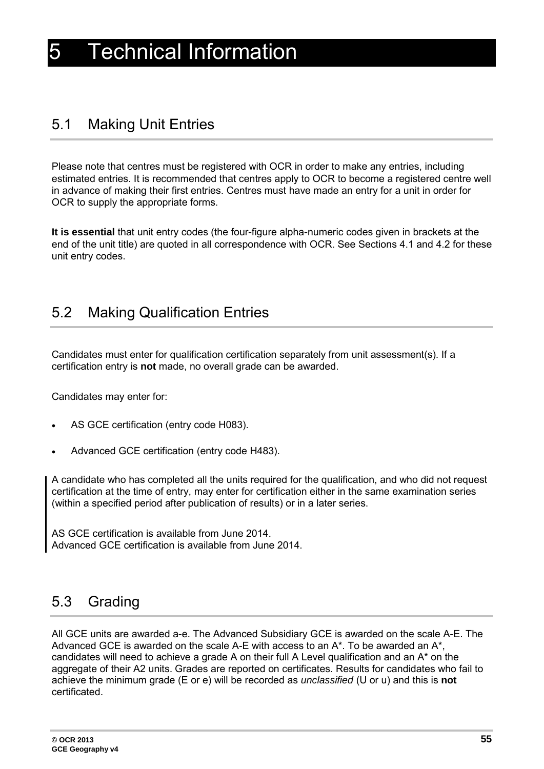# 5 Technical Information

## 5.1 Making Unit Entries

Please note that centres must be registered with OCR in order to make any entries, including estimated entries. It is recommended that centres apply to OCR to become a registered centre well in advance of making their first entries. Centres must have made an entry for a unit in order for OCR to supply the appropriate forms.

**It is essential** that unit entry codes (the four-figure alpha-numeric codes given in brackets at the end of the unit title) are quoted in all correspondence with OCR. See Sections 4.1 and 4.2 for these unit entry codes.

## 5.2 Making Qualification Entries

Candidates must enter for qualification certification separately from unit assessment(s). If a certification entry is **not** made, no overall grade can be awarded.

Candidates may enter for:

- AS GCE certification (entry code H083).
- Advanced GCE certification (entry code H483).

A candidate who has completed all the units required for the qualification, and who did not request certification at the time of entry, may enter for certification either in the same examination series (within a specified period after publication of results) or in a later series.

AS GCE certification is available from June 2014.
Advanced GCE certification is available from June 2014.

## 5.3 Grading

All GCE units are awarded a-e. The Advanced Subsidiary GCE is awarded on the scale A-E. The Advanced GCE is awarded on the scale A-E with access to an A*. To be awarded an A*, candidates will need to achieve a grade A on their full A Level qualification and an A* on the aggregate of their A2 units. Grades are reported on certificates. Results for candidates who fail to achieve the minimum grade (E or e) will be recorded as *unclassified* (U or u) and this is **not** certificated.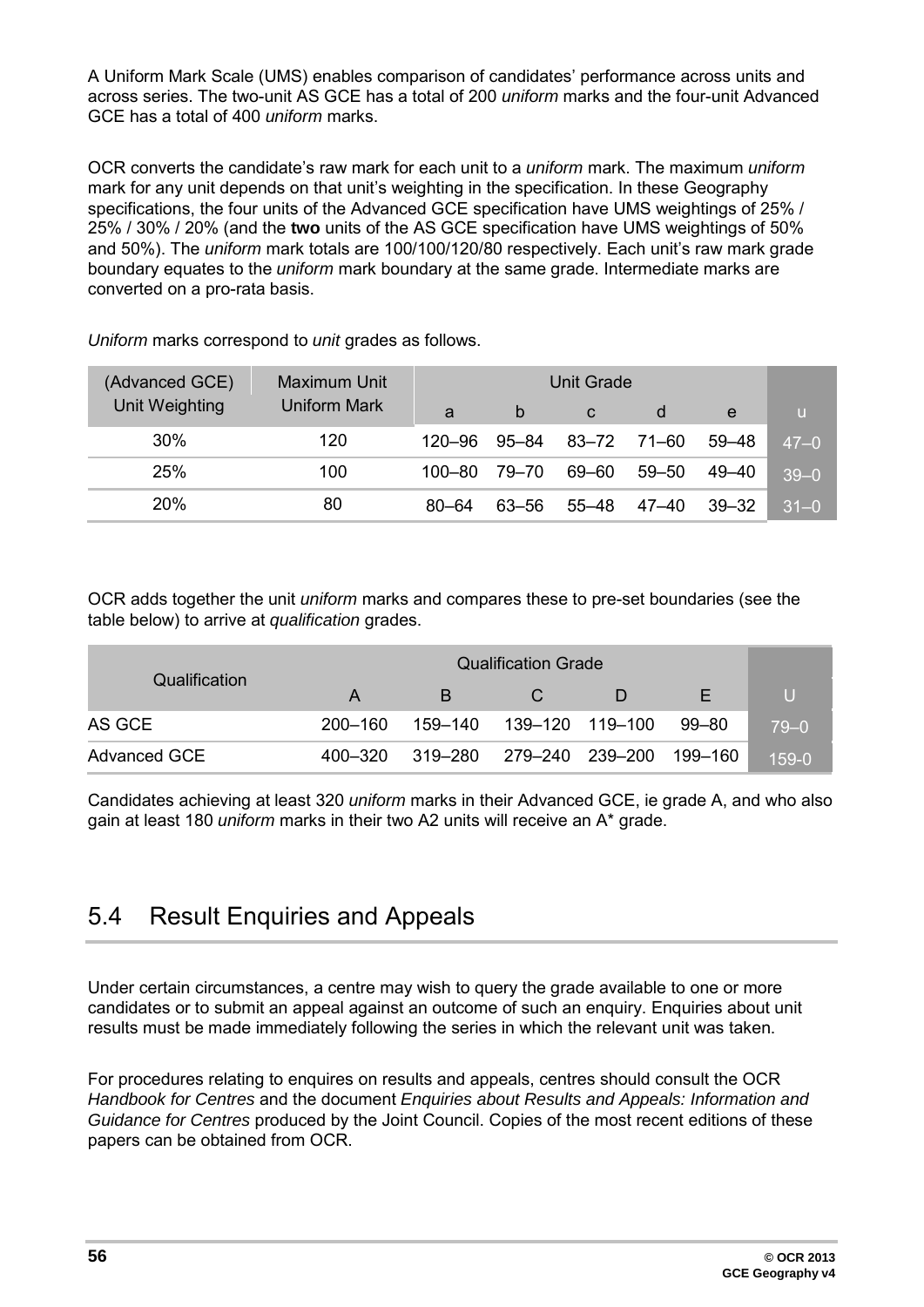A Uniform Mark Scale (UMS) enables comparison of candidates' performance across units and across series. The two-unit AS GCE has a total of 200 *uniform* marks and the four-unit Advanced GCE has a total of 400 *uniform* marks.

OCR converts the candidate's raw mark for each unit to a *uniform* mark. The maximum *uniform* mark for any unit depends on that unit's weighting in the specification. In these Geography specifications, the four units of the Advanced GCE specification have UMS weightings of 25% / 25% / 30% / 20% (and the **two** units of the AS GCE specification have UMS weightings of 50% and 50%). The *uniform* mark totals are 100/100/120/80 respectively. Each unit's raw mark grade boundary equates to the *uniform* mark boundary at the same grade. Intermediate marks are converted on a pro-rata basis.

*Uniform* marks correspond to *unit* grades as follows.

| (Advanced GCE) Unit Weighting | Maximum Unit Uniform Mark | Unit Grade | | | | | |
|---|---|---|---|---|---|---|---|
| | | a | b | c | d | e | u |
| 30% | 120 | 120–96 | 95–84 | 83–72 | 71–60 | 59–48 | 47–0 |
| 25% | 100 | 100–80 | 79–70 | 69–60 | 59–50 | 49–40 | 39–0 |
| 20% | 80 | 80–64 | 63–56 | 55–48 | 47–40 | 39–32 | 31–0 |

OCR adds together the unit *uniform* marks and compares these to pre-set boundaries (see the table below) to arrive at *qualification* grades.

| Qualification | Qualification Grade | | | | | |
|---|---|---|---|---|---|---|
| | A | B | C | D | E | U |
| AS GCE | 200–160 | 159–140 | 139–120 | 119–100 | 99–80 | 79–0 |
| Advanced GCE | 400–320 | 319–280 | 279–240 | 239–200 | 199–160 | 159-0 |

Candidates achieving at least 320 *uniform* marks in their Advanced GCE, ie grade A, and who also gain at least 180 *uniform* marks in their two A2 units will receive an A* grade.

## 5.4 Result Enquiries and Appeals

Under certain circumstances, a centre may wish to query the grade available to one or more candidates or to submit an appeal against an outcome of such an enquiry. Enquiries about unit results must be made immediately following the series in which the relevant unit was taken.

For procedures relating to enquires on results and appeals, centres should consult the OCR *Handbook for Centres* and the document *Enquiries about Results and Appeals: Information and Guidance for Centres* produced by the Joint Council. Copies of the most recent editions of these papers can be obtained from OCR.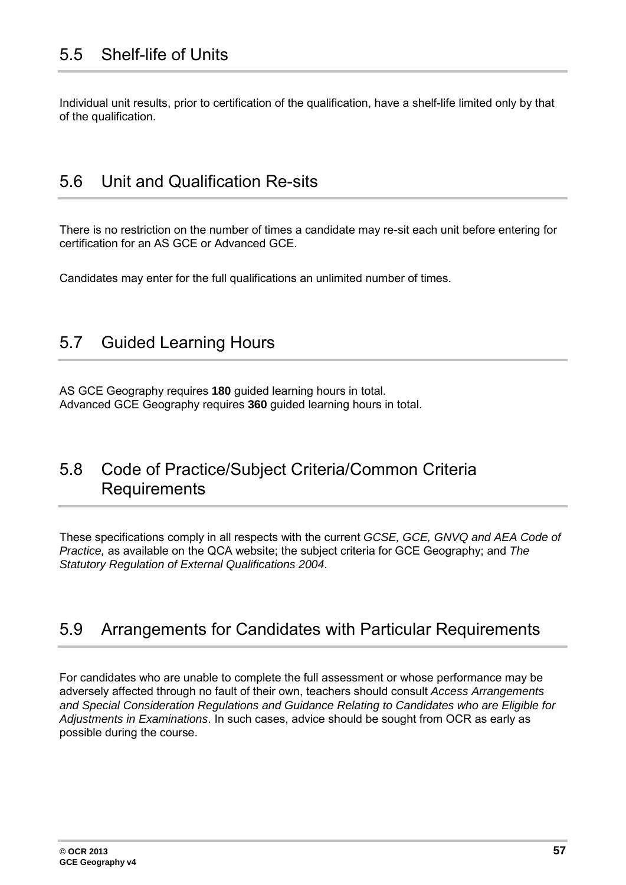## 5.5 Shelf-life of Units

Individual unit results, prior to certification of the qualification, have a shelf-life limited only by that of the qualification.

## 5.6 Unit and Qualification Re-sits

There is no restriction on the number of times a candidate may re-sit each unit before entering for certification for an AS GCE or Advanced GCE.

Candidates may enter for the full qualifications an unlimited number of times.

## 5.7 Guided Learning Hours

AS GCE Geography requires **180** guided learning hours in total.
Advanced GCE Geography requires **360** guided learning hours in total.

## 5.8 Code of Practice/Subject Criteria/Common Criteria Requirements

These specifications comply in all respects with the current *GCSE, GCE, GNVQ and AEA Code of Practice,* as available on the QCA website; the subject criteria for GCE Geography; and *The Statutory Regulation of External Qualifications 2004*.

## 5.9 Arrangements for Candidates with Particular Requirements

For candidates who are unable to complete the full assessment or whose performance may be adversely affected through no fault of their own, teachers should consult *Access Arrangements and Special Consideration Regulations and Guidance Relating to Candidates who are Eligible for Adjustments in Examinations*. In such cases, advice should be sought from OCR as early as possible during the course.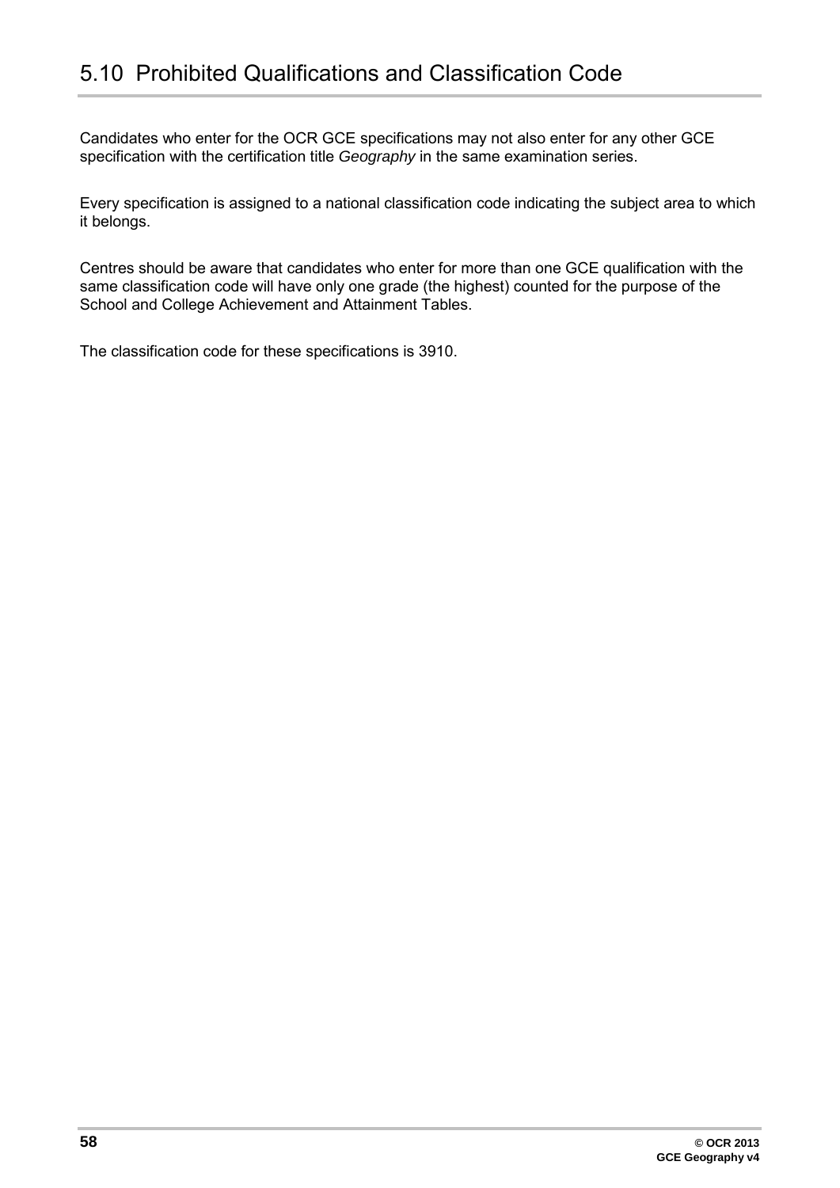## 5.10 Prohibited Qualifications and Classification Code

Candidates who enter for the OCR GCE specifications may not also enter for any other GCE specification with the certification title *Geography* in the same examination series.

Every specification is assigned to a national classification code indicating the subject area to which it belongs.

Centres should be aware that candidates who enter for more than one GCE qualification with the same classification code will have only one grade (the highest) counted for the purpose of the School and College Achievement and Attainment Tables.

The classification code for these specifications is 3910.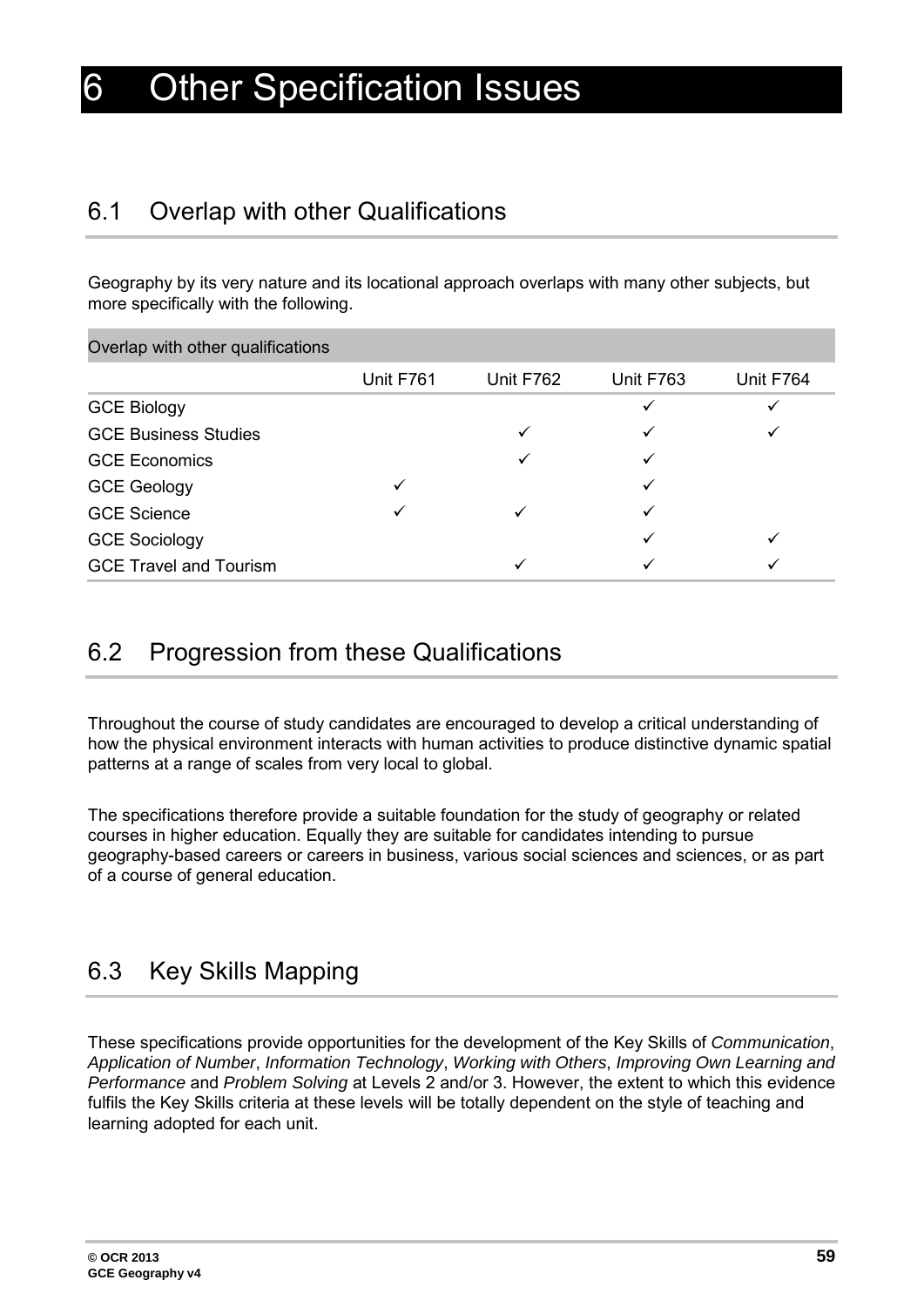# 6 Other Specification Issues

## 6.1 Overlap with other Qualifications

Geography by its very nature and its locational approach overlaps with many other subjects, but more specifically with the following.

| Overlap with other qualifications | | | | |
|---|---|---|---|---|
| | Unit F761 | Unit F762 | Unit F763 | Unit F764 |
| GCE Biology | | | ✓ | ✓ |
| GCE Business Studies | | ✓ | ✓ | ✓ |
| GCE Economics | | ✓ | ✓ | |
| GCE Geology | ✓ | | ✓ | |
| GCE Science | ✓ | ✓ | ✓ | |
| GCE Sociology | | | ✓ | ✓ |
| GCE Travel and Tourism | | ✓ | ✓ | ✓ |

## 6.2 Progression from these Qualifications

Throughout the course of study candidates are encouraged to develop a critical understanding of how the physical environment interacts with human activities to produce distinctive dynamic spatial patterns at a range of scales from very local to global.

The specifications therefore provide a suitable foundation for the study of geography or related courses in higher education. Equally they are suitable for candidates intending to pursue geography-based careers or careers in business, various social sciences and sciences, or as part of a course of general education.

## 6.3 Key Skills Mapping

These specifications provide opportunities for the development of the Key Skills of *Communication*, *Application of Number*, *Information Technology*, *Working with Others*, *Improving Own Learning and Performance* and *Problem Solving* at Levels 2 and/or 3. However, the extent to which this evidence fulfils the Key Skills criteria at these levels will be totally dependent on the style of teaching and learning adopted for each unit.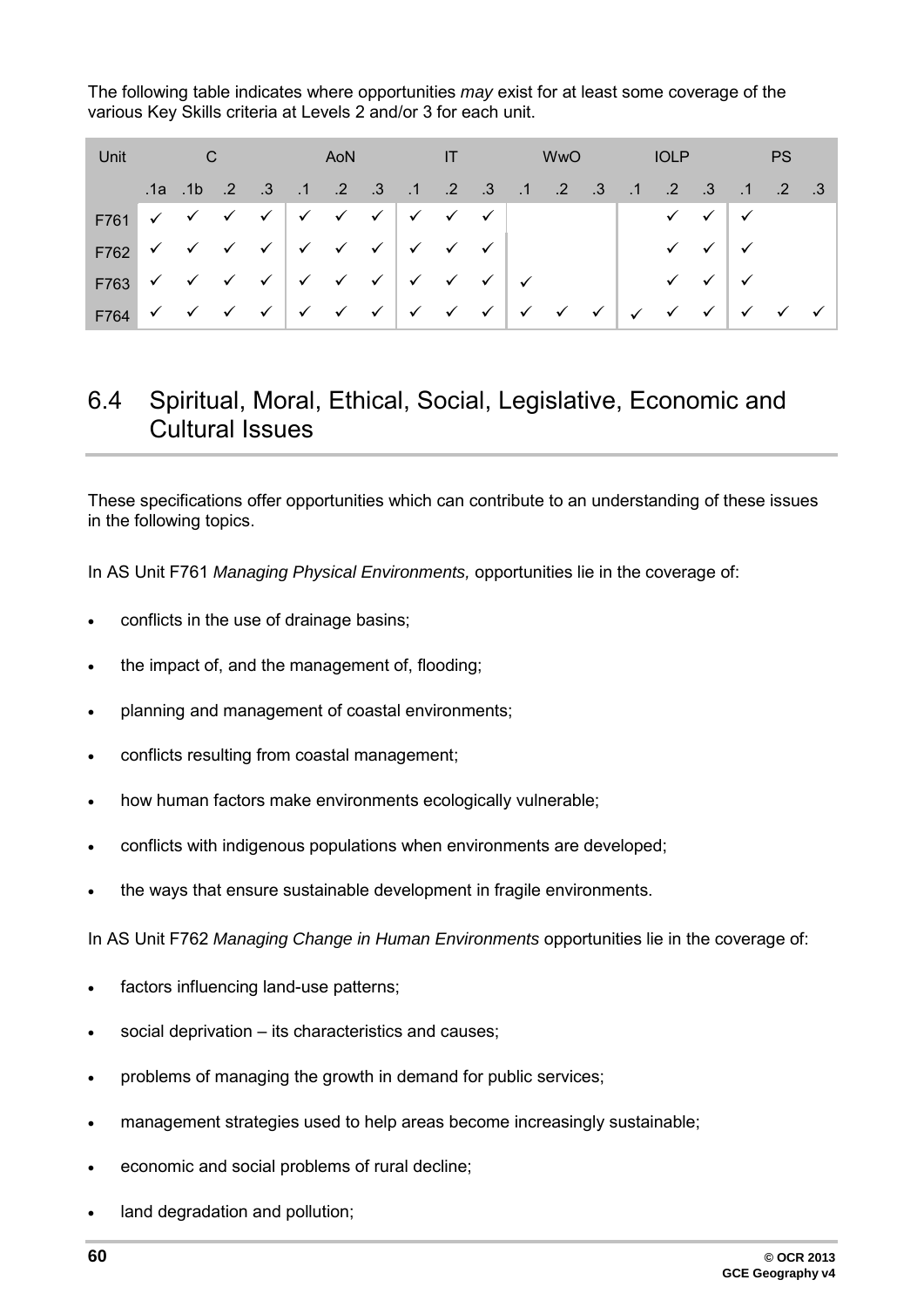The following table indicates where opportunities *may* exist for at least some coverage of the various Key Skills criteria at Levels 2 and/or 3 for each unit.

| Unit | C | | | | AoN | | | IT | | | WwO | | | IOLP | | | PS | | |
|---|---|---|---|---|---|---|---|---|---|---|---|---|---|---|---|---|---|---|---|
| | .1a | .1b | .2 | .3 | .1 | .2 | .3 | .1 | .2 | .3 | .1 | .2 | .3 | .1 | .2 | .3 | .1 | .2 | .3 |
| F761 | ✓ | ✓ | ✓ | ✓ | ✓ | ✓ | ✓ | ✓ | ✓ | ✓ | | | | | ✓ | ✓ | ✓ | | |
| F762 | ✓ | ✓ | ✓ | ✓ | ✓ | ✓ | ✓ | ✓ | ✓ | ✓ | | | | | ✓ | ✓ | ✓ | | |
| F763 | ✓ | ✓ | ✓ | ✓ | ✓ | ✓ | ✓ | ✓ | ✓ | ✓ | ✓ | | | | ✓ | ✓ | ✓ | | |
| F764 | ✓ | ✓ | ✓ | ✓ | ✓ | ✓ | ✓ | ✓ | ✓ | ✓ | ✓ | ✓ | ✓ | ✓ | ✓ | ✓ | ✓ | ✓ | ✓ |

## 6.4 Spiritual, Moral, Ethical, Social, Legislative, Economic and Cultural Issues

These specifications offer opportunities which can contribute to an understanding of these issues in the following topics.

In AS Unit F761 *Managing Physical Environments,* opportunities lie in the coverage of:

- conflicts in the use of drainage basins;
- the impact of, and the management of, flooding;
- planning and management of coastal environments;
- conflicts resulting from coastal management;
- how human factors make environments ecologically vulnerable;
- conflicts with indigenous populations when environments are developed;
- the ways that ensure sustainable development in fragile environments.

In AS Unit F762 *Managing Change in Human Environments* opportunities lie in the coverage of:

- factors influencing land-use patterns;
- social deprivation – its characteristics and causes;
- problems of managing the growth in demand for public services;
- management strategies used to help areas become increasingly sustainable;
- economic and social problems of rural decline;
- land degradation and pollution;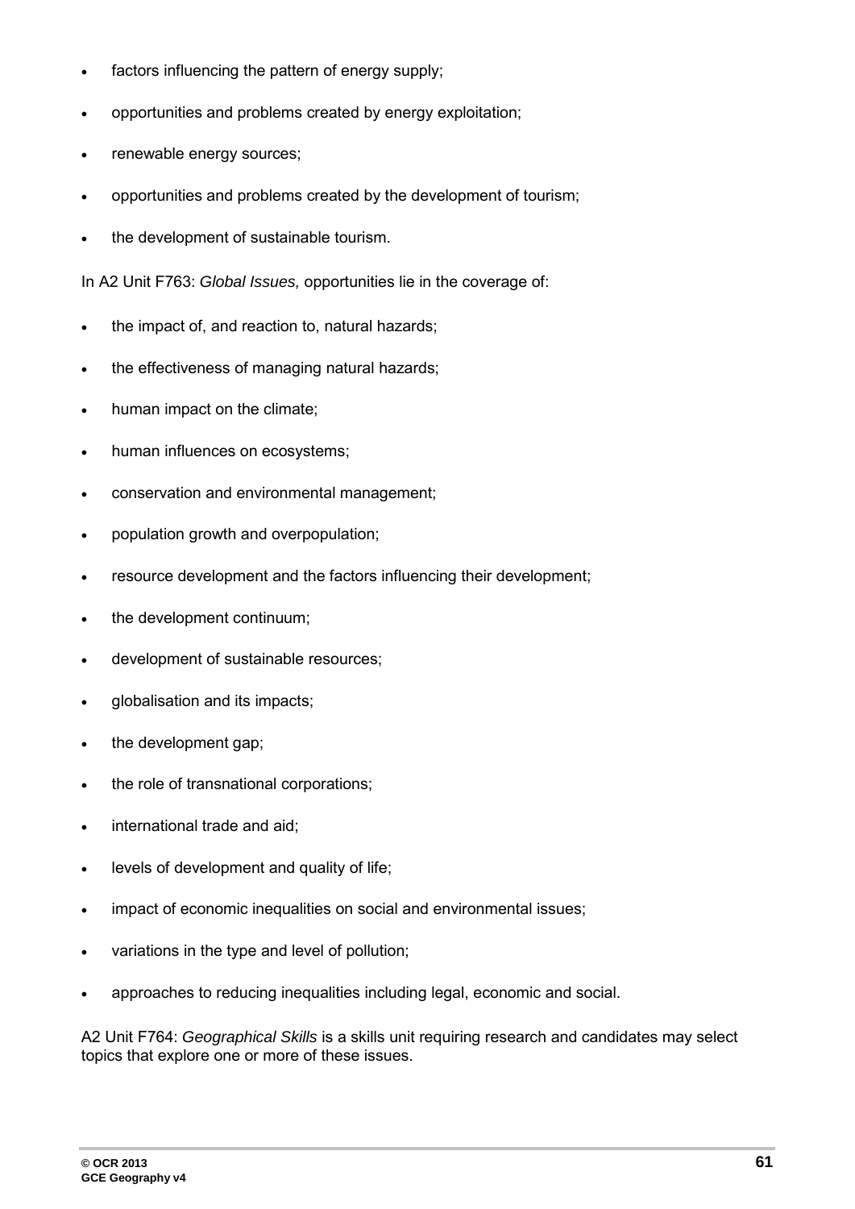- factors influencing the pattern of energy supply;
- opportunities and problems created by energy exploitation;
- renewable energy sources;
- opportunities and problems created by the development of tourism;
- the development of sustainable tourism.

In A2 Unit F763: *Global Issues,* opportunities lie in the coverage of:

- the impact of, and reaction to, natural hazards;
- the effectiveness of managing natural hazards;
- human impact on the climate;
- human influences on ecosystems;
- conservation and environmental management;
- population growth and overpopulation;
- resource development and the factors influencing their development;
- the development continuum;
- development of sustainable resources;
- globalisation and its impacts;
- the development gap;
- the role of transnational corporations;
- international trade and aid;
- levels of development and quality of life;
- impact of economic inequalities on social and environmental issues;
- variations in the type and level of pollution;
- approaches to reducing inequalities including legal, economic and social.

A2 Unit F764: *Geographical Skills* is a skills unit requiring research and candidates may select topics that explore one or more of these issues.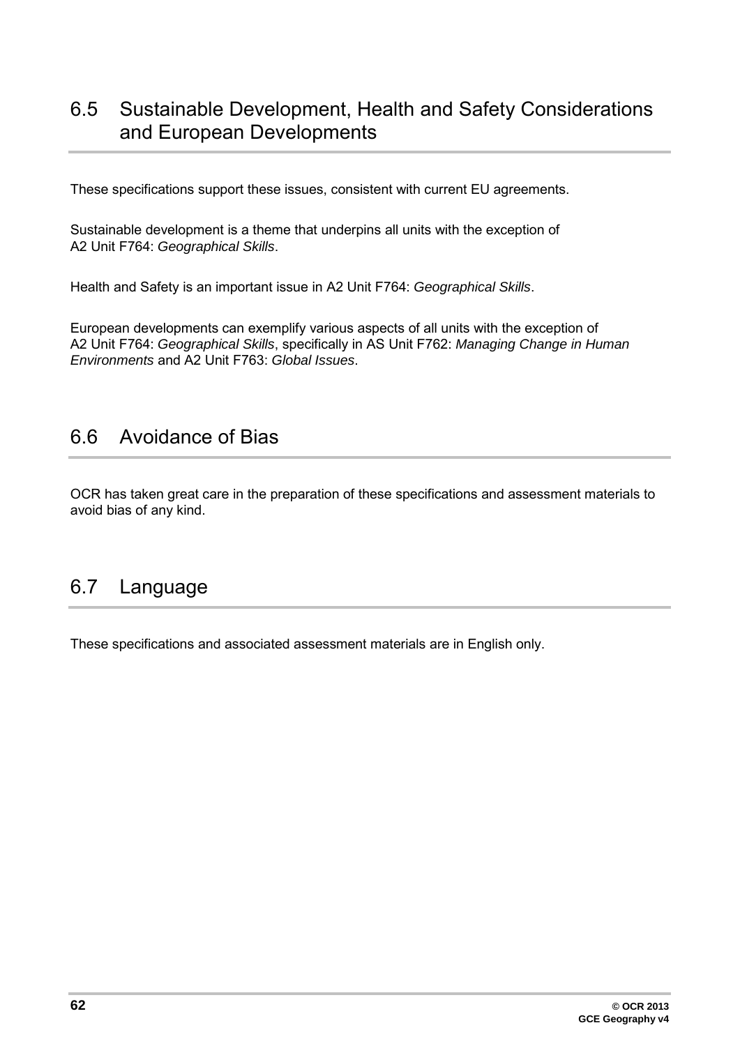## 6.5 Sustainable Development, Health and Safety Considerations and European Developments

These specifications support these issues, consistent with current EU agreements.

Sustainable development is a theme that underpins all units with the exception of A2 Unit F764: *Geographical Skills*.

Health and Safety is an important issue in A2 Unit F764: *Geographical Skills*.

European developments can exemplify various aspects of all units with the exception of A2 Unit F764: *Geographical Skills*, specifically in AS Unit F762: *Managing Change in Human Environments* and A2 Unit F763: *Global Issues*.

## 6.6 Avoidance of Bias

OCR has taken great care in the preparation of these specifications and assessment materials to avoid bias of any kind.

## 6.7 Language

These specifications and associated assessment materials are in English only.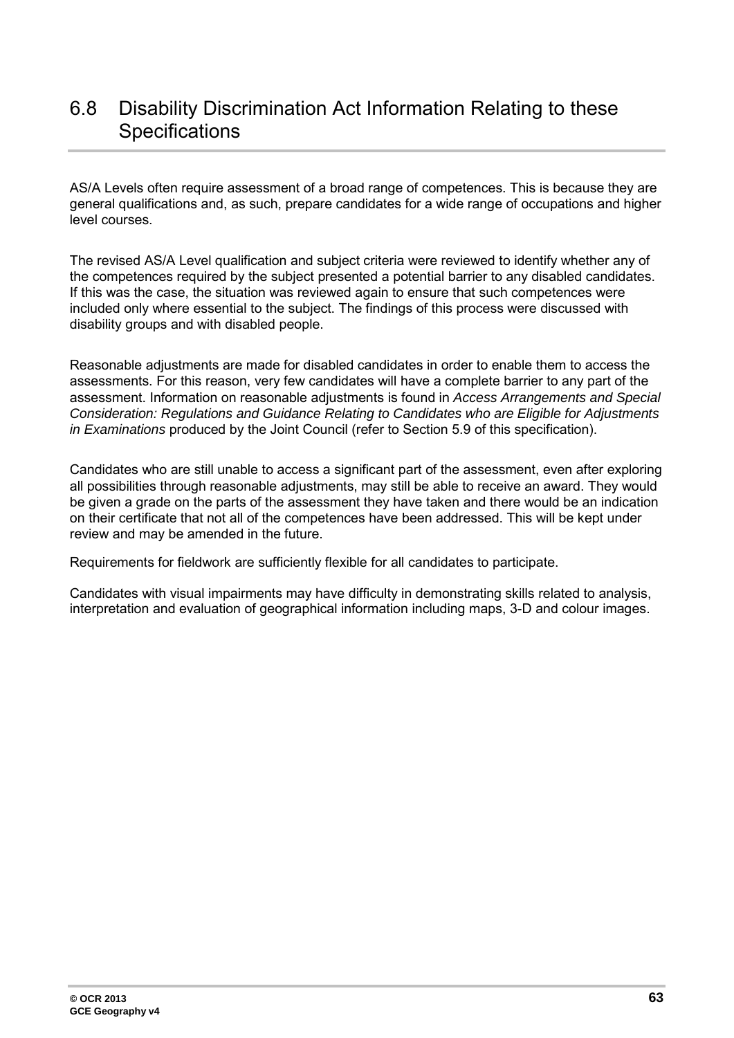## 6.8 Disability Discrimination Act Information Relating to these Specifications

AS/A Levels often require assessment of a broad range of competences. This is because they are general qualifications and, as such, prepare candidates for a wide range of occupations and higher level courses.

The revised AS/A Level qualification and subject criteria were reviewed to identify whether any of the competences required by the subject presented a potential barrier to any disabled candidates. If this was the case, the situation was reviewed again to ensure that such competences were included only where essential to the subject. The findings of this process were discussed with disability groups and with disabled people.

Reasonable adjustments are made for disabled candidates in order to enable them to access the assessments. For this reason, very few candidates will have a complete barrier to any part of the assessment. Information on reasonable adjustments is found in *Access Arrangements and Special Consideration: Regulations and Guidance Relating to Candidates who are Eligible for Adjustments in Examinations* produced by the Joint Council (refer to Section 5.9 of this specification).

Candidates who are still unable to access a significant part of the assessment, even after exploring all possibilities through reasonable adjustments, may still be able to receive an award. They would be given a grade on the parts of the assessment they have taken and there would be an indication on their certificate that not all of the competences have been addressed. This will be kept under review and may be amended in the future.

Requirements for fieldwork are sufficiently flexible for all candidates to participate.

Candidates with visual impairments may have difficulty in demonstrating skills related to analysis, interpretation and evaluation of geographical information including maps, 3-D and colour images.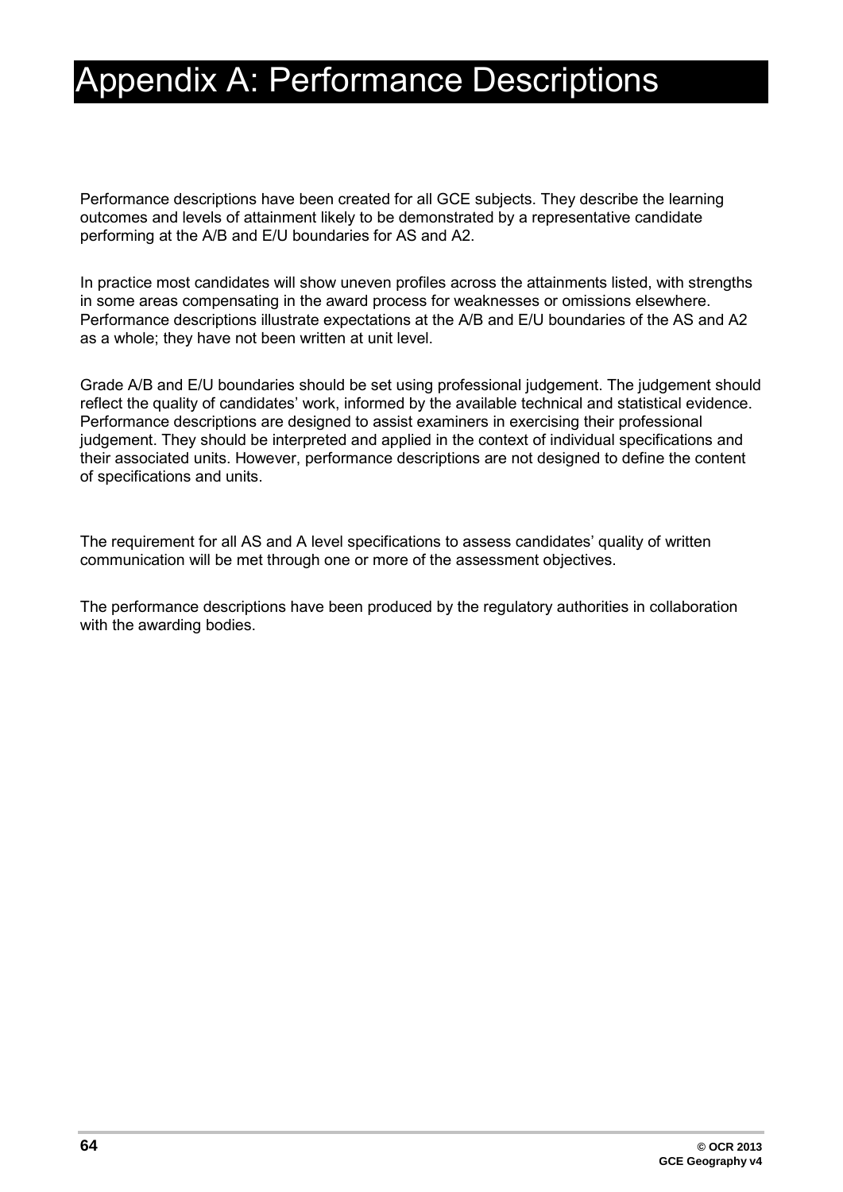# Appendix A: Performance Descriptions

Performance descriptions have been created for all GCE subjects. They describe the learning outcomes and levels of attainment likely to be demonstrated by a representative candidate performing at the A/B and E/U boundaries for AS and A2.

In practice most candidates will show uneven profiles across the attainments listed, with strengths in some areas compensating in the award process for weaknesses or omissions elsewhere. Performance descriptions illustrate expectations at the A/B and E/U boundaries of the AS and A2 as a whole; they have not been written at unit level.

Grade A/B and E/U boundaries should be set using professional judgement. The judgement should reflect the quality of candidates' work, informed by the available technical and statistical evidence. Performance descriptions are designed to assist examiners in exercising their professional judgement. They should be interpreted and applied in the context of individual specifications and their associated units. However, performance descriptions are not designed to define the content of specifications and units.

The requirement for all AS and A level specifications to assess candidates' quality of written communication will be met through one or more of the assessment objectives.

The performance descriptions have been produced by the regulatory authorities in collaboration with the awarding bodies.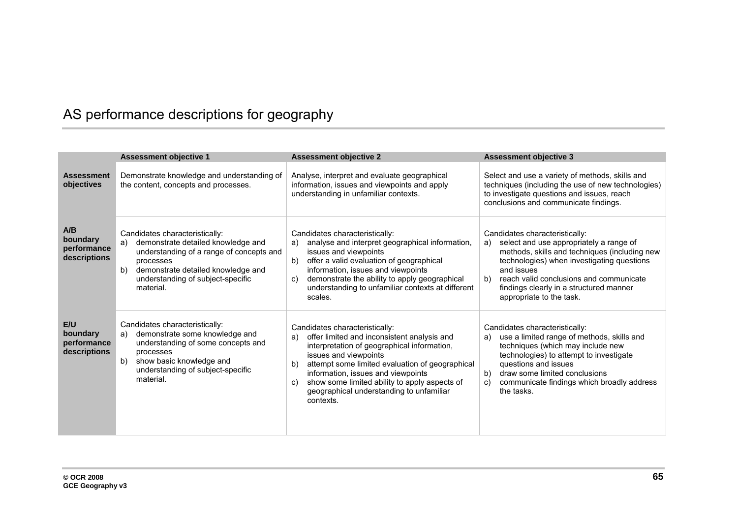# AS performance descriptions for geography

| | Assessment objective 1 | Assessment objective 2 | Assessment objective 3 |
|---|---|---|---|
| **Assessment objectives** | Demonstrate knowledge and understanding of the content, concepts and processes. | Analyse, interpret and evaluate geographical information, issues and viewpoints and apply understanding in unfamiliar contexts. | Select and use a variety of methods, skills and techniques (including the use of new technologies) to investigate questions and issues, reach conclusions and communicate findings. |
| **A/B boundary performance descriptions** | Candidates characteristically:<br>a) demonstrate detailed knowledge and understanding of a range of concepts and processes<br>b) demonstrate detailed knowledge and understanding of subject-specific material. | Candidates characteristically:<br>a) analyse and interpret geographical information, issues and viewpoints<br>b) offer a valid evaluation of geographical information, issues and viewpoints<br>c) demonstrate the ability to apply geographical understanding to unfamiliar contexts at different scales. | Candidates characteristically:<br>a) select and use appropriately a range of methods, skills and techniques (including new technologies) when investigating questions and issues<br>b) reach valid conclusions and communicate findings clearly in a structured manner appropriate to the task. |
| **E/U boundary performance descriptions** | Candidates characteristically:<br>a) demonstrate some knowledge and understanding of some concepts and processes<br>b) show basic knowledge and understanding of subject-specific material. | Candidates characteristically:<br>a) offer limited and inconsistent analysis and interpretation of geographical information, issues and viewpoints<br>b) attempt some limited evaluation of geographical information, issues and viewpoints<br>c) show some limited ability to apply aspects of geographical understanding to unfamiliar contexts. | Candidates characteristically:<br>a) use a limited range of methods, skills and techniques (which may include new technologies) to attempt to investigate questions and issues<br>b) draw some limited conclusions<br>c) communicate findings which broadly address the tasks. |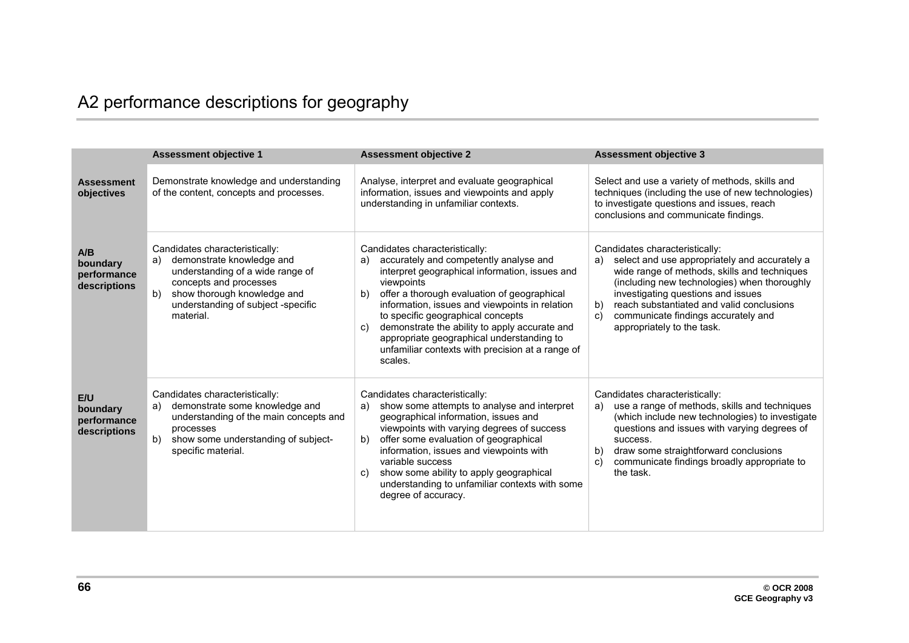# A2 performance descriptions for geography

| | Assessment objective 1 | Assessment objective 2 | Assessment objective 3 |
|---|---|---|---|
| **Assessment objectives** | Demonstrate knowledge and understanding of the content, concepts and processes. | Analyse, interpret and evaluate geographical information, issues and viewpoints and apply understanding in unfamiliar contexts. | Select and use a variety of methods, skills and techniques (including the use of new technologies) to investigate questions and issues, reach conclusions and communicate findings. |
| **A/B boundary performance descriptions** | Candidates characteristically:<br>a) demonstrate knowledge and understanding of a wide range of concepts and processes<br>b) show thorough knowledge and understanding of subject -specific material. | Candidates characteristically:<br>a) accurately and competently analyse and interpret geographical information, issues and viewpoints<br>b) offer a thorough evaluation of geographical information, issues and viewpoints in relation to specific geographical concepts<br>c) demonstrate the ability to apply accurate and appropriate geographical understanding to unfamiliar contexts with precision at a range of scales. | Candidates characteristically:<br>a) select and use appropriately and accurately a wide range of methods, skills and techniques (including new technologies) when thoroughly investigating questions and issues<br>b) reach substantiated and valid conclusions<br>c) communicate findings accurately and appropriately to the task. |
| **E/U boundary performance descriptions** | Candidates characteristically:<br>a) demonstrate some knowledge and understanding of the main concepts and processes<br>b) show some understanding of subject-specific material. | Candidates characteristically:<br>a) show some attempts to analyse and interpret geographical information, issues and viewpoints with varying degrees of success<br>b) offer some evaluation of geographical information, issues and viewpoints with variable success<br>c) show some ability to apply geographical understanding to unfamiliar contexts with some degree of accuracy. | Candidates characteristically:<br>a) use a range of methods, skills and techniques (which include new technologies) to investigate questions and issues with varying degrees of success.<br>b) draw some straightforward conclusions<br>c) communicate findings broadly appropriate to the task. |